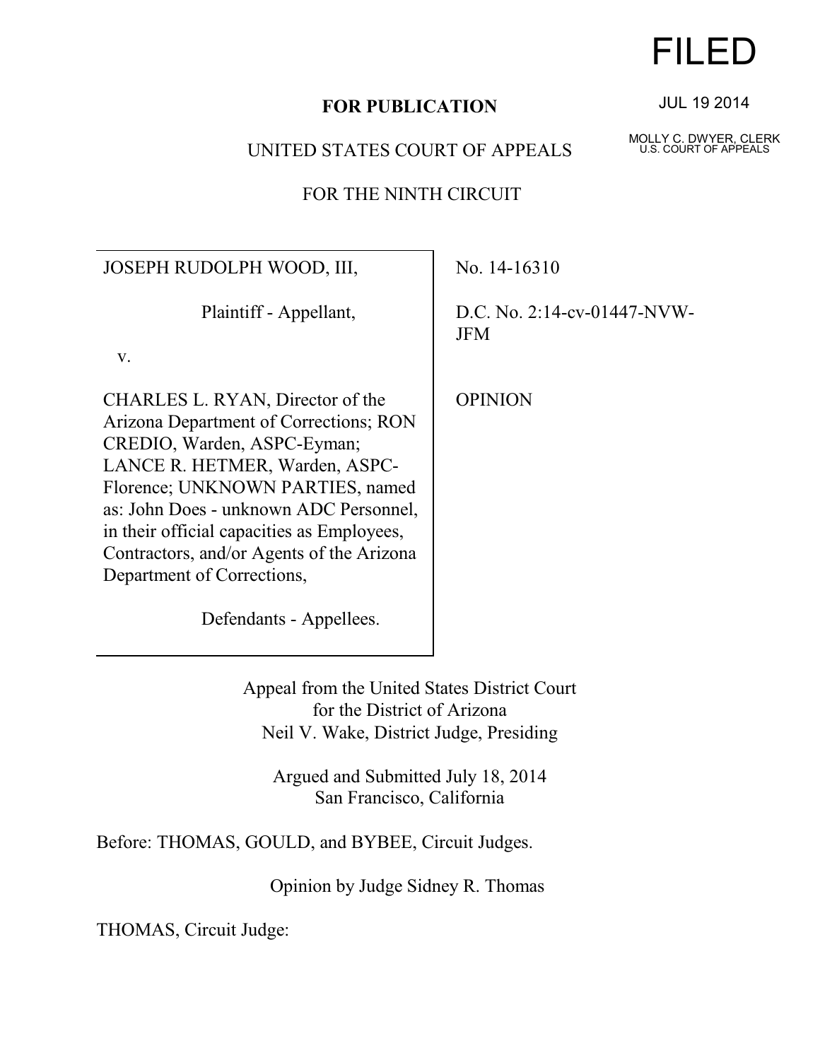FILED

JUL 19 2014

MOLLY C. DWYER, CLERK
U.S. COURT OF APPEALS

**FOR PUBLICATION**

UNITED STATES COURT OF APPEALS

FOR THE NINTH CIRCUIT

| | |
|---|---|
| JOSEPH RUDOLPH WOOD, III,<br><br>Plaintiff - Appellant,<br><br>v.<br><br>CHARLES L. RYAN, Director of the Arizona Department of Corrections; RON CREDIO, Warden, ASPC-Eyman; LANCE R. HETMER, Warden, ASPC-Florence; UNKNOWN PARTIES, named as: John Does - unknown ADC Personnel, in their official capacities as Employees, Contractors, and/or Agents of the Arizona Department of Corrections,<br><br>Defendants - Appellees. | No. 14-16310<br><br>D.C. No. 2:14-cv-01447-NVW-JFM<br><br>OPINION |

Appeal from the United States District Court
for the District of Arizona
Neil V. Wake, District Judge, Presiding

Argued and Submitted July 18, 2014
San Francisco, California

Before: THOMAS, GOULD, and BYBEE, Circuit Judges.

Opinion by Judge Sidney R. Thomas

THOMAS, Circuit Judge: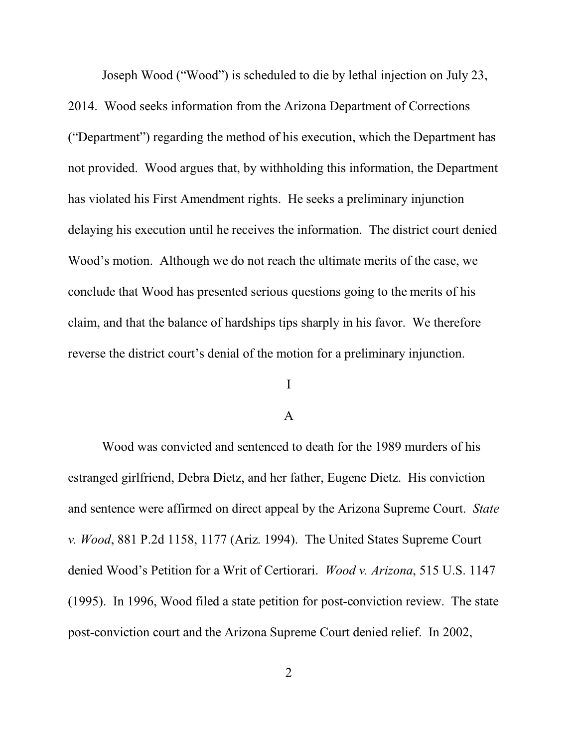Joseph Wood ("Wood") is scheduled to die by lethal injection on July 23, 2014. Wood seeks information from the Arizona Department of Corrections ("Department") regarding the method of his execution, which the Department has not provided. Wood argues that, by withholding this information, the Department has violated his First Amendment rights. He seeks a preliminary injunction delaying his execution until he receives the information. The district court denied Wood's motion. Although we do not reach the ultimate merits of the case, we conclude that Wood has presented serious questions going to the merits of his claim, and that the balance of hardships tips sharply in his favor. We therefore reverse the district court's denial of the motion for a preliminary injunction.

# I

## A

Wood was convicted and sentenced to death for the 1989 murders of his estranged girlfriend, Debra Dietz, and her father, Eugene Dietz. His conviction and sentence were affirmed on direct appeal by the Arizona Supreme Court. *State v. Wood*, 881 P.2d 1158, 1177 (Ariz. 1994). The United States Supreme Court denied Wood's Petition for a Writ of Certiorari. *Wood v. Arizona*, 515 U.S. 1147 (1995). In 1996, Wood filed a state petition for post-conviction review. The state post-conviction court and the Arizona Supreme Court denied relief. In 2002,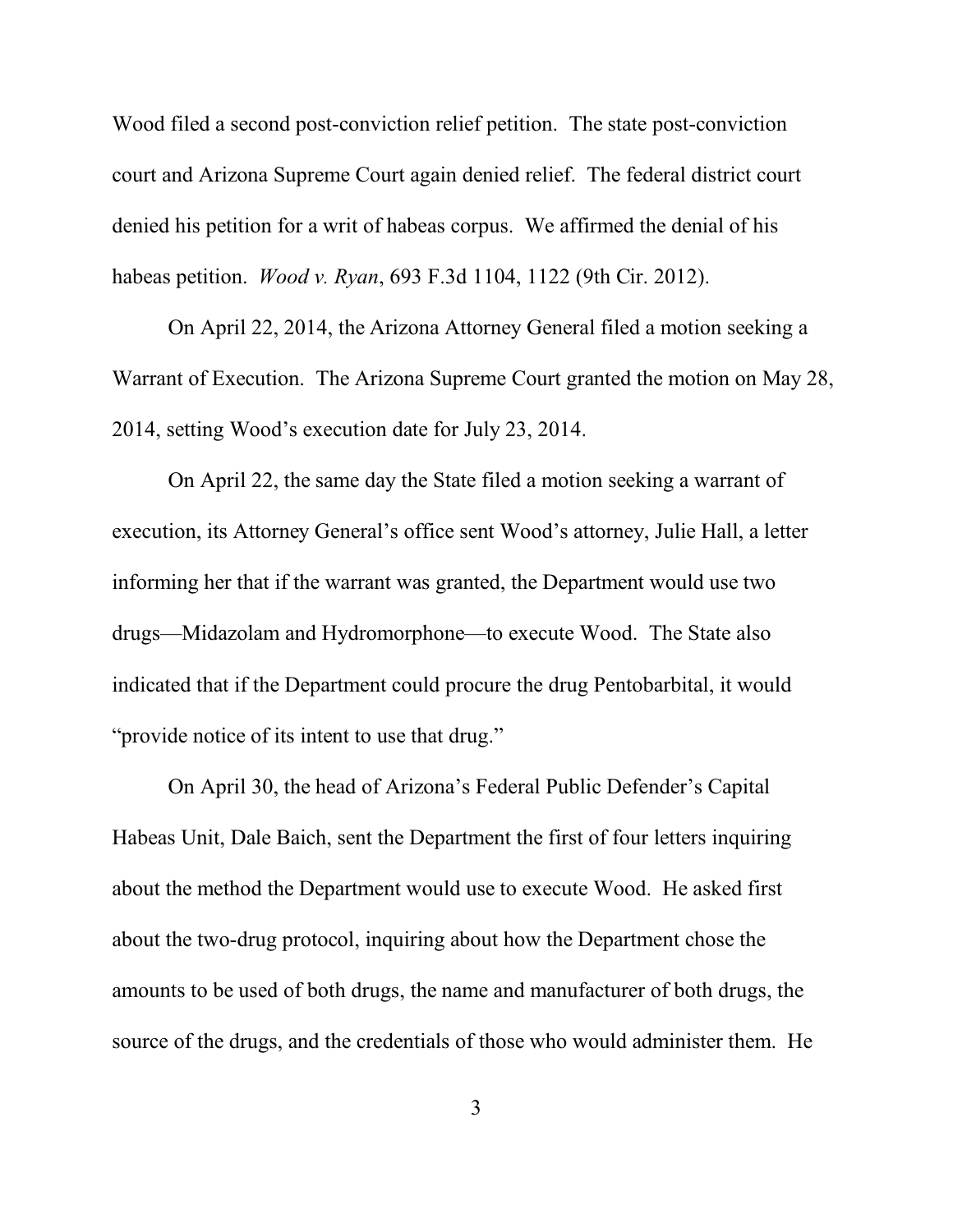Wood filed a second post-conviction relief petition. The state post-conviction court and Arizona Supreme Court again denied relief. The federal district court denied his petition for a writ of habeas corpus. We affirmed the denial of his habeas petition. *Wood v. Ryan*, 693 F.3d 1104, 1122 (9th Cir. 2012).

On April 22, 2014, the Arizona Attorney General filed a motion seeking a Warrant of Execution. The Arizona Supreme Court granted the motion on May 28, 2014, setting Wood's execution date for July 23, 2014.

On April 22, the same day the State filed a motion seeking a warrant of execution, its Attorney General's office sent Wood's attorney, Julie Hall, a letter informing her that if the warrant was granted, the Department would use two drugs—Midazolam and Hydromorphone—to execute Wood. The State also indicated that if the Department could procure the drug Pentobarbital, it would "provide notice of its intent to use that drug."

On April 30, the head of Arizona's Federal Public Defender's Capital Habeas Unit, Dale Baich, sent the Department the first of four letters inquiring about the method the Department would use to execute Wood. He asked first about the two-drug protocol, inquiring about how the Department chose the amounts to be used of both drugs, the name and manufacturer of both drugs, the source of the drugs, and the credentials of those who would administer them. He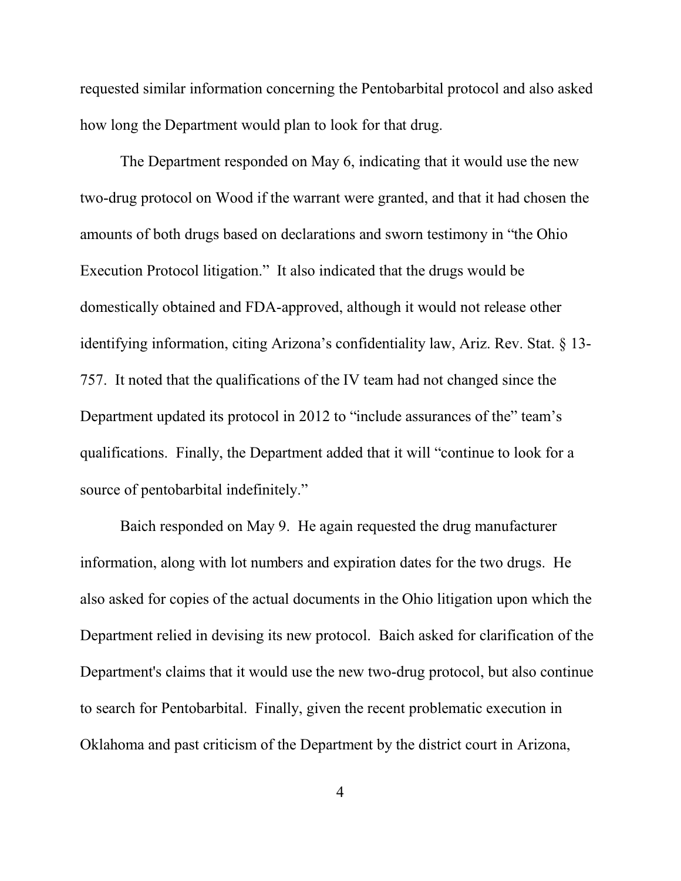requested similar information concerning the Pentobarbital protocol and also asked how long the Department would plan to look for that drug.

The Department responded on May 6, indicating that it would use the new two-drug protocol on Wood if the warrant were granted, and that it had chosen the amounts of both drugs based on declarations and sworn testimony in "the Ohio Execution Protocol litigation." It also indicated that the drugs would be domestically obtained and FDA-approved, although it would not release other identifying information, citing Arizona's confidentiality law, Ariz. Rev. Stat. § 13-757. It noted that the qualifications of the IV team had not changed since the Department updated its protocol in 2012 to "include assurances of the" team's qualifications. Finally, the Department added that it will "continue to look for a source of pentobarbital indefinitely."

Baich responded on May 9. He again requested the drug manufacturer information, along with lot numbers and expiration dates for the two drugs. He also asked for copies of the actual documents in the Ohio litigation upon which the Department relied in devising its new protocol. Baich asked for clarification of the Department's claims that it would use the new two-drug protocol, but also continue to search for Pentobarbital. Finally, given the recent problematic execution in Oklahoma and past criticism of the Department by the district court in Arizona,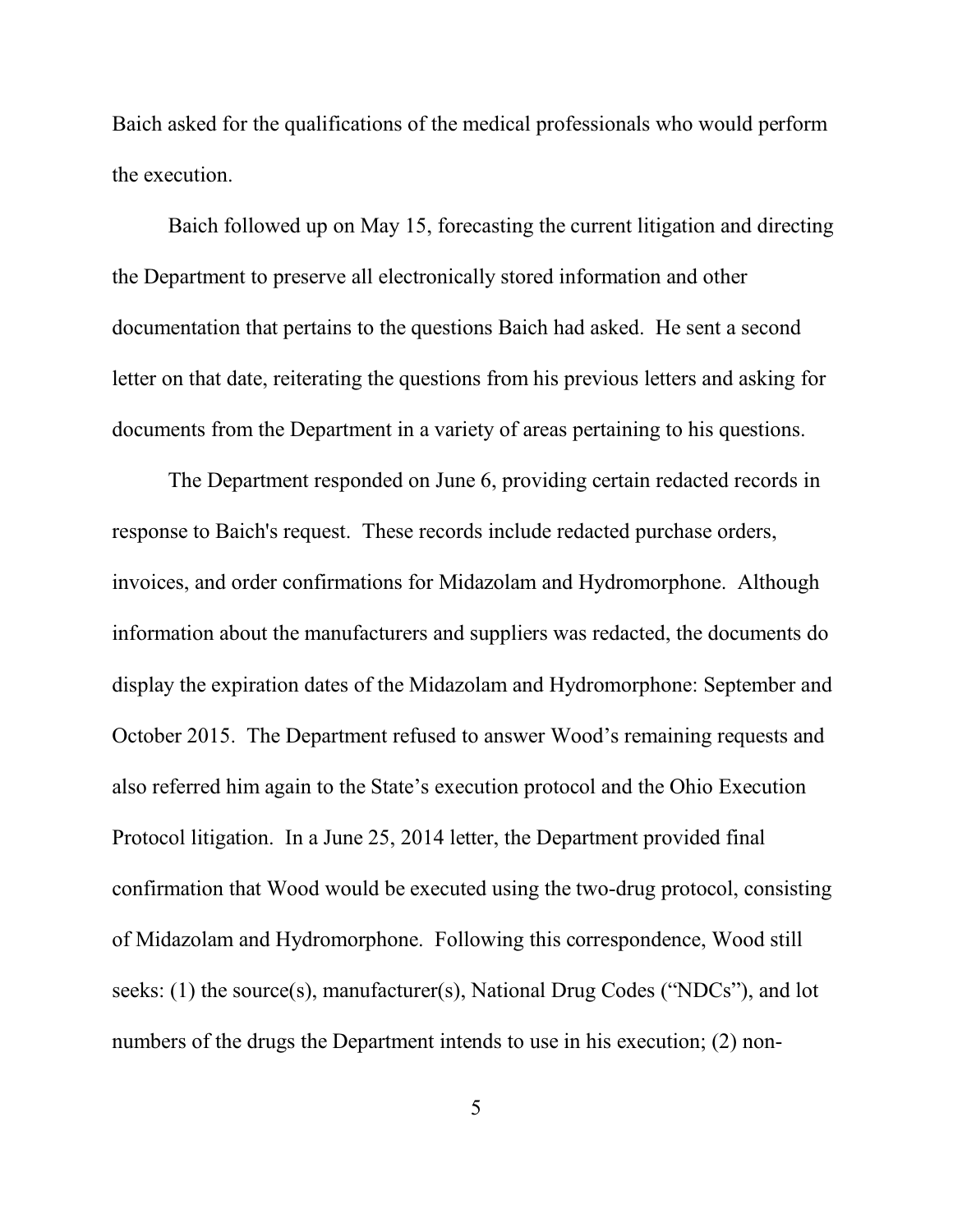Baich asked for the qualifications of the medical professionals who would perform the execution.

Baich followed up on May 15, forecasting the current litigation and directing the Department to preserve all electronically stored information and other documentation that pertains to the questions Baich had asked. He sent a second letter on that date, reiterating the questions from his previous letters and asking for documents from the Department in a variety of areas pertaining to his questions.

The Department responded on June 6, providing certain redacted records in response to Baich's request. These records include redacted purchase orders, invoices, and order confirmations for Midazolam and Hydromorphone. Although information about the manufacturers and suppliers was redacted, the documents do display the expiration dates of the Midazolam and Hydromorphone: September and October 2015. The Department refused to answer Wood's remaining requests and also referred him again to the State's execution protocol and the Ohio Execution Protocol litigation. In a June 25, 2014 letter, the Department provided final confirmation that Wood would be executed using the two-drug protocol, consisting of Midazolam and Hydromorphone. Following this correspondence, Wood still seeks: (1) the source(s), manufacturer(s), National Drug Codes ("NDCs"), and lot numbers of the drugs the Department intends to use in his execution; (2) non-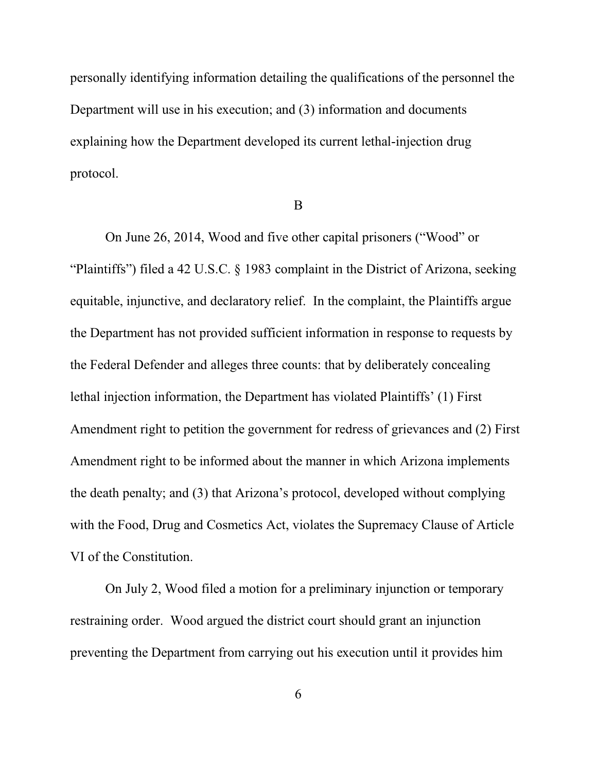personally identifying information detailing the qualifications of the personnel the Department will use in his execution; and (3) information and documents explaining how the Department developed its current lethal-injection drug protocol.

B

On June 26, 2014, Wood and five other capital prisoners ("Wood" or "Plaintiffs") filed a 42 U.S.C. § 1983 complaint in the District of Arizona, seeking equitable, injunctive, and declaratory relief. In the complaint, the Plaintiffs argue the Department has not provided sufficient information in response to requests by the Federal Defender and alleges three counts: that by deliberately concealing lethal injection information, the Department has violated Plaintiffs' (1) First Amendment right to petition the government for redress of grievances and (2) First Amendment right to be informed about the manner in which Arizona implements the death penalty; and (3) that Arizona's protocol, developed without complying with the Food, Drug and Cosmetics Act, violates the Supremacy Clause of Article VI of the Constitution.

On July 2, Wood filed a motion for a preliminary injunction or temporary restraining order. Wood argued the district court should grant an injunction preventing the Department from carrying out his execution until it provides him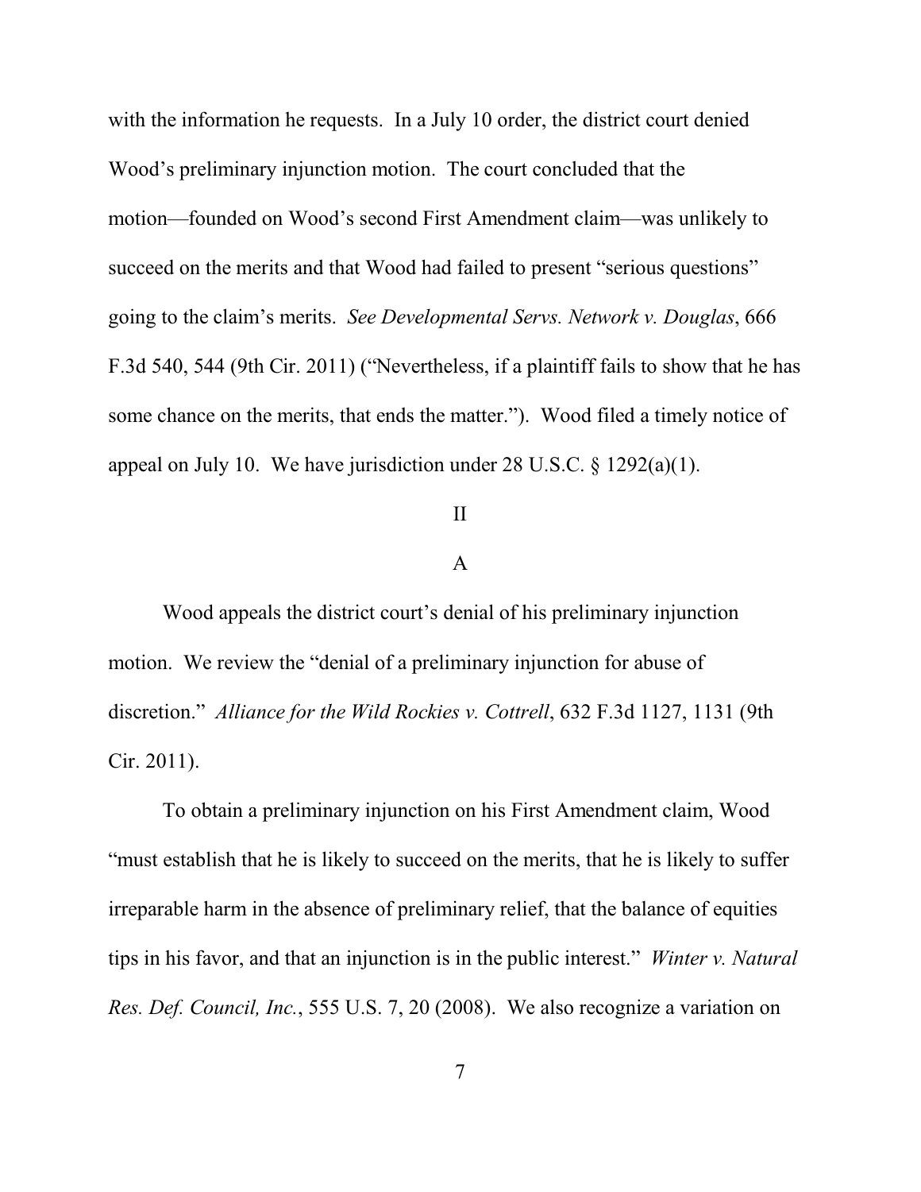with the information he requests. In a July 10 order, the district court denied Wood's preliminary injunction motion. The court concluded that the motion—founded on Wood's second First Amendment claim—was unlikely to succeed on the merits and that Wood had failed to present "serious questions" going to the claim's merits. *See Developmental Servs. Network v. Douglas*, 666 F.3d 540, 544 (9th Cir. 2011) ("Nevertheless, if a plaintiff fails to show that he has some chance on the merits, that ends the matter."). Wood filed a timely notice of appeal on July 10. We have jurisdiction under 28 U.S.C. § 1292(a)(1).

## II

### A

Wood appeals the district court's denial of his preliminary injunction motion. We review the "denial of a preliminary injunction for abuse of discretion." *Alliance for the Wild Rockies v. Cottrell*, 632 F.3d 1127, 1131 (9th Cir. 2011).

To obtain a preliminary injunction on his First Amendment claim, Wood "must establish that he is likely to succeed on the merits, that he is likely to suffer irreparable harm in the absence of preliminary relief, that the balance of equities tips in his favor, and that an injunction is in the public interest." *Winter v. Natural Res. Def. Council, Inc.*, 555 U.S. 7, 20 (2008). We also recognize a variation on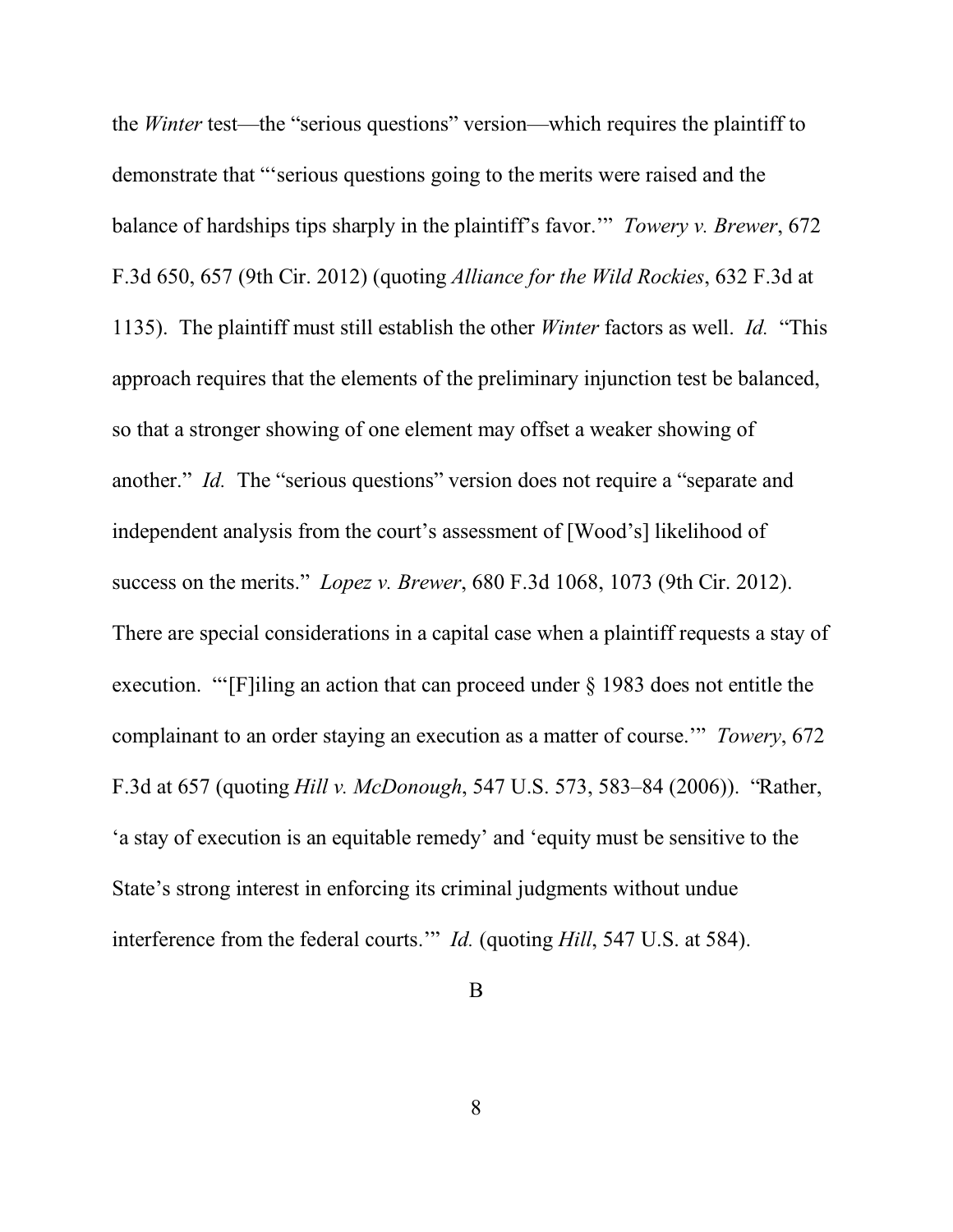the *Winter* test—the "serious questions" version—which requires the plaintiff to demonstrate that "'serious questions going to the merits were raised and the balance of hardships tips sharply in the plaintiff's favor.'" *Towery v. Brewer*, 672 F.3d 650, 657 (9th Cir. 2012) (quoting *Alliance for the Wild Rockies*, 632 F.3d at 1135). The plaintiff must still establish the other *Winter* factors as well. *Id.* "This approach requires that the elements of the preliminary injunction test be balanced, so that a stronger showing of one element may offset a weaker showing of another." *Id.* The "serious questions" version does not require a "separate and independent analysis from the court's assessment of [Wood's] likelihood of success on the merits." *Lopez v. Brewer*, 680 F.3d 1068, 1073 (9th Cir. 2012). There are special considerations in a capital case when a plaintiff requests a stay of execution. "'[F]iling an action that can proceed under § 1983 does not entitle the complainant to an order staying an execution as a matter of course.'" *Towery*, 672 F.3d at 657 (quoting *Hill v. McDonough*, 547 U.S. 573, 583–84 (2006)). "Rather, 'a stay of execution is an equitable remedy' and 'equity must be sensitive to the State's strong interest in enforcing its criminal judgments without undue interference from the federal courts.'" *Id.* (quoting *Hill*, 547 U.S. at 584).

B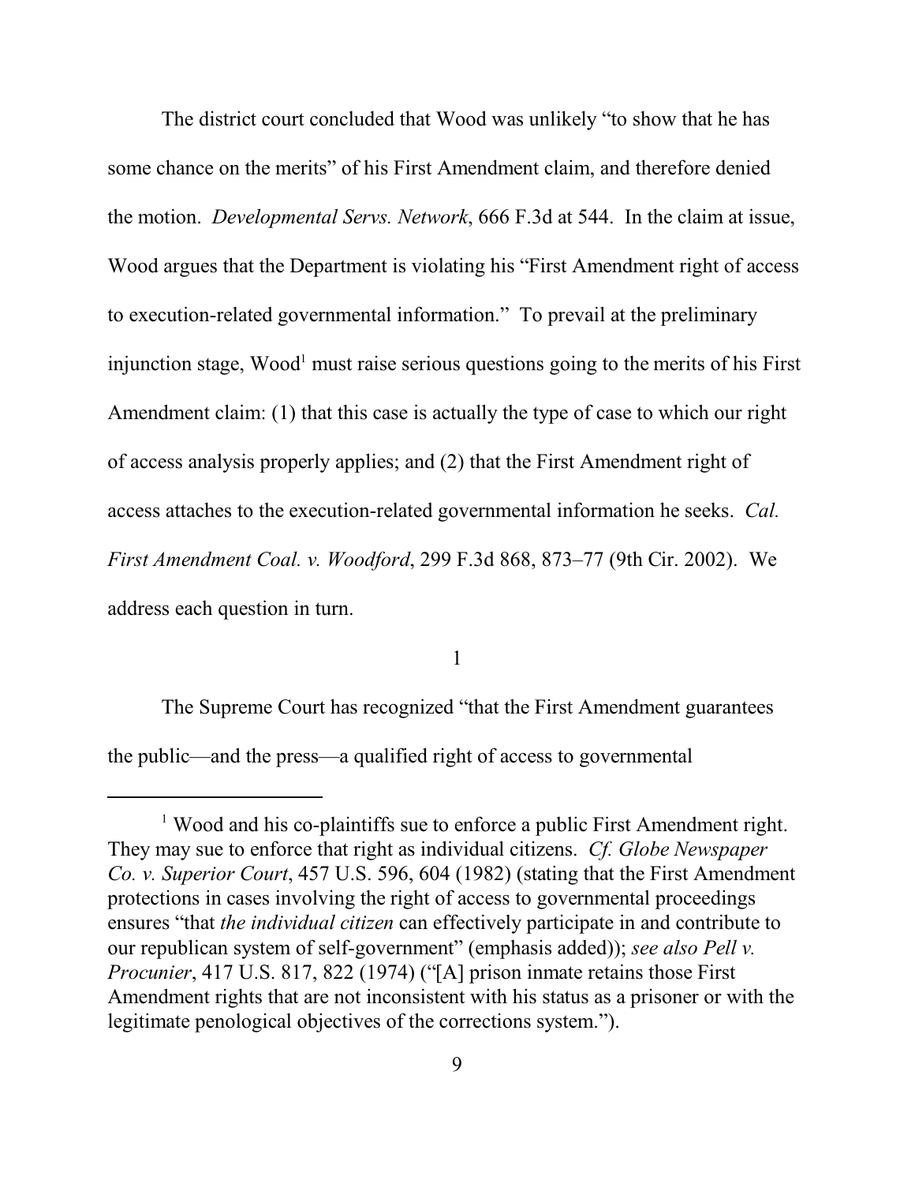The district court concluded that Wood was unlikely "to show that he has some chance on the merits" of his First Amendment claim, and therefore denied the motion. *Developmental Servs. Network*, 666 F.3d at 544. In the claim at issue, Wood argues that the Department is violating his "First Amendment right of access to execution-related governmental information." To prevail at the preliminary injunction stage, Wood[1] must raise serious questions going to the merits of his First Amendment claim: (1) that this case is actually the type of case to which our right of access analysis properly applies; and (2) that the First Amendment right of access attaches to the execution-related governmental information he seeks. *Cal. First Amendment Coal. v. Woodford*, 299 F.3d 868, 873–77 (9th Cir. 2002). We address each question in turn.

1

The Supreme Court has recognized "that the First Amendment guarantees the public—and the press—a qualified right of access to governmental

---

[1] Wood and his co-plaintiffs sue to enforce a public First Amendment right. They may sue to enforce that right as individual citizens. *Cf. Globe Newspaper Co. v. Superior Court*, 457 U.S. 596, 604 (1982) (stating that the First Amendment protections in cases involving the right of access to governmental proceedings ensures "that *the individual citizen* can effectively participate in and contribute to our republican system of self-government" (emphasis added)); *see also Pell v. Procunier*, 417 U.S. 817, 822 (1974) ("[A] prison inmate retains those First Amendment rights that are not inconsistent with his status as a prisoner or with the legitimate penological objectives of the corrections system.").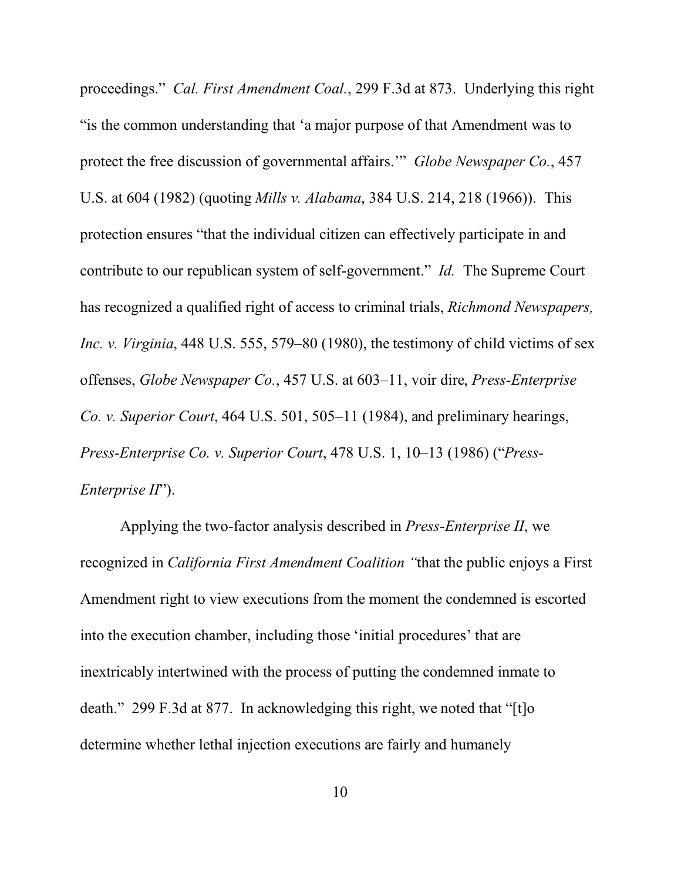proceedings." *Cal. First Amendment Coal.*, 299 F.3d at 873. Underlying this right "is the common understanding that 'a major purpose of that Amendment was to protect the free discussion of governmental affairs.'" *Globe Newspaper Co.*, 457 U.S. at 604 (1982) (quoting *Mills v. Alabama*, 384 U.S. 214, 218 (1966)). This protection ensures "that the individual citizen can effectively participate in and contribute to our republican system of self-government." *Id.* The Supreme Court has recognized a qualified right of access to criminal trials, *Richmond Newspapers, Inc. v. Virginia*, 448 U.S. 555, 579–80 (1980), the testimony of child victims of sex offenses, *Globe Newspaper Co.*, 457 U.S. at 603–11, voir dire, *Press-Enterprise Co. v. Superior Court*, 464 U.S. 501, 505–11 (1984), and preliminary hearings, *Press-Enterprise Co. v. Superior Court*, 478 U.S. 1, 10–13 (1986) ("*Press-Enterprise II*").

Applying the two-factor analysis described in *Press-Enterprise II*, we recognized in *California First Amendment Coalition* "that the public enjoys a First Amendment right to view executions from the moment the condemned is escorted into the execution chamber, including those 'initial procedures' that are inextricably intertwined with the process of putting the condemned inmate to death." 299 F.3d at 877. In acknowledging this right, we noted that "[t]o determine whether lethal injection executions are fairly and humanely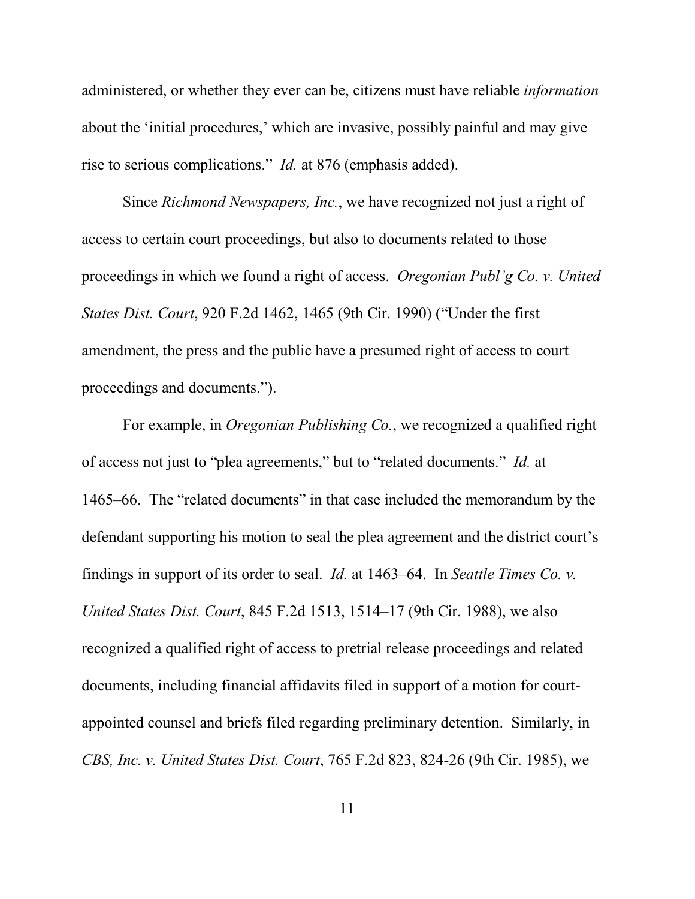administered, or whether they ever can be, citizens must have reliable *information* about the 'initial procedures,' which are invasive, possibly painful and may give rise to serious complications." *Id.* at 876 (emphasis added).

Since *Richmond Newspapers, Inc.*, we have recognized not just a right of access to certain court proceedings, but also to documents related to those proceedings in which we found a right of access. *Oregonian Publ'g Co. v. United States Dist. Court*, 920 F.2d 1462, 1465 (9th Cir. 1990) ("Under the first amendment, the press and the public have a presumed right of access to court proceedings and documents.").

For example, in *Oregonian Publishing Co.*, we recognized a qualified right of access not just to "plea agreements," but to "related documents." *Id.* at 1465–66. The "related documents" in that case included the memorandum by the defendant supporting his motion to seal the plea agreement and the district court's findings in support of its order to seal. *Id.* at 1463–64. In *Seattle Times Co. v. United States Dist. Court*, 845 F.2d 1513, 1514–17 (9th Cir. 1988), we also recognized a qualified right of access to pretrial release proceedings and related documents, including financial affidavits filed in support of a motion for court-appointed counsel and briefs filed regarding preliminary detention. Similarly, in *CBS, Inc. v. United States Dist. Court*, 765 F.2d 823, 824-26 (9th Cir. 1985), we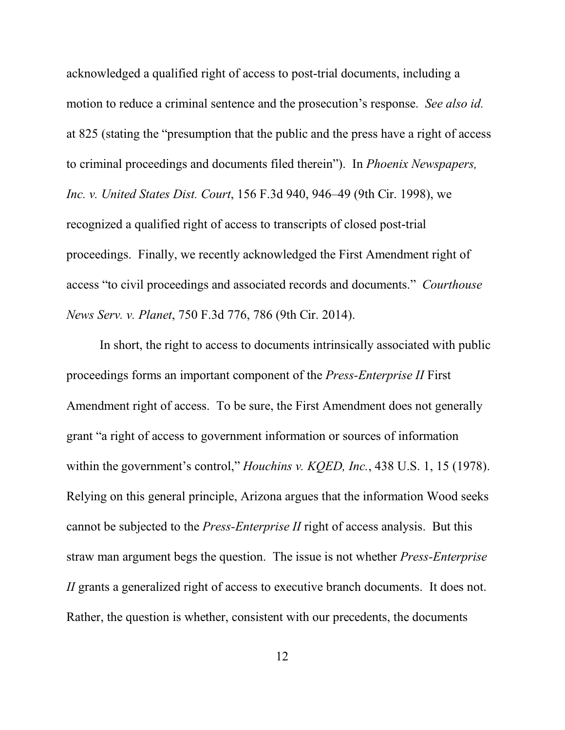acknowledged a qualified right of access to post-trial documents, including a motion to reduce a criminal sentence and the prosecution's response. *See also id.* at 825 (stating the "presumption that the public and the press have a right of access to criminal proceedings and documents filed therein"). In *Phoenix Newspapers, Inc. v. United States Dist. Court*, 156 F.3d 940, 946–49 (9th Cir. 1998), we recognized a qualified right of access to transcripts of closed post-trial proceedings. Finally, we recently acknowledged the First Amendment right of access "to civil proceedings and associated records and documents." *Courthouse News Serv. v. Planet*, 750 F.3d 776, 786 (9th Cir. 2014).

In short, the right to access to documents intrinsically associated with public proceedings forms an important component of the *Press-Enterprise II* First Amendment right of access. To be sure, the First Amendment does not generally grant "a right of access to government information or sources of information within the government's control," *Houchins v. KQED, Inc.*, 438 U.S. 1, 15 (1978). Relying on this general principle, Arizona argues that the information Wood seeks cannot be subjected to the *Press-Enterprise II* right of access analysis. But this straw man argument begs the question. The issue is not whether *Press-Enterprise II* grants a generalized right of access to executive branch documents. It does not. Rather, the question is whether, consistent with our precedents, the documents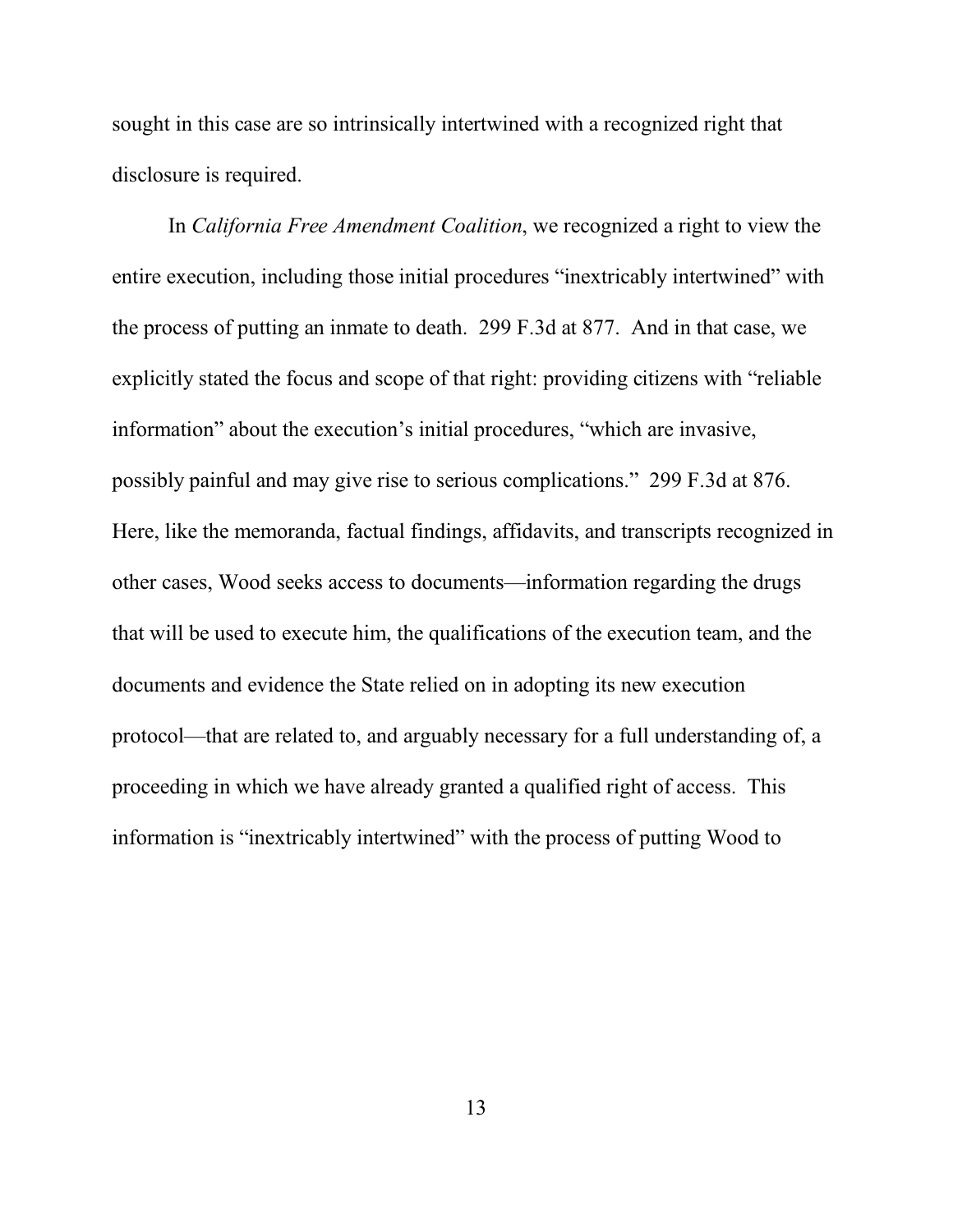sought in this case are so intrinsically intertwined with a recognized right that disclosure is required.

In *California Free Amendment Coalition*, we recognized a right to view the entire execution, including those initial procedures "inextricably intertwined" with the process of putting an inmate to death. 299 F.3d at 877. And in that case, we explicitly stated the focus and scope of that right: providing citizens with "reliable information" about the execution's initial procedures, "which are invasive, possibly painful and may give rise to serious complications." 299 F.3d at 876. Here, like the memoranda, factual findings, affidavits, and transcripts recognized in other cases, Wood seeks access to documents—information regarding the drugs that will be used to execute him, the qualifications of the execution team, and the documents and evidence the State relied on in adopting its new execution protocol—that are related to, and arguably necessary for a full understanding of, a proceeding in which we have already granted a qualified right of access. This information is "inextricably intertwined" with the process of putting Wood to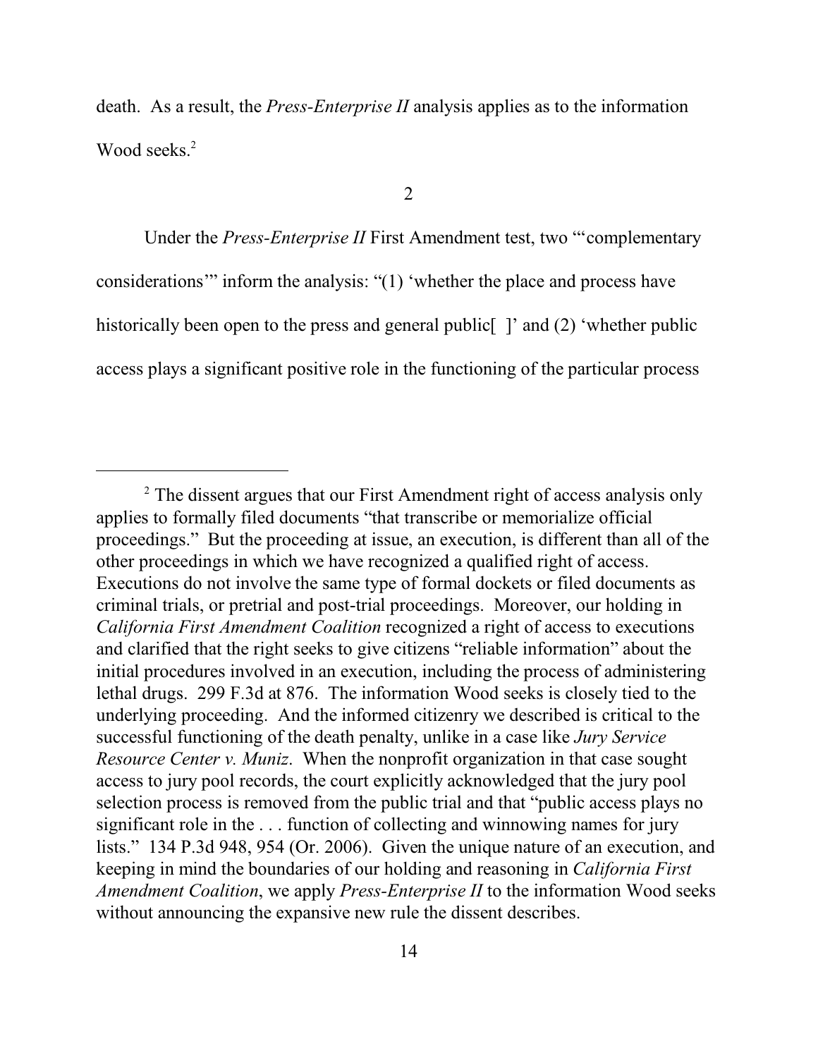death. As a result, the *Press-Enterprise II* analysis applies as to the information Wood seeks.[2]

2

Under the *Press-Enterprise II* First Amendment test, two "'complementary considerations'" inform the analysis: "(1) 'whether the place and process have historically been open to the press and general public[ ]' and (2) 'whether public access plays a significant positive role in the functioning of the particular process

---

[2] The dissent argues that our First Amendment right of access analysis only applies to formally filed documents "that transcribe or memorialize official proceedings." But the proceeding at issue, an execution, is different than all of the other proceedings in which we have recognized a qualified right of access. Executions do not involve the same type of formal dockets or filed documents as criminal trials, or pretrial and post-trial proceedings. Moreover, our holding in *California First Amendment Coalition* recognized a right of access to executions and clarified that the right seeks to give citizens "reliable information" about the initial procedures involved in an execution, including the process of administering lethal drugs. 299 F.3d at 876. The information Wood seeks is closely tied to the underlying proceeding. And the informed citizenry we described is critical to the successful functioning of the death penalty, unlike in a case like *Jury Service Resource Center v. Muniz*. When the nonprofit organization in that case sought access to jury pool records, the court explicitly acknowledged that the jury pool selection process is removed from the public trial and that "public access plays no significant role in the . . . function of collecting and winnowing names for jury lists." 134 P.3d 948, 954 (Or. 2006). Given the unique nature of an execution, and keeping in mind the boundaries of our holding and reasoning in *California First Amendment Coalition*, we apply *Press-Enterprise II* to the information Wood seeks without announcing the expansive new rule the dissent describes.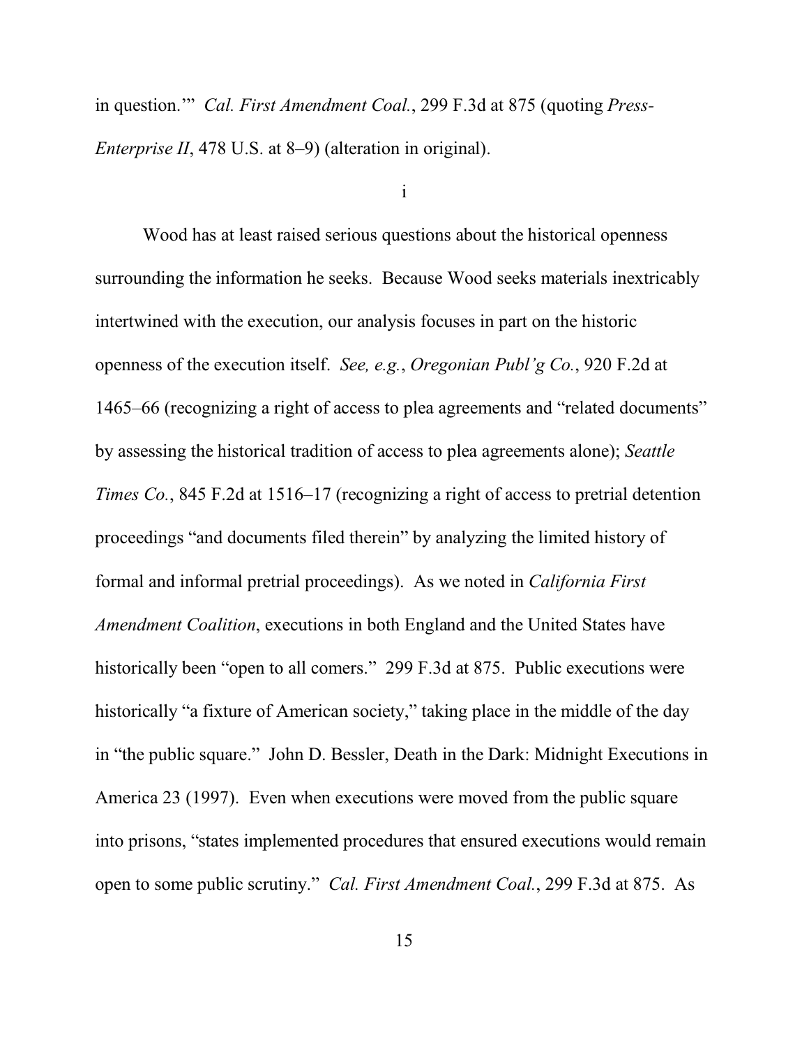in question.'" *Cal. First Amendment Coal.*, 299 F.3d at 875 (quoting *Press-Enterprise II*, 478 U.S. at 8–9) (alteration in original).

i

Wood has at least raised serious questions about the historical openness surrounding the information he seeks. Because Wood seeks materials inextricably intertwined with the execution, our analysis focuses in part on the historic openness of the execution itself. *See, e.g.*, *Oregonian Publ'g Co.*, 920 F.2d at 1465–66 (recognizing a right of access to plea agreements and "related documents" by assessing the historical tradition of access to plea agreements alone); *Seattle Times Co.*, 845 F.2d at 1516–17 (recognizing a right of access to pretrial detention proceedings "and documents filed therein" by analyzing the limited history of formal and informal pretrial proceedings). As we noted in *California First Amendment Coalition*, executions in both England and the United States have historically been "open to all comers." 299 F.3d at 875. Public executions were historically "a fixture of American society," taking place in the middle of the day in "the public square." John D. Bessler, Death in the Dark: Midnight Executions in America 23 (1997). Even when executions were moved from the public square into prisons, "states implemented procedures that ensured executions would remain open to some public scrutiny." *Cal. First Amendment Coal.*, 299 F.3d at 875. As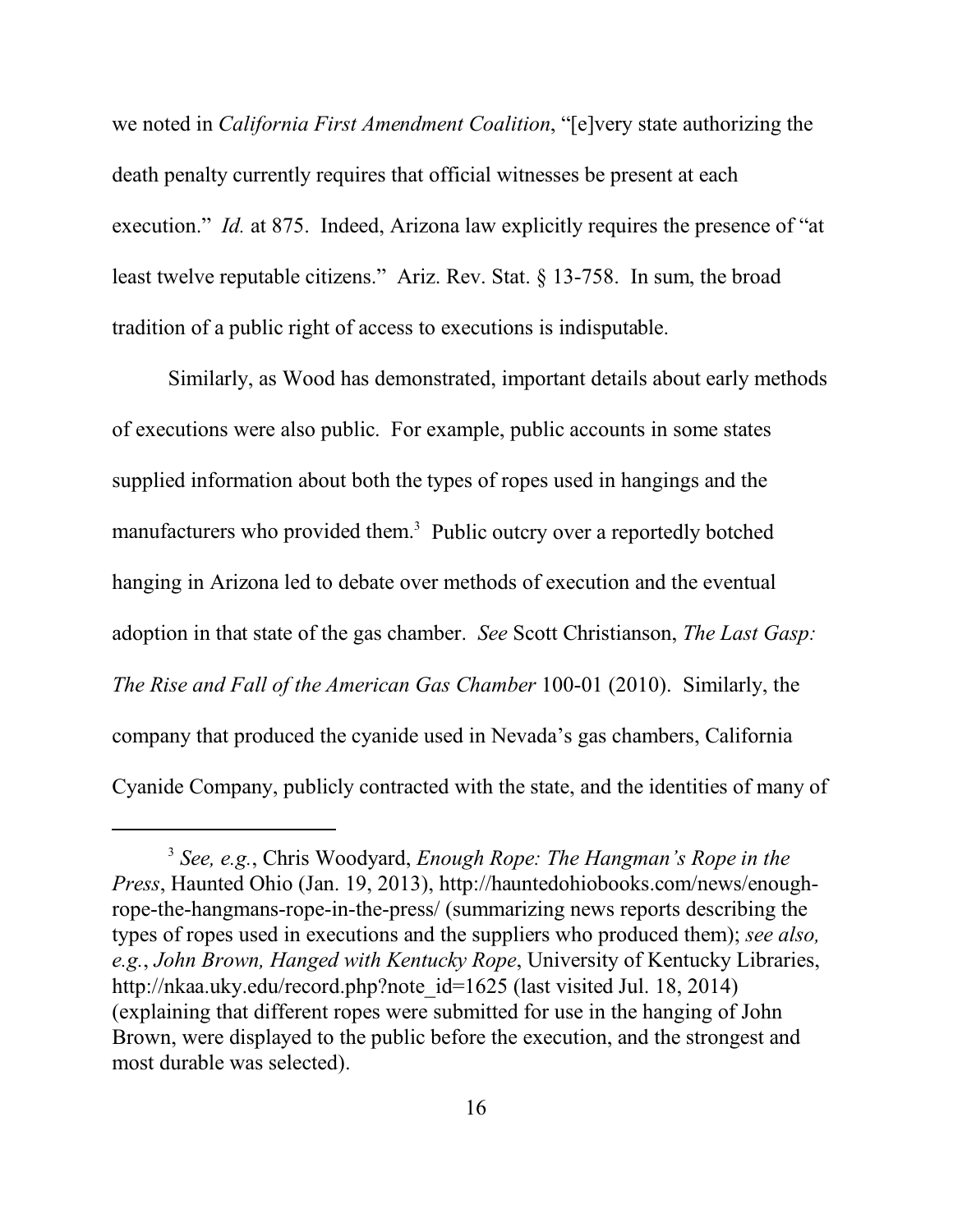we noted in *California First Amendment Coalition*, "[e]very state authorizing the death penalty currently requires that official witnesses be present at each execution." *Id.* at 875. Indeed, Arizona law explicitly requires the presence of "at least twelve reputable citizens." Ariz. Rev. Stat. § 13-758. In sum, the broad tradition of a public right of access to executions is indisputable.

Similarly, as Wood has demonstrated, important details about early methods of executions were also public. For example, public accounts in some states supplied information about both the types of ropes used in hangings and the manufacturers who provided them.[3] Public outcry over a reportedly botched hanging in Arizona led to debate over methods of execution and the eventual adoption in that state of the gas chamber. *See* Scott Christianson, *The Last Gasp: The Rise and Fall of the American Gas Chamber* 100-01 (2010). Similarly, the company that produced the cyanide used in Nevada's gas chambers, California Cyanide Company, publicly contracted with the state, and the identities of many of

---

[3] *See, e.g.*, Chris Woodyard, *Enough Rope: The Hangman's Rope in the Press*, Haunted Ohio (Jan. 19, 2013), http://hauntedohiobooks.com/news/enough-rope-the-hangmans-rope-in-the-press/ (summarizing news reports describing the types of ropes used in executions and the suppliers who produced them); *see also, e.g.*, *John Brown, Hanged with Kentucky Rope*, University of Kentucky Libraries, http://nkaa.uky.edu/record.php?note_id=1625 (last visited Jul. 18, 2014) (explaining that different ropes were submitted for use in the hanging of John Brown, were displayed to the public before the execution, and the strongest and most durable was selected).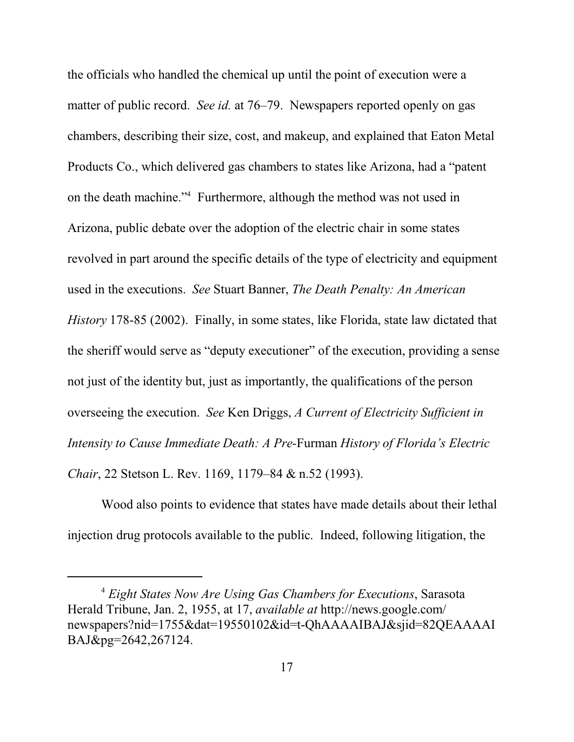the officials who handled the chemical up until the point of execution were a matter of public record. *See id.* at 76–79. Newspapers reported openly on gas chambers, describing their size, cost, and makeup, and explained that Eaton Metal Products Co., which delivered gas chambers to states like Arizona, had a "patent on the death machine."[4] Furthermore, although the method was not used in Arizona, public debate over the adoption of the electric chair in some states revolved in part around the specific details of the type of electricity and equipment used in the executions. *See* Stuart Banner, *The Death Penalty: An American History* 178-85 (2002). Finally, in some states, like Florida, state law dictated that the sheriff would serve as "deputy executioner" of the execution, providing a sense not just of the identity but, just as importantly, the qualifications of the person overseeing the execution. *See* Ken Driggs, *A Current of Electricity Sufficient in Intensity to Cause Immediate Death: A Pre-*Furman *History of Florida's Electric Chair*, 22 Stetson L. Rev. 1169, 1179–84 & n.52 (1993).

Wood also points to evidence that states have made details about their lethal injection drug protocols available to the public. Indeed, following litigation, the

---

[4] *Eight States Now Are Using Gas Chambers for Executions*, Sarasota Herald Tribune, Jan. 2, 1955, at 17, *available at* http://news.google.com/newspapers?nid=1755&dat=19550102&id=t-QhAAAAIBAJ&sjid=82QEAAAAIBAJ&pg=2642,267124.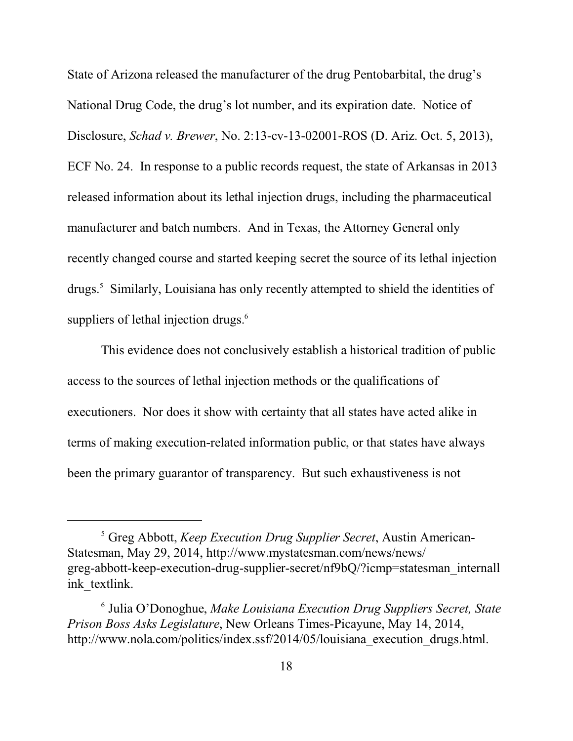State of Arizona released the manufacturer of the drug Pentobarbital, the drug's National Drug Code, the drug's lot number, and its expiration date. Notice of Disclosure, *Schad v. Brewer*, No. 2:13-cv-13-02001-ROS (D. Ariz. Oct. 5, 2013), ECF No. 24. In response to a public records request, the state of Arkansas in 2013 released information about its lethal injection drugs, including the pharmaceutical manufacturer and batch numbers. And in Texas, the Attorney General only recently changed course and started keeping secret the source of its lethal injection drugs.[5] Similarly, Louisiana has only recently attempted to shield the identities of suppliers of lethal injection drugs.[6]

This evidence does not conclusively establish a historical tradition of public access to the sources of lethal injection methods or the qualifications of executioners. Nor does it show with certainty that all states have acted alike in terms of making execution-related information public, or that states have always been the primary guarantor of transparency. But such exhaustiveness is not

---

[5] Greg Abbott, *Keep Execution Drug Supplier Secret*, Austin American-Statesman, May 29, 2014, http://www.mystatesman.com/news/news/greg-abbott-keep-execution-drug-supplier-secret/nf9bQ/?icmp=statesman_internallink_textlink.

[6] Julia O'Donoghue, *Make Louisiana Execution Drug Suppliers Secret, State Prison Boss Asks Legislature*, New Orleans Times-Picayune, May 14, 2014, http://www.nola.com/politics/index.ssf/2014/05/louisiana_execution_drugs.html.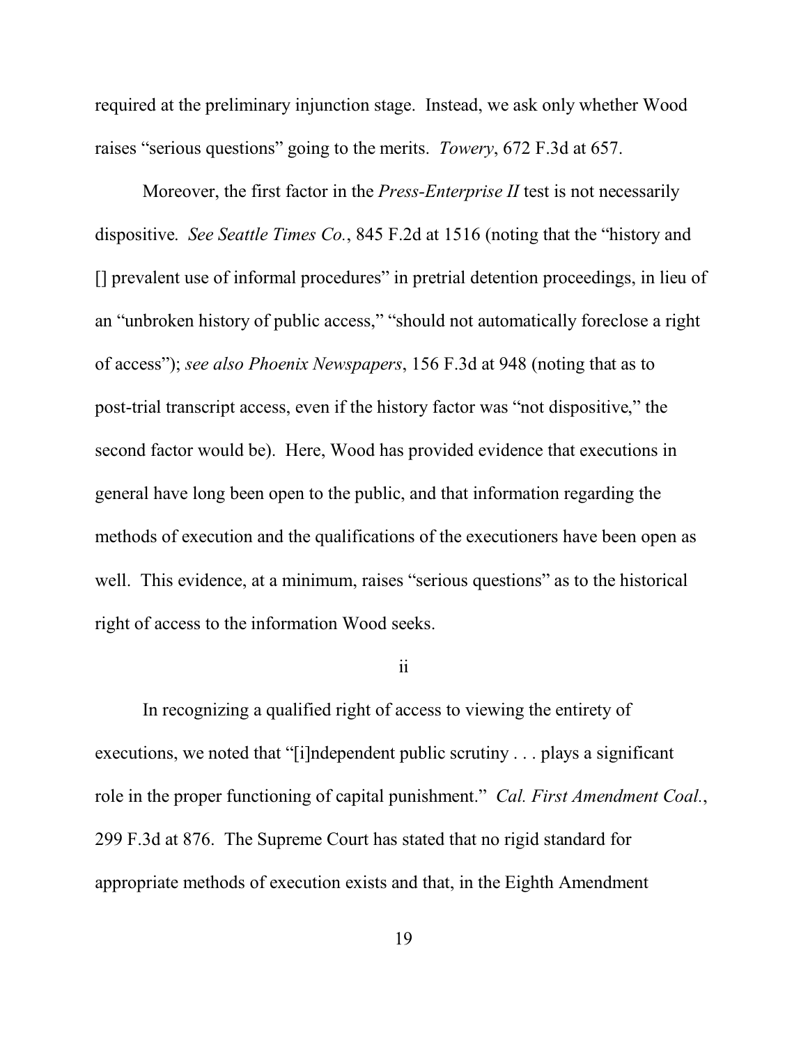required at the preliminary injunction stage. Instead, we ask only whether Wood raises "serious questions" going to the merits. *Towery*, 672 F.3d at 657.

Moreover, the first factor in the *Press-Enterprise II* test is not necessarily dispositive. *See Seattle Times Co.*, 845 F.2d at 1516 (noting that the "history and [] prevalent use of informal procedures" in pretrial detention proceedings, in lieu of an "unbroken history of public access," "should not automatically foreclose a right of access"); *see also Phoenix Newspapers*, 156 F.3d at 948 (noting that as to post-trial transcript access, even if the history factor was "not dispositive," the second factor would be). Here, Wood has provided evidence that executions in general have long been open to the public, and that information regarding the methods of execution and the qualifications of the executioners have been open as well. This evidence, at a minimum, raises "serious questions" as to the historical right of access to the information Wood seeks.

ii

In recognizing a qualified right of access to viewing the entirety of executions, we noted that "[i]ndependent public scrutiny . . . plays a significant role in the proper functioning of capital punishment." *Cal. First Amendment Coal.*, 299 F.3d at 876. The Supreme Court has stated that no rigid standard for appropriate methods of execution exists and that, in the Eighth Amendment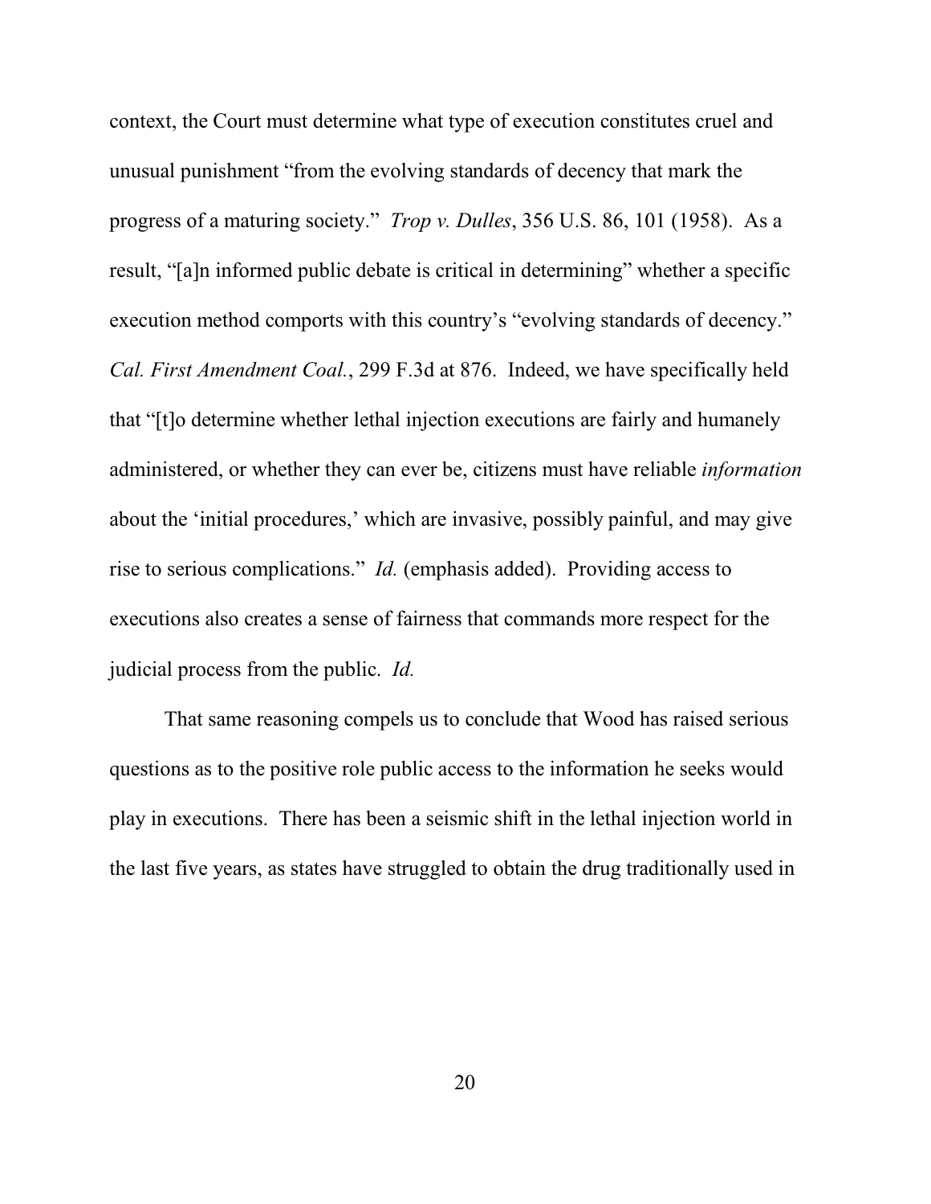context, the Court must determine what type of execution constitutes cruel and unusual punishment "from the evolving standards of decency that mark the progress of a maturing society." *Trop v. Dulles*, 356 U.S. 86, 101 (1958). As a result, "[a]n informed public debate is critical in determining" whether a specific execution method comports with this country's "evolving standards of decency." *Cal. First Amendment Coal.*, 299 F.3d at 876. Indeed, we have specifically held that "[t]o determine whether lethal injection executions are fairly and humanely administered, or whether they can ever be, citizens must have reliable *information* about the 'initial procedures,' which are invasive, possibly painful, and may give rise to serious complications." *Id.* (emphasis added). Providing access to executions also creates a sense of fairness that commands more respect for the judicial process from the public. *Id.*

That same reasoning compels us to conclude that Wood has raised serious questions as to the positive role public access to the information he seeks would play in executions. There has been a seismic shift in the lethal injection world in the last five years, as states have struggled to obtain the drug traditionally used in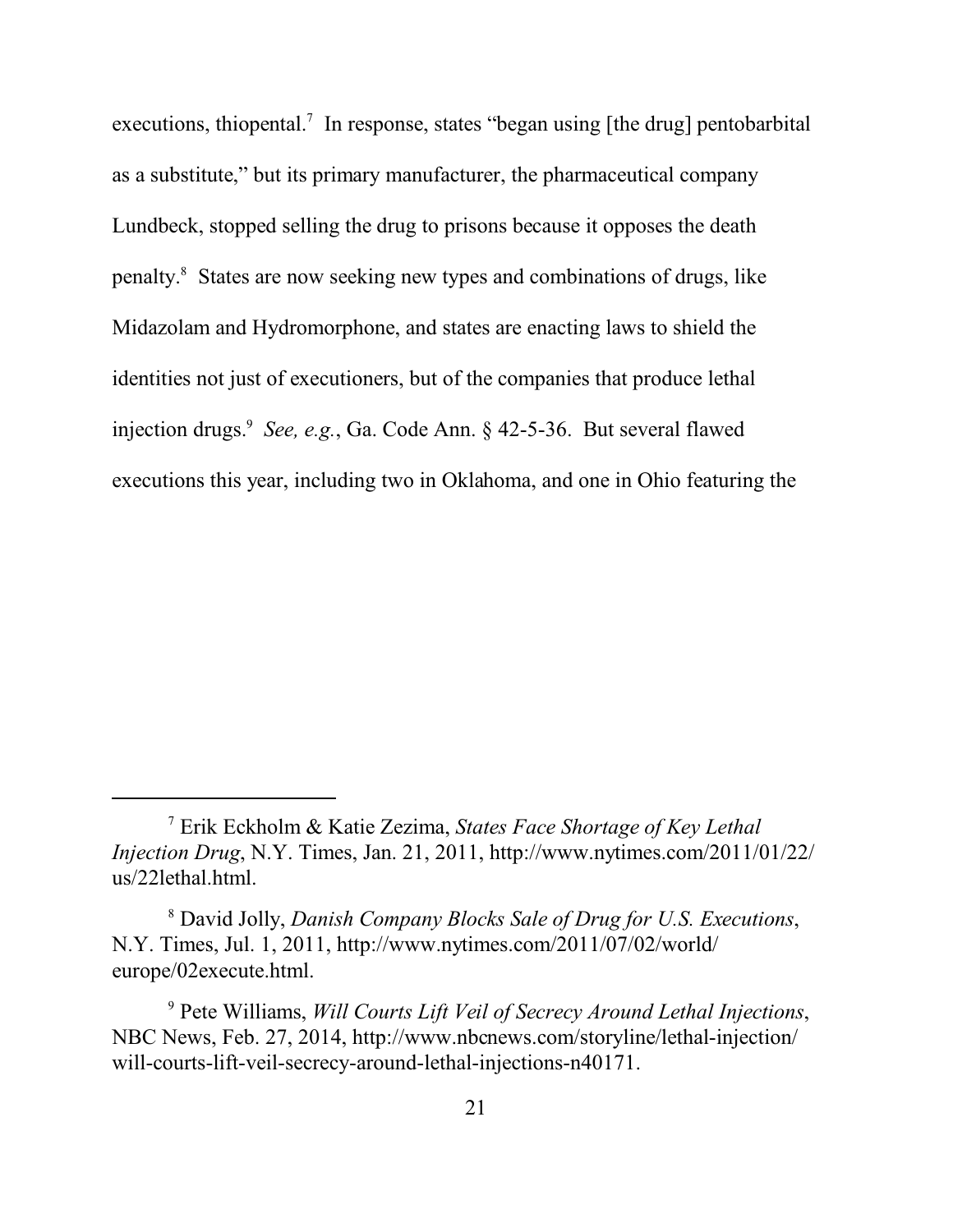executions, thiopental.[7] In response, states "began using [the drug] pentobarbital as a substitute," but its primary manufacturer, the pharmaceutical company Lundbeck, stopped selling the drug to prisons because it opposes the death penalty.[8] States are now seeking new types and combinations of drugs, like Midazolam and Hydromorphone, and states are enacting laws to shield the identities not just of executioners, but of the companies that produce lethal injection drugs.[9] *See, e.g.*, Ga. Code Ann. § 42-5-36. But several flawed executions this year, including two in Oklahoma, and one in Ohio featuring the

---

[7] Erik Eckholm & Katie Zezima, *States Face Shortage of Key Lethal Injection Drug*, N.Y. Times, Jan. 21, 2011, http://www.nytimes.com/2011/01/22/us/22lethal.html.

[8] David Jolly, *Danish Company Blocks Sale of Drug for U.S. Executions*, N.Y. Times, Jul. 1, 2011, http://www.nytimes.com/2011/07/02/world/europe/02execute.html.

[9] Pete Williams, *Will Courts Lift Veil of Secrecy Around Lethal Injections*, NBC News, Feb. 27, 2014, http://www.nbcnews.com/storyline/lethal-injection/will-courts-lift-veil-secrecy-around-lethal-injections-n40171.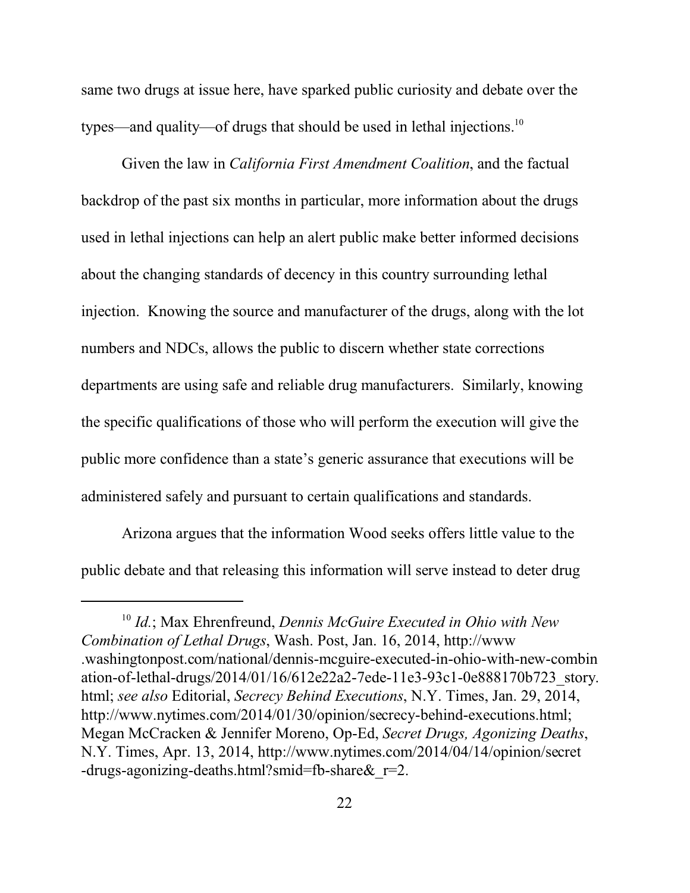same two drugs at issue here, have sparked public curiosity and debate over the types—and quality—of drugs that should be used in lethal injections.[10]

Given the law in *California First Amendment Coalition*, and the factual backdrop of the past six months in particular, more information about the drugs used in lethal injections can help an alert public make better informed decisions about the changing standards of decency in this country surrounding lethal injection. Knowing the source and manufacturer of the drugs, along with the lot numbers and NDCs, allows the public to discern whether state corrections departments are using safe and reliable drug manufacturers. Similarly, knowing the specific qualifications of those who will perform the execution will give the public more confidence than a state's generic assurance that executions will be administered safely and pursuant to certain qualifications and standards.

Arizona argues that the information Wood seeks offers little value to the public debate and that releasing this information will serve instead to deter drug

---

[10] *Id.*; Max Ehrenfreund, *Dennis McGuire Executed in Ohio with New Combination of Lethal Drugs*, Wash. Post, Jan. 16, 2014, http://www.washingtonpost.com/national/dennis-mcguire-executed-in-ohio-with-new-combination-of-lethal-drugs/2014/01/16/612e22a2-7ede-11e3-93c1-0e888170b723_story.html; *see also* Editorial, *Secrecy Behind Executions*, N.Y. Times, Jan. 29, 2014, http://www.nytimes.com/2014/01/30/opinion/secrecy-behind-executions.html; Megan McCracken & Jennifer Moreno, Op-Ed, *Secret Drugs, Agonizing Deaths*, N.Y. Times, Apr. 13, 2014, http://www.nytimes.com/2014/04/14/opinion/secret-drugs-agonizing-deaths.html?smid=fb-share&_r=2.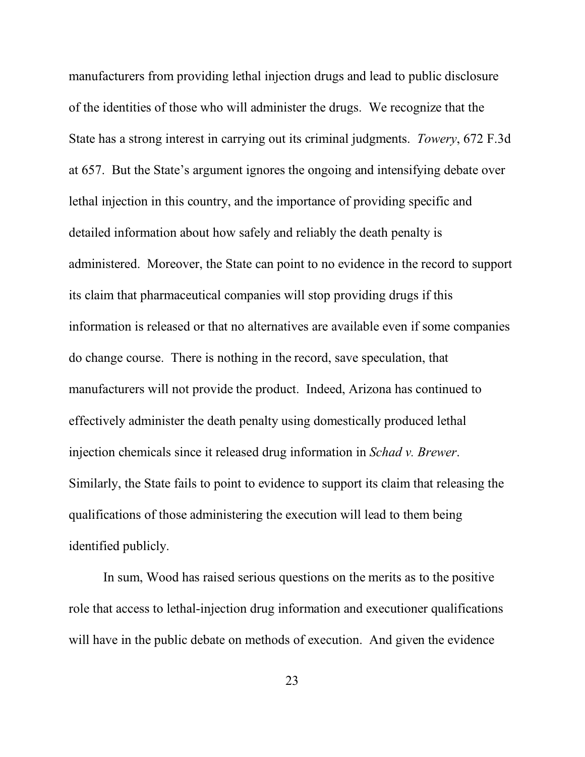manufacturers from providing lethal injection drugs and lead to public disclosure of the identities of those who will administer the drugs. We recognize that the State has a strong interest in carrying out its criminal judgments. *Towery*, 672 F.3d at 657. But the State's argument ignores the ongoing and intensifying debate over lethal injection in this country, and the importance of providing specific and detailed information about how safely and reliably the death penalty is administered. Moreover, the State can point to no evidence in the record to support its claim that pharmaceutical companies will stop providing drugs if this information is released or that no alternatives are available even if some companies do change course. There is nothing in the record, save speculation, that manufacturers will not provide the product. Indeed, Arizona has continued to effectively administer the death penalty using domestically produced lethal injection chemicals since it released drug information in *Schad v. Brewer*. Similarly, the State fails to point to evidence to support its claim that releasing the qualifications of those administering the execution will lead to them being identified publicly.

In sum, Wood has raised serious questions on the merits as to the positive role that access to lethal-injection drug information and executioner qualifications will have in the public debate on methods of execution. And given the evidence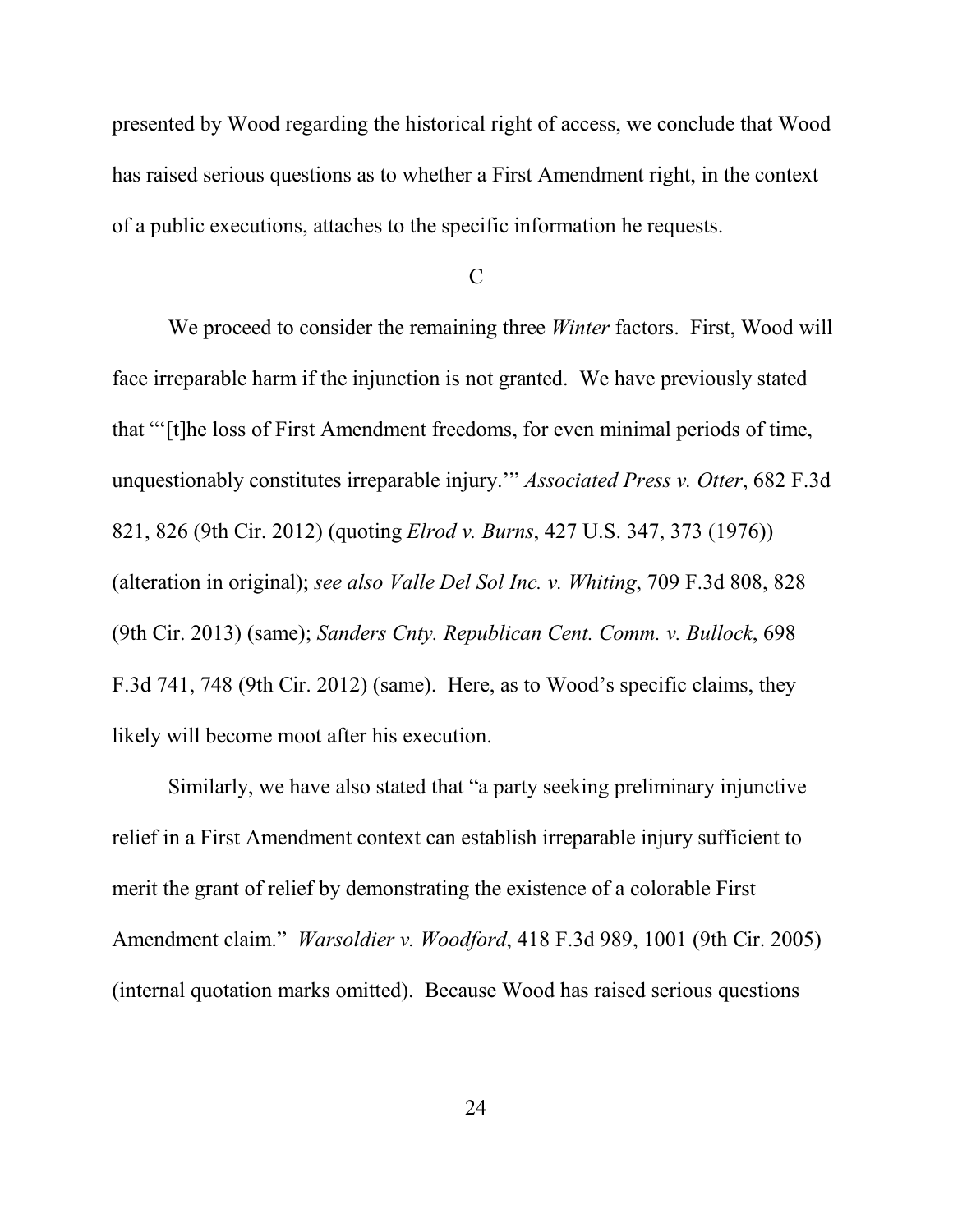presented by Wood regarding the historical right of access, we conclude that Wood has raised serious questions as to whether a First Amendment right, in the context of a public executions, attaches to the specific information he requests.

C

We proceed to consider the remaining three *Winter* factors. First, Wood will face irreparable harm if the injunction is not granted. We have previously stated that "'[t]he loss of First Amendment freedoms, for even minimal periods of time, unquestionably constitutes irreparable injury.'" *Associated Press v. Otter*, 682 F.3d 821, 826 (9th Cir. 2012) (quoting *Elrod v. Burns*, 427 U.S. 347, 373 (1976)) (alteration in original); *see also Valle Del Sol Inc. v. Whiting*, 709 F.3d 808, 828 (9th Cir. 2013) (same); *Sanders Cnty. Republican Cent. Comm. v. Bullock*, 698 F.3d 741, 748 (9th Cir. 2012) (same). Here, as to Wood's specific claims, they likely will become moot after his execution.

Similarly, we have also stated that "a party seeking preliminary injunctive relief in a First Amendment context can establish irreparable injury sufficient to merit the grant of relief by demonstrating the existence of a colorable First Amendment claim." *Warsoldier v. Woodford*, 418 F.3d 989, 1001 (9th Cir. 2005) (internal quotation marks omitted). Because Wood has raised serious questions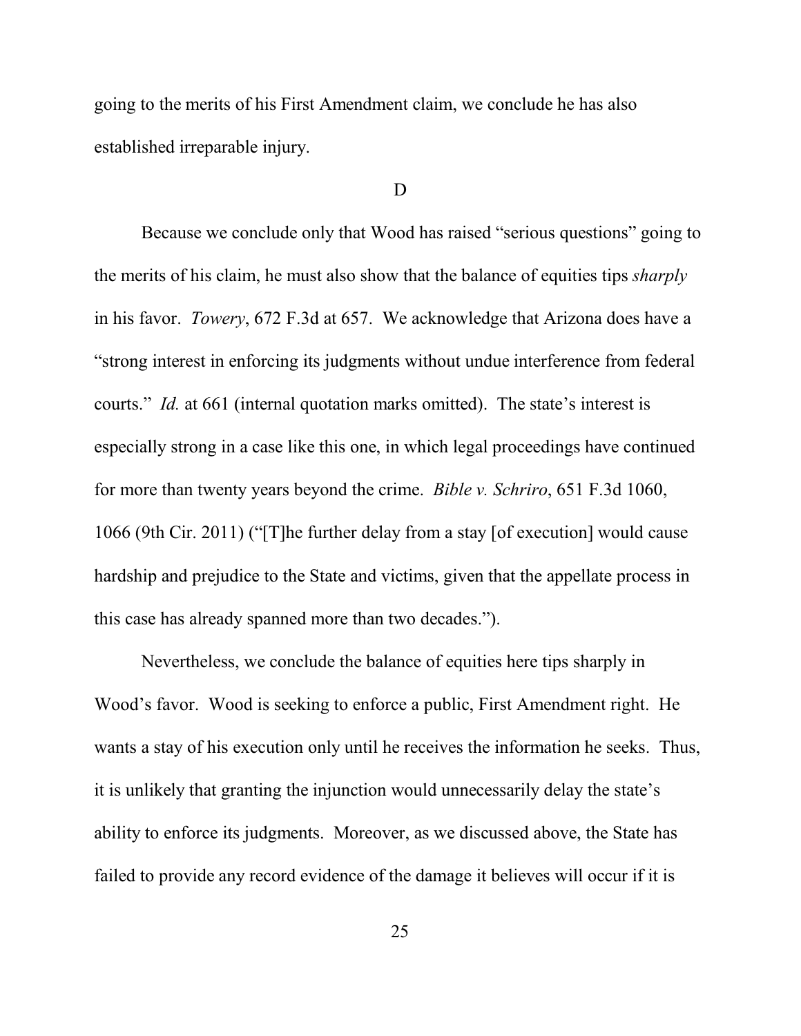going to the merits of his First Amendment claim, we conclude he has also established irreparable injury.

### D

Because we conclude only that Wood has raised "serious questions" going to the merits of his claim, he must also show that the balance of equities tips *sharply* in his favor. *Towery*, 672 F.3d at 657. We acknowledge that Arizona does have a "strong interest in enforcing its judgments without undue interference from federal courts." *Id.* at 661 (internal quotation marks omitted). The state's interest is especially strong in a case like this one, in which legal proceedings have continued for more than twenty years beyond the crime. *Bible v. Schriro*, 651 F.3d 1060, 1066 (9th Cir. 2011) ("[T]he further delay from a stay [of execution] would cause hardship and prejudice to the State and victims, given that the appellate process in this case has already spanned more than two decades.").

Nevertheless, we conclude the balance of equities here tips sharply in Wood's favor. Wood is seeking to enforce a public, First Amendment right. He wants a stay of his execution only until he receives the information he seeks. Thus, it is unlikely that granting the injunction would unnecessarily delay the state's ability to enforce its judgments. Moreover, as we discussed above, the State has failed to provide any record evidence of the damage it believes will occur if it is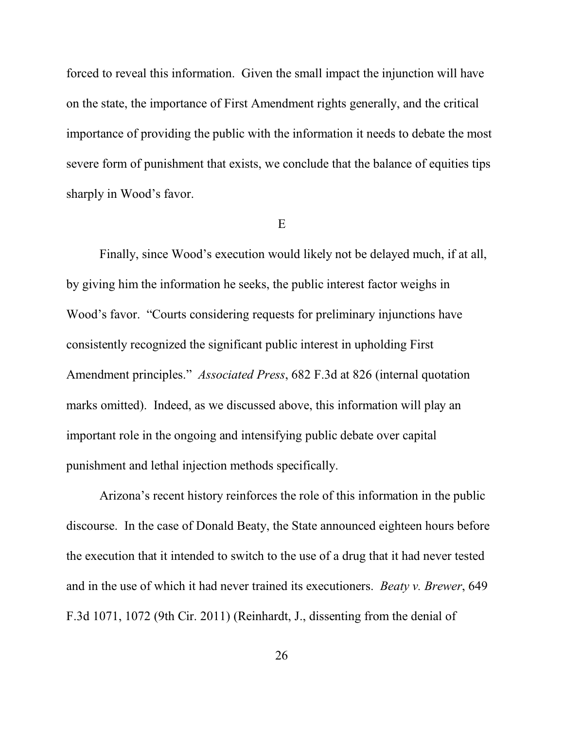forced to reveal this information. Given the small impact the injunction will have on the state, the importance of First Amendment rights generally, and the critical importance of providing the public with the information it needs to debate the most severe form of punishment that exists, we conclude that the balance of equities tips sharply in Wood's favor.

### E

Finally, since Wood's execution would likely not be delayed much, if at all, by giving him the information he seeks, the public interest factor weighs in Wood's favor. "Courts considering requests for preliminary injunctions have consistently recognized the significant public interest in upholding First Amendment principles." *Associated Press*, 682 F.3d at 826 (internal quotation marks omitted). Indeed, as we discussed above, this information will play an important role in the ongoing and intensifying public debate over capital punishment and lethal injection methods specifically.

Arizona's recent history reinforces the role of this information in the public discourse. In the case of Donald Beaty, the State announced eighteen hours before the execution that it intended to switch to the use of a drug that it had never tested and in the use of which it had never trained its executioners. *Beaty v. Brewer*, 649 F.3d 1071, 1072 (9th Cir. 2011) (Reinhardt, J., dissenting from the denial of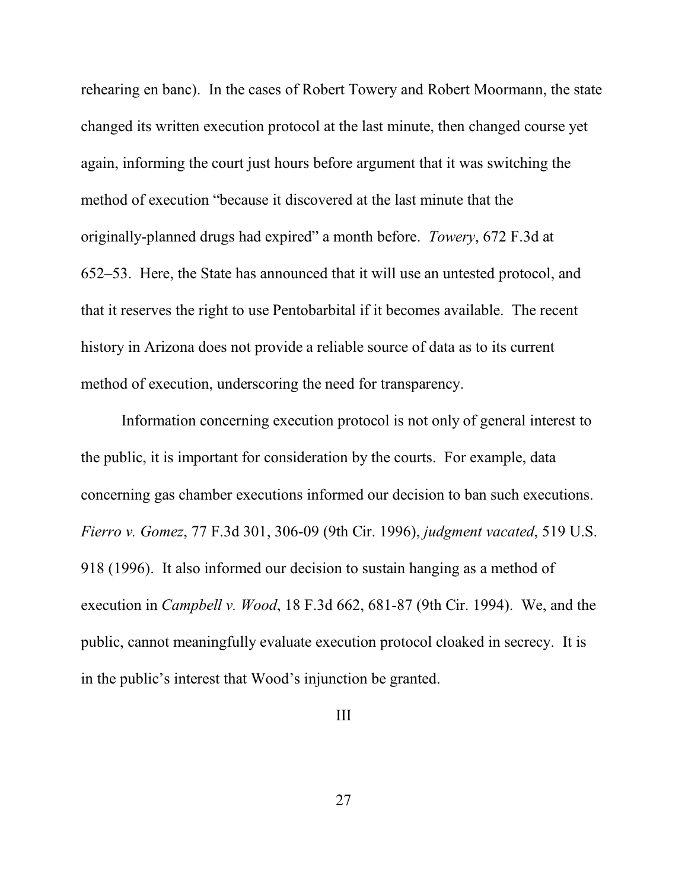rehearing en banc). In the cases of Robert Towery and Robert Moormann, the state changed its written execution protocol at the last minute, then changed course yet again, informing the court just hours before argument that it was switching the method of execution "because it discovered at the last minute that the originally-planned drugs had expired" a month before. *Towery*, 672 F.3d at 652–53. Here, the State has announced that it will use an untested protocol, and that it reserves the right to use Pentobarbital if it becomes available. The recent history in Arizona does not provide a reliable source of data as to its current method of execution, underscoring the need for transparency.

Information concerning execution protocol is not only of general interest to the public, it is important for consideration by the courts. For example, data concerning gas chamber executions informed our decision to ban such executions. *Fierro v. Gomez*, 77 F.3d 301, 306-09 (9th Cir. 1996), *judgment vacated*, 519 U.S. 918 (1996). It also informed our decision to sustain hanging as a method of execution in *Campbell v. Wood*, 18 F.3d 662, 681-87 (9th Cir. 1994). We, and the public, cannot meaningfully evaluate execution protocol cloaked in secrecy. It is in the public's interest that Wood's injunction be granted.

III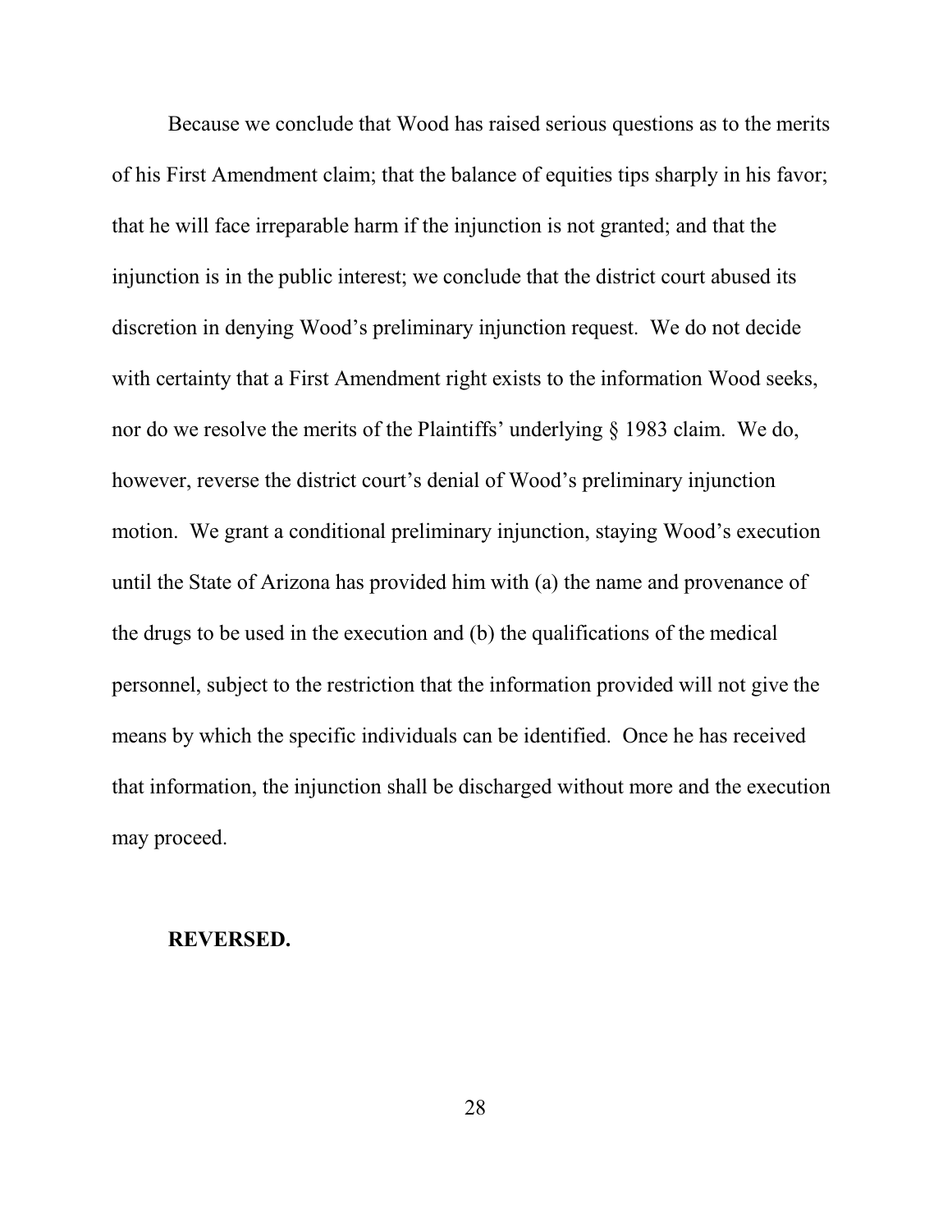Because we conclude that Wood has raised serious questions as to the merits of his First Amendment claim; that the balance of equities tips sharply in his favor; that he will face irreparable harm if the injunction is not granted; and that the injunction is in the public interest; we conclude that the district court abused its discretion in denying Wood's preliminary injunction request. We do not decide with certainty that a First Amendment right exists to the information Wood seeks, nor do we resolve the merits of the Plaintiffs' underlying § 1983 claim. We do, however, reverse the district court's denial of Wood's preliminary injunction motion. We grant a conditional preliminary injunction, staying Wood's execution until the State of Arizona has provided him with (a) the name and provenance of the drugs to be used in the execution and (b) the qualifications of the medical personnel, subject to the restriction that the information provided will not give the means by which the specific individuals can be identified. Once he has received that information, the injunction shall be discharged without more and the execution may proceed.

**REVERSED.**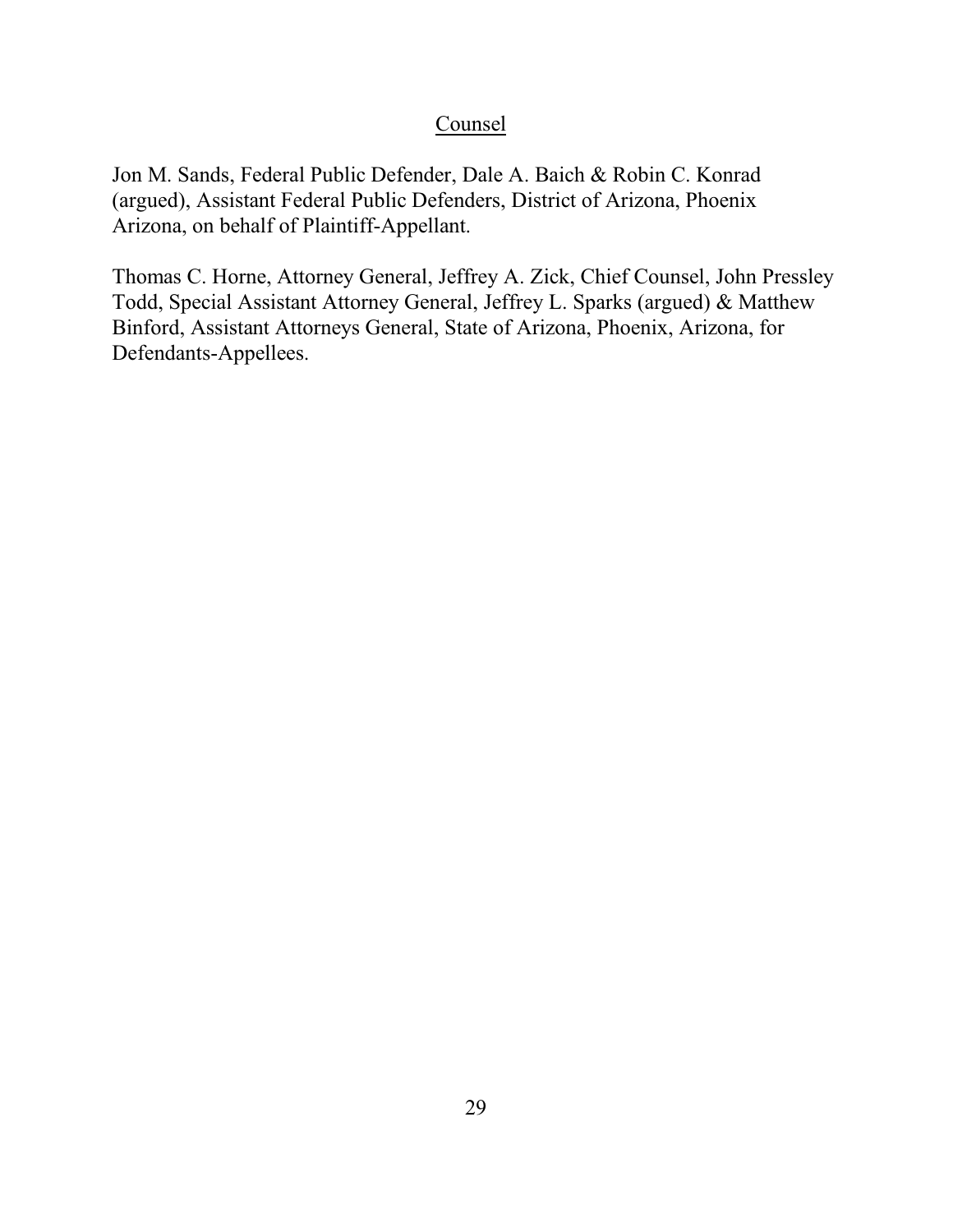## Counsel

Jon M. Sands, Federal Public Defender, Dale A. Baich & Robin C. Konrad (argued), Assistant Federal Public Defenders, District of Arizona, Phoenix Arizona, on behalf of Plaintiff-Appellant.

Thomas C. Horne, Attorney General, Jeffrey A. Zick, Chief Counsel, John Pressley Todd, Special Assistant Attorney General, Jeffrey L. Sparks (argued) & Matthew Binford, Assistant Attorneys General, State of Arizona, Phoenix, Arizona, for Defendants-Appellees.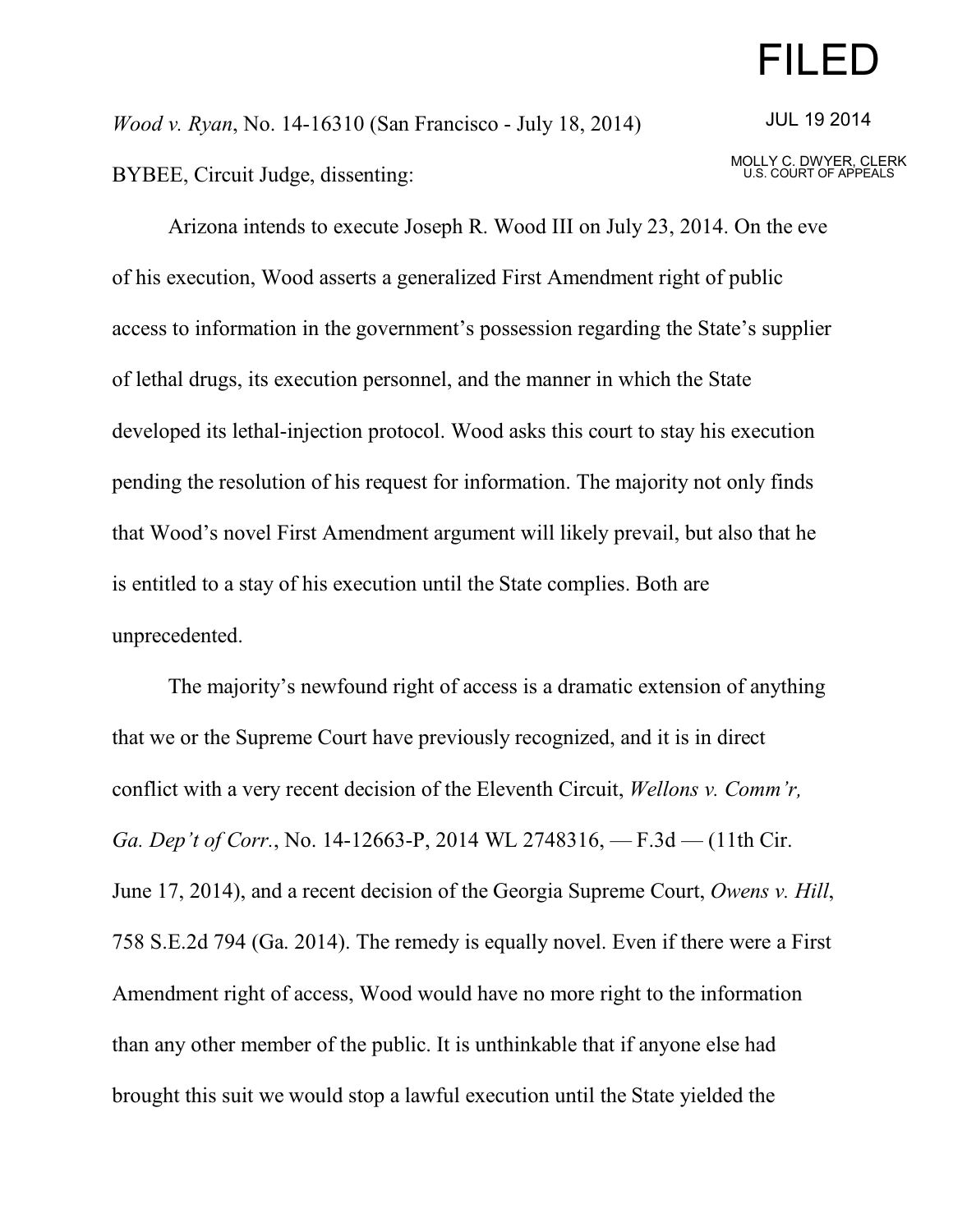FILED

JUL 19 2014

MOLLY C. DWYER, CLERK
U.S. COURT OF APPEALS

*Wood v. Ryan*, No. 14-16310 (San Francisco - July 18, 2014)

BYBEE, Circuit Judge, dissenting:

Arizona intends to execute Joseph R. Wood III on July 23, 2014. On the eve of his execution, Wood asserts a generalized First Amendment right of public access to information in the government's possession regarding the State's supplier of lethal drugs, its execution personnel, and the manner in which the State developed its lethal-injection protocol. Wood asks this court to stay his execution pending the resolution of his request for information. The majority not only finds that Wood's novel First Amendment argument will likely prevail, but also that he is entitled to a stay of his execution until the State complies. Both are unprecedented.

The majority's newfound right of access is a dramatic extension of anything that we or the Supreme Court have previously recognized, and it is in direct conflict with a very recent decision of the Eleventh Circuit, *Wellons v. Comm'r, Ga. Dep't of Corr.*, No. 14-12663-P, 2014 WL 2748316, — F.3d — (11th Cir. June 17, 2014), and a recent decision of the Georgia Supreme Court, *Owens v. Hill*, 758 S.E.2d 794 (Ga. 2014). The remedy is equally novel. Even if there were a First Amendment right of access, Wood would have no more right to the information than any other member of the public. It is unthinkable that if anyone else had brought this suit we would stop a lawful execution until the State yielded the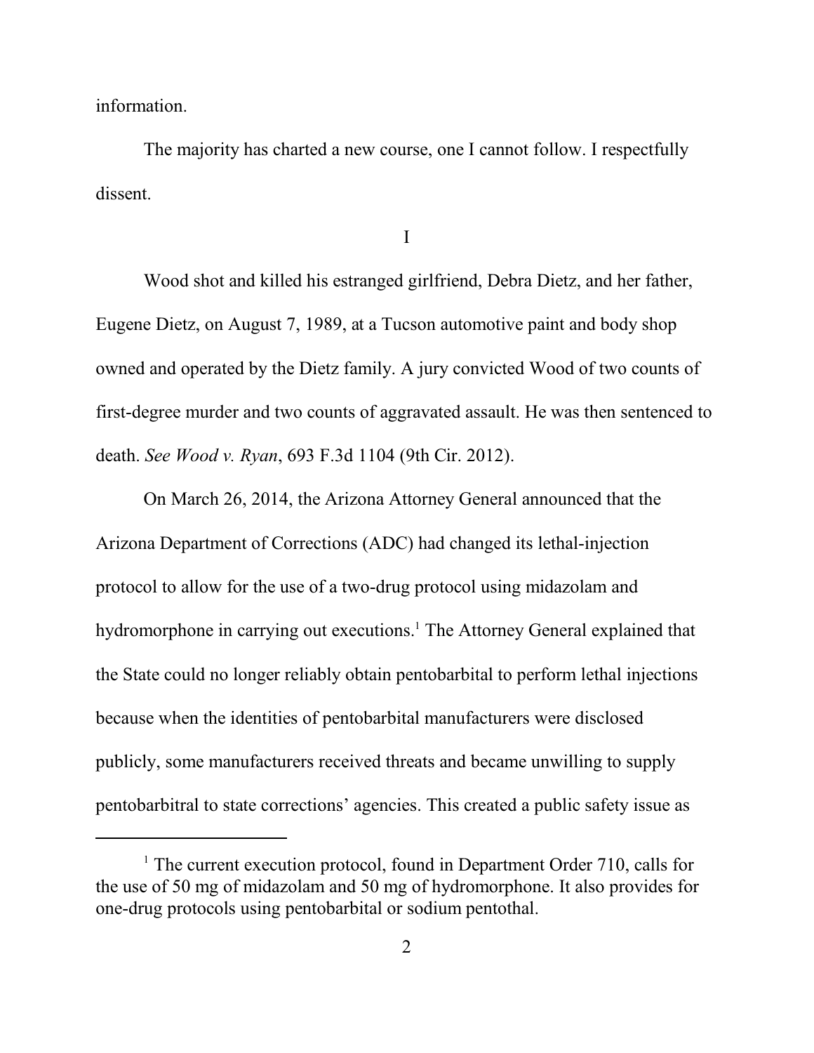information.

The majority has charted a new course, one I cannot follow. I respectfully dissent.

I

Wood shot and killed his estranged girlfriend, Debra Dietz, and her father, Eugene Dietz, on August 7, 1989, at a Tucson automotive paint and body shop owned and operated by the Dietz family. A jury convicted Wood of two counts of first-degree murder and two counts of aggravated assault. He was then sentenced to death. *See Wood v. Ryan*, 693 F.3d 1104 (9th Cir. 2012).

On March 26, 2014, the Arizona Attorney General announced that the Arizona Department of Corrections (ADC) had changed its lethal-injection protocol to allow for the use of a two-drug protocol using midazolam and hydromorphone in carrying out executions.[1] The Attorney General explained that the State could no longer reliably obtain pentobarbital to perform lethal injections because when the identities of pentobarbital manufacturers were disclosed publicly, some manufacturers received threats and became unwilling to supply pentobarbitral to state corrections' agencies. This created a public safety issue as

[1] The current execution protocol, found in Department Order 710, calls for the use of 50 mg of midazolam and 50 mg of hydromorphone. It also provides for one-drug protocols using pentobarbital or sodium pentothal.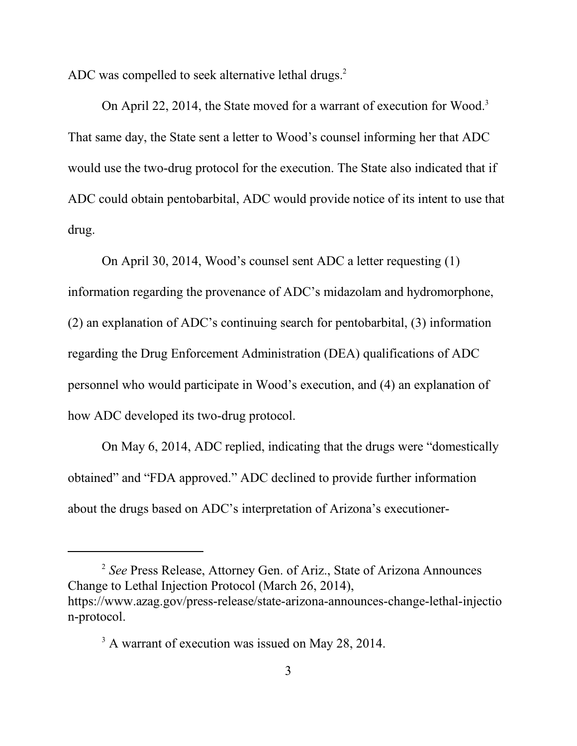ADC was compelled to seek alternative lethal drugs.[2]

On April 22, 2014, the State moved for a warrant of execution for Wood.[3] That same day, the State sent a letter to Wood's counsel informing her that ADC would use the two-drug protocol for the execution. The State also indicated that if ADC could obtain pentobarbital, ADC would provide notice of its intent to use that drug.

On April 30, 2014, Wood's counsel sent ADC a letter requesting (1) information regarding the provenance of ADC's midazolam and hydromorphone, (2) an explanation of ADC's continuing search for pentobarbital, (3) information regarding the Drug Enforcement Administration (DEA) qualifications of ADC personnel who would participate in Wood's execution, and (4) an explanation of how ADC developed its two-drug protocol.

On May 6, 2014, ADC replied, indicating that the drugs were "domestically obtained" and "FDA approved." ADC declined to provide further information about the drugs based on ADC's interpretation of Arizona's executioner-

---

[2] *See* Press Release, Attorney Gen. of Ariz., State of Arizona Announces Change to Lethal Injection Protocol (March 26, 2014), https://www.azag.gov/press-release/state-arizona-announces-change-lethal-injection-protocol.

[3] A warrant of execution was issued on May 28, 2014.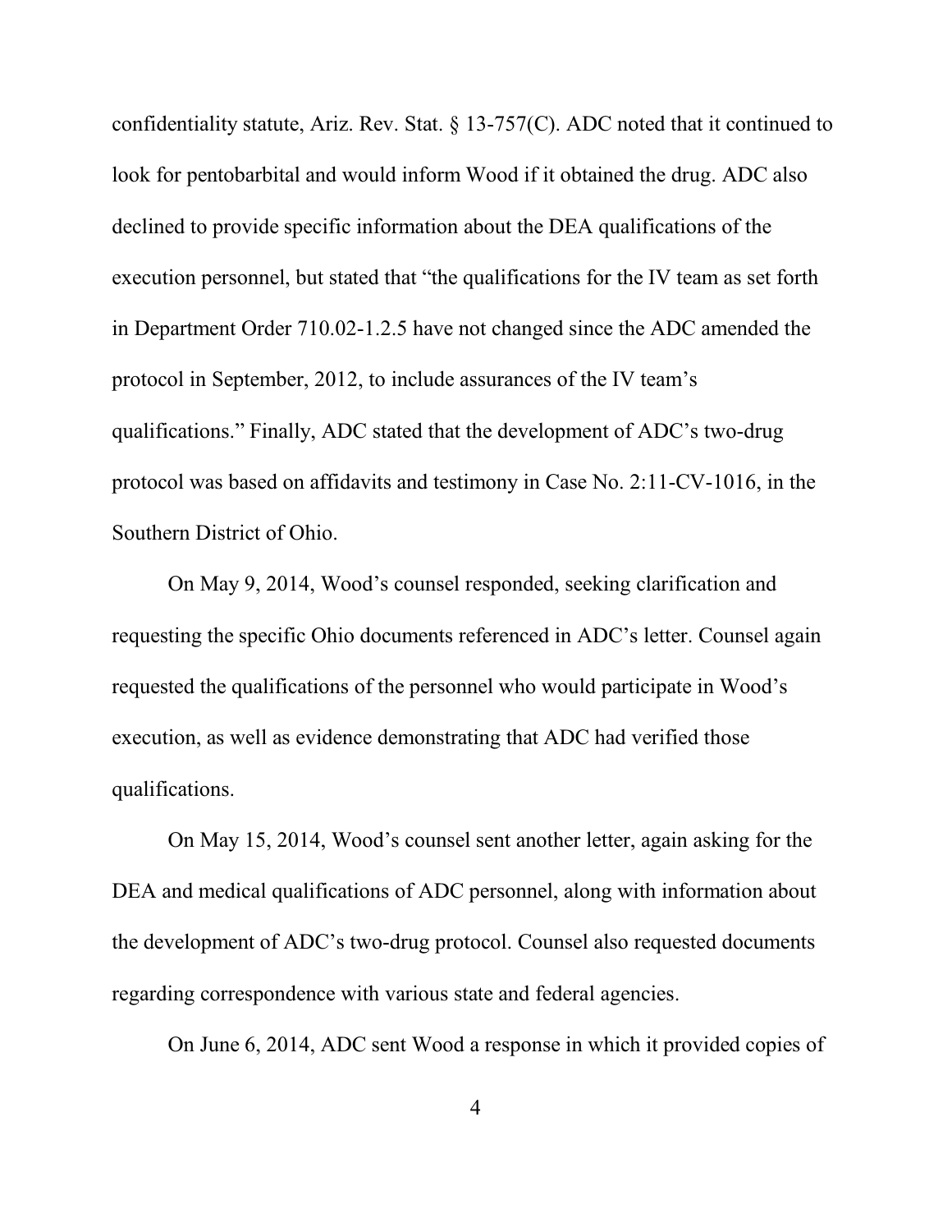confidentiality statute, Ariz. Rev. Stat. § 13-757(C). ADC noted that it continued to look for pentobarbital and would inform Wood if it obtained the drug. ADC also declined to provide specific information about the DEA qualifications of the execution personnel, but stated that "the qualifications for the IV team as set forth in Department Order 710.02-1.2.5 have not changed since the ADC amended the protocol in September, 2012, to include assurances of the IV team's qualifications." Finally, ADC stated that the development of ADC's two-drug protocol was based on affidavits and testimony in Case No. 2:11-CV-1016, in the Southern District of Ohio.

On May 9, 2014, Wood's counsel responded, seeking clarification and requesting the specific Ohio documents referenced in ADC's letter. Counsel again requested the qualifications of the personnel who would participate in Wood's execution, as well as evidence demonstrating that ADC had verified those qualifications.

On May 15, 2014, Wood's counsel sent another letter, again asking for the DEA and medical qualifications of ADC personnel, along with information about the development of ADC's two-drug protocol. Counsel also requested documents regarding correspondence with various state and federal agencies.

On June 6, 2014, ADC sent Wood a response in which it provided copies of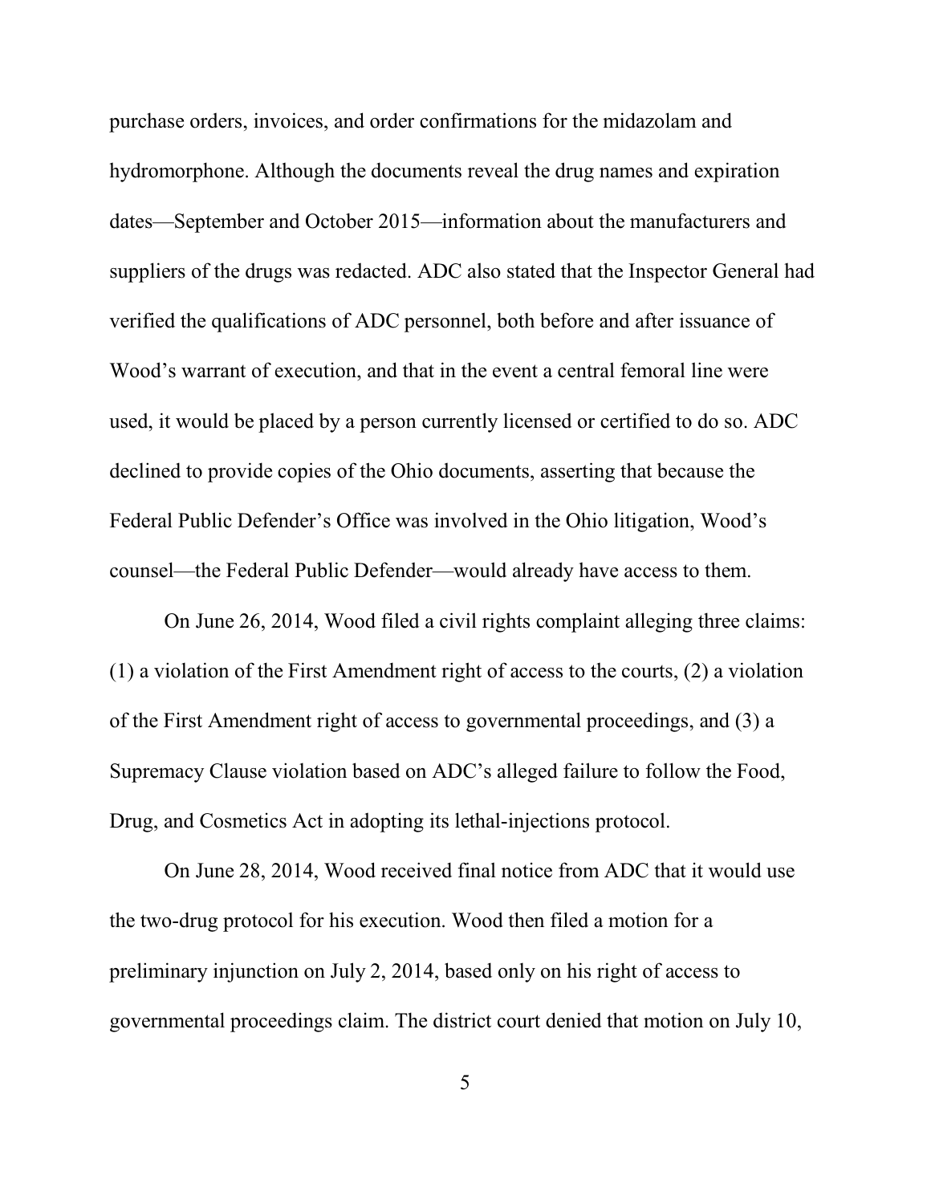purchase orders, invoices, and order confirmations for the midazolam and hydromorphone. Although the documents reveal the drug names and expiration dates—September and October 2015—information about the manufacturers and suppliers of the drugs was redacted. ADC also stated that the Inspector General had verified the qualifications of ADC personnel, both before and after issuance of Wood's warrant of execution, and that in the event a central femoral line were used, it would be placed by a person currently licensed or certified to do so. ADC declined to provide copies of the Ohio documents, asserting that because the Federal Public Defender's Office was involved in the Ohio litigation, Wood's counsel—the Federal Public Defender—would already have access to them.

On June 26, 2014, Wood filed a civil rights complaint alleging three claims: (1) a violation of the First Amendment right of access to the courts, (2) a violation of the First Amendment right of access to governmental proceedings, and (3) a Supremacy Clause violation based on ADC's alleged failure to follow the Food, Drug, and Cosmetics Act in adopting its lethal-injections protocol.

On June 28, 2014, Wood received final notice from ADC that it would use the two-drug protocol for his execution. Wood then filed a motion for a preliminary injunction on July 2, 2014, based only on his right of access to governmental proceedings claim. The district court denied that motion on July 10,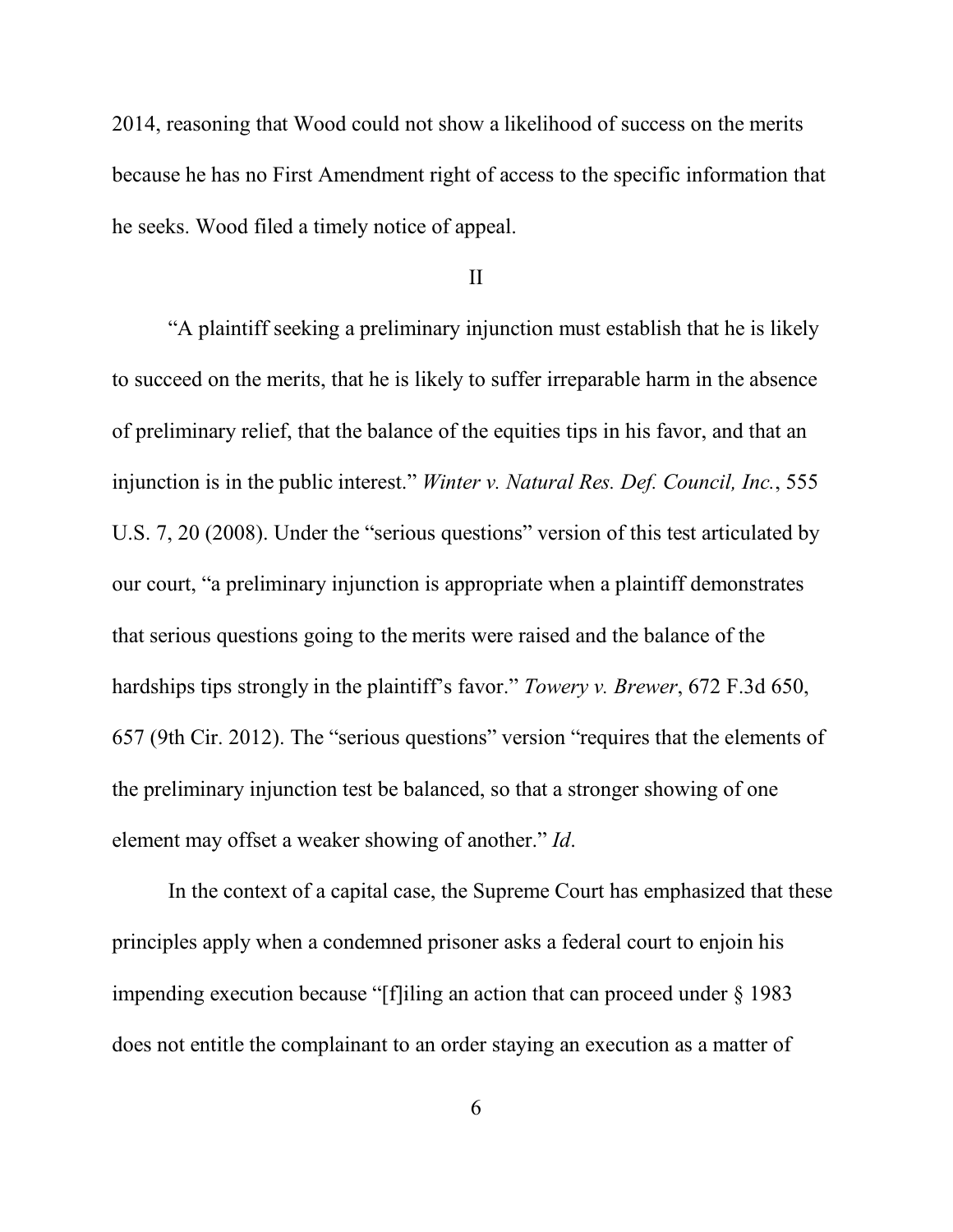2014, reasoning that Wood could not show a likelihood of success on the merits because he has no First Amendment right of access to the specific information that he seeks. Wood filed a timely notice of appeal.

## II

"A plaintiff seeking a preliminary injunction must establish that he is likely to succeed on the merits, that he is likely to suffer irreparable harm in the absence of preliminary relief, that the balance of the equities tips in his favor, and that an injunction is in the public interest." *Winter v. Natural Res. Def. Council, Inc.*, 555 U.S. 7, 20 (2008). Under the "serious questions" version of this test articulated by our court, "a preliminary injunction is appropriate when a plaintiff demonstrates that serious questions going to the merits were raised and the balance of the hardships tips strongly in the plaintiff's favor." *Towery v. Brewer*, 672 F.3d 650, 657 (9th Cir. 2012). The "serious questions" version "requires that the elements of the preliminary injunction test be balanced, so that a stronger showing of one element may offset a weaker showing of another." *Id*.

In the context of a capital case, the Supreme Court has emphasized that these principles apply when a condemned prisoner asks a federal court to enjoin his impending execution because "[f]iling an action that can proceed under § 1983 does not entitle the complainant to an order staying an execution as a matter of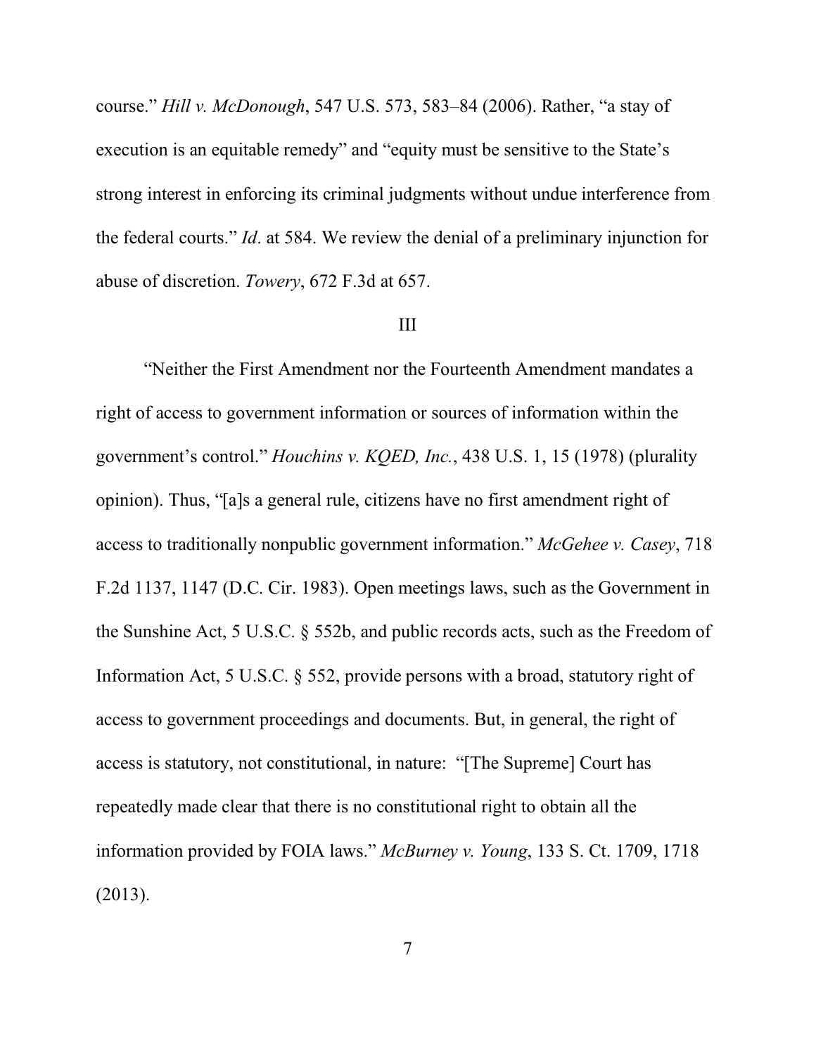course." *Hill v. McDonough*, 547 U.S. 573, 583–84 (2006). Rather, "a stay of execution is an equitable remedy" and "equity must be sensitive to the State's strong interest in enforcing its criminal judgments without undue interference from the federal courts." *Id*. at 584. We review the denial of a preliminary injunction for abuse of discretion. *Towery*, 672 F.3d at 657.

## III

"Neither the First Amendment nor the Fourteenth Amendment mandates a right of access to government information or sources of information within the government's control." *Houchins v. KQED, Inc.*, 438 U.S. 1, 15 (1978) (plurality opinion). Thus, "[a]s a general rule, citizens have no first amendment right of access to traditionally nonpublic government information." *McGehee v. Casey*, 718 F.2d 1137, 1147 (D.C. Cir. 1983). Open meetings laws, such as the Government in the Sunshine Act, 5 U.S.C. § 552b, and public records acts, such as the Freedom of Information Act, 5 U.S.C. § 552, provide persons with a broad, statutory right of access to government proceedings and documents. But, in general, the right of access is statutory, not constitutional, in nature: "[The Supreme] Court has repeatedly made clear that there is no constitutional right to obtain all the information provided by FOIA laws." *McBurney v. Young*, 133 S. Ct. 1709, 1718 (2013).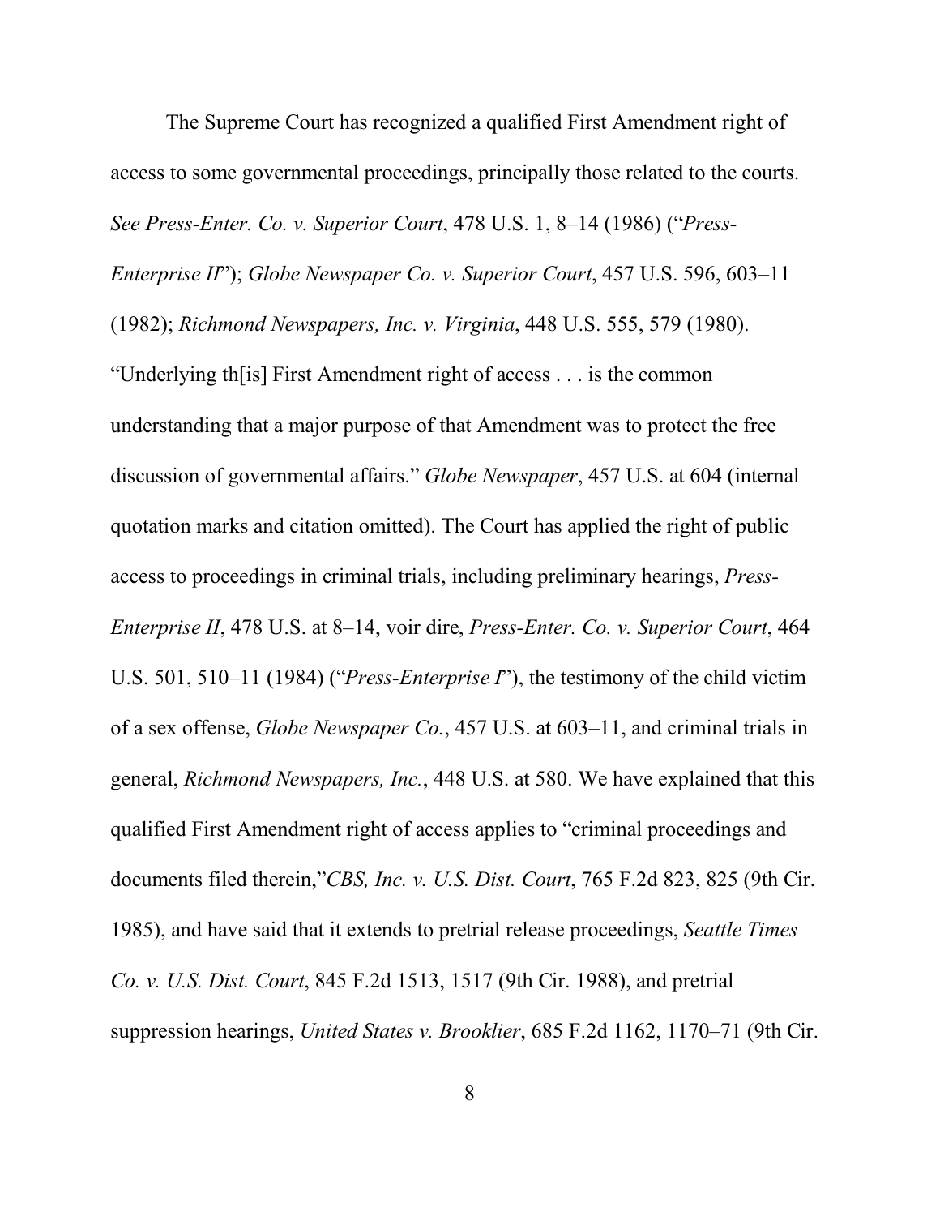The Supreme Court has recognized a qualified First Amendment right of access to some governmental proceedings, principally those related to the courts. *See Press-Enter. Co. v. Superior Court*, 478 U.S. 1, 8–14 (1986) ("*Press-Enterprise II*"); *Globe Newspaper Co. v. Superior Court*, 457 U.S. 596, 603–11 (1982); *Richmond Newspapers, Inc. v. Virginia*, 448 U.S. 555, 579 (1980). "Underlying th[is] First Amendment right of access . . . is the common understanding that a major purpose of that Amendment was to protect the free discussion of governmental affairs." *Globe Newspaper*, 457 U.S. at 604 (internal quotation marks and citation omitted). The Court has applied the right of public access to proceedings in criminal trials, including preliminary hearings, *Press-Enterprise II*, 478 U.S. at 8–14, voir dire, *Press-Enter. Co. v. Superior Court*, 464 U.S. 501, 510–11 (1984) ("*Press-Enterprise I*"), the testimony of the child victim of a sex offense, *Globe Newspaper Co.*, 457 U.S. at 603–11, and criminal trials in general, *Richmond Newspapers, Inc.*, 448 U.S. at 580. We have explained that this qualified First Amendment right of access applies to "criminal proceedings and documents filed therein,"*CBS, Inc. v. U.S. Dist. Court*, 765 F.2d 823, 825 (9th Cir. 1985), and have said that it extends to pretrial release proceedings, *Seattle Times Co. v. U.S. Dist. Court*, 845 F.2d 1513, 1517 (9th Cir. 1988), and pretrial suppression hearings, *United States v. Brooklier*, 685 F.2d 1162, 1170–71 (9th Cir.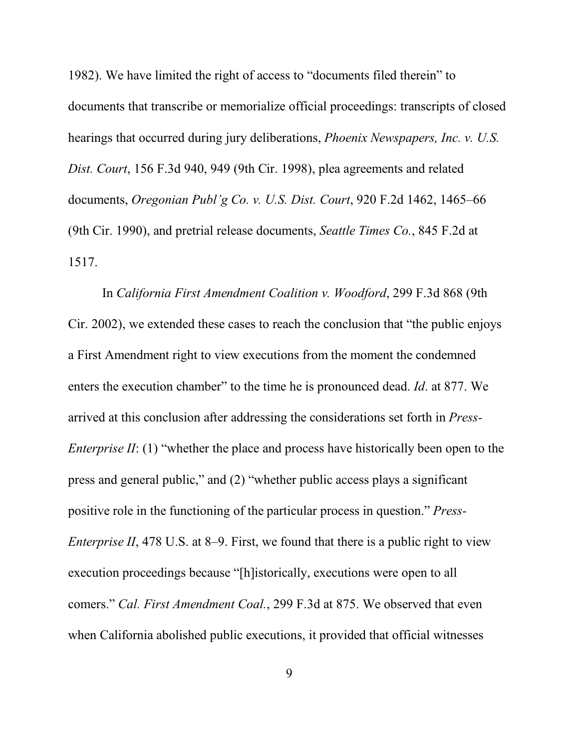1982). We have limited the right of access to "documents filed therein" to documents that transcribe or memorialize official proceedings: transcripts of closed hearings that occurred during jury deliberations, *Phoenix Newspapers, Inc. v. U.S. Dist. Court*, 156 F.3d 940, 949 (9th Cir. 1998), plea agreements and related documents, *Oregonian Publ'g Co. v. U.S. Dist. Court*, 920 F.2d 1462, 1465–66 (9th Cir. 1990), and pretrial release documents, *Seattle Times Co.*, 845 F.2d at 1517.

In *California First Amendment Coalition v. Woodford*, 299 F.3d 868 (9th Cir. 2002), we extended these cases to reach the conclusion that "the public enjoys a First Amendment right to view executions from the moment the condemned enters the execution chamber" to the time he is pronounced dead. *Id*. at 877. We arrived at this conclusion after addressing the considerations set forth in *Press-Enterprise II*: (1) "whether the place and process have historically been open to the press and general public," and (2) "whether public access plays a significant positive role in the functioning of the particular process in question." *Press-Enterprise II*, 478 U.S. at 8–9. First, we found that there is a public right to view execution proceedings because "[h]istorically, executions were open to all comers." *Cal. First Amendment Coal.*, 299 F.3d at 875. We observed that even when California abolished public executions, it provided that official witnesses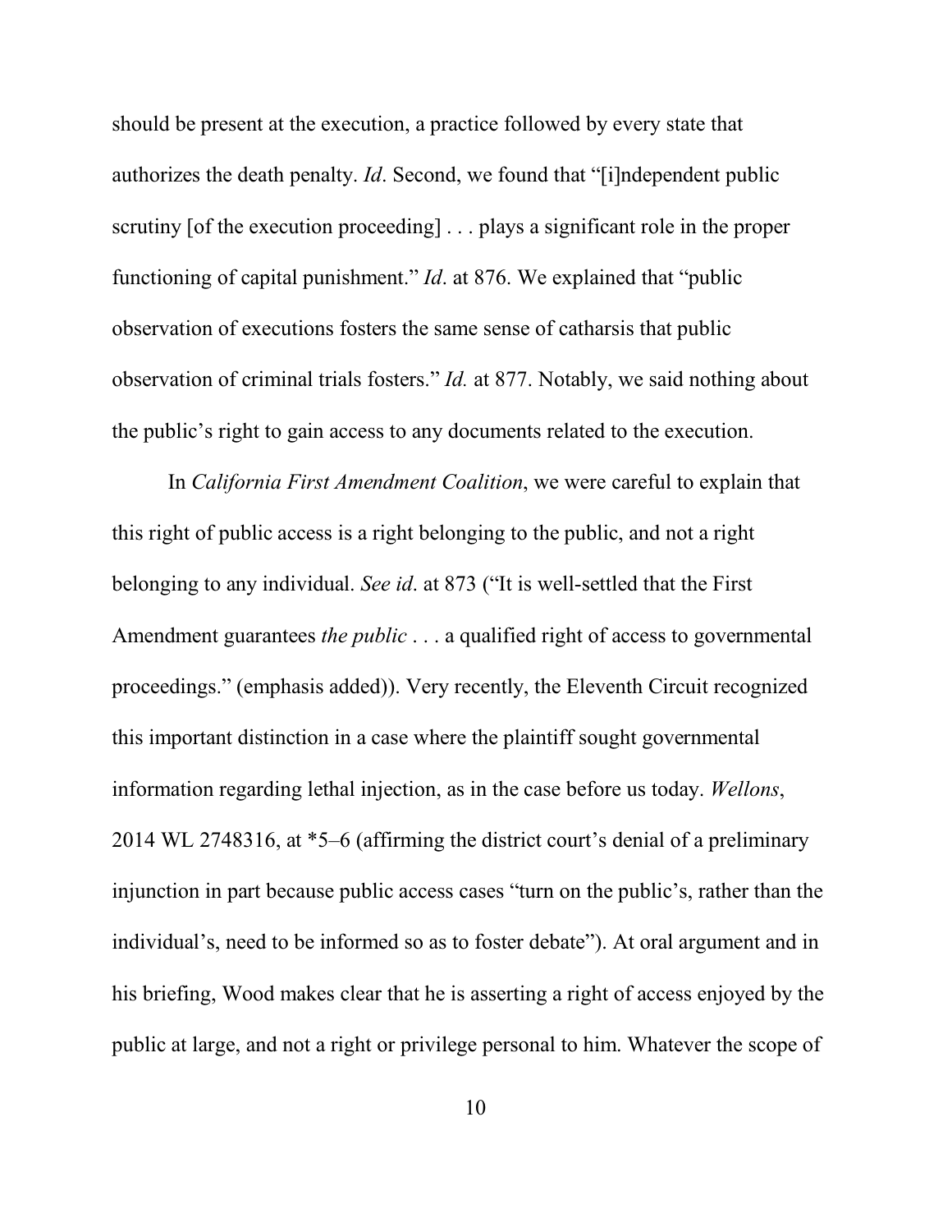should be present at the execution, a practice followed by every state that authorizes the death penalty. *Id*. Second, we found that "[i]ndependent public scrutiny [of the execution proceeding] . . . plays a significant role in the proper functioning of capital punishment." *Id*. at 876. We explained that "public observation of executions fosters the same sense of catharsis that public observation of criminal trials fosters." *Id.* at 877. Notably, we said nothing about the public's right to gain access to any documents related to the execution.

In *California First Amendment Coalition*, we were careful to explain that this right of public access is a right belonging to the public, and not a right belonging to any individual. *See id*. at 873 ("It is well-settled that the First Amendment guarantees *the public* . . . a qualified right of access to governmental proceedings." (emphasis added)). Very recently, the Eleventh Circuit recognized this important distinction in a case where the plaintiff sought governmental information regarding lethal injection, as in the case before us today. *Wellons*, 2014 WL 2748316, at *5–6 (affirming the district court's denial of a preliminary injunction in part because public access cases "turn on the public's, rather than the individual's, need to be informed so as to foster debate"). At oral argument and in his briefing, Wood makes clear that he is asserting a right of access enjoyed by the public at large, and not a right or privilege personal to him. Whatever the scope of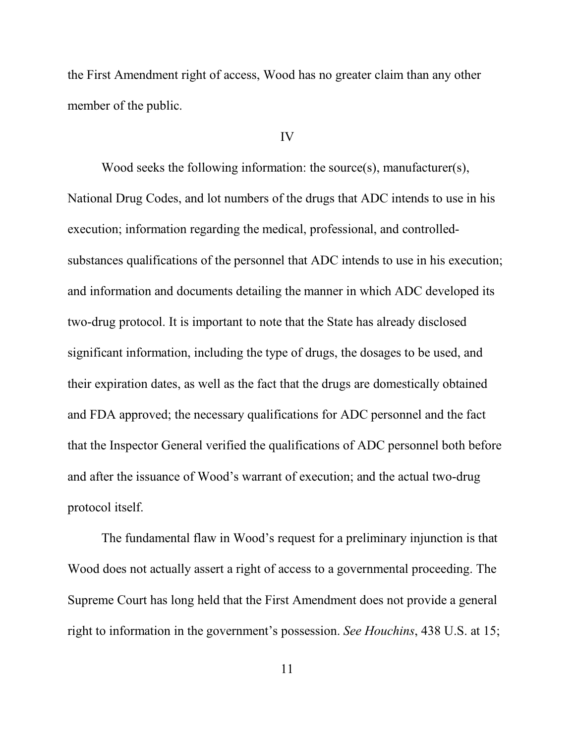the First Amendment right of access, Wood has no greater claim than any other member of the public.

## IV

Wood seeks the following information: the source(s), manufacturer(s), National Drug Codes, and lot numbers of the drugs that ADC intends to use in his execution; information regarding the medical, professional, and controlled-substances qualifications of the personnel that ADC intends to use in his execution; and information and documents detailing the manner in which ADC developed its two-drug protocol. It is important to note that the State has already disclosed significant information, including the type of drugs, the dosages to be used, and their expiration dates, as well as the fact that the drugs are domestically obtained and FDA approved; the necessary qualifications for ADC personnel and the fact that the Inspector General verified the qualifications of ADC personnel both before and after the issuance of Wood's warrant of execution; and the actual two-drug protocol itself.

The fundamental flaw in Wood's request for a preliminary injunction is that Wood does not actually assert a right of access to a governmental proceeding. The Supreme Court has long held that the First Amendment does not provide a general right to information in the government's possession. *See Houchins*, 438 U.S. at 15;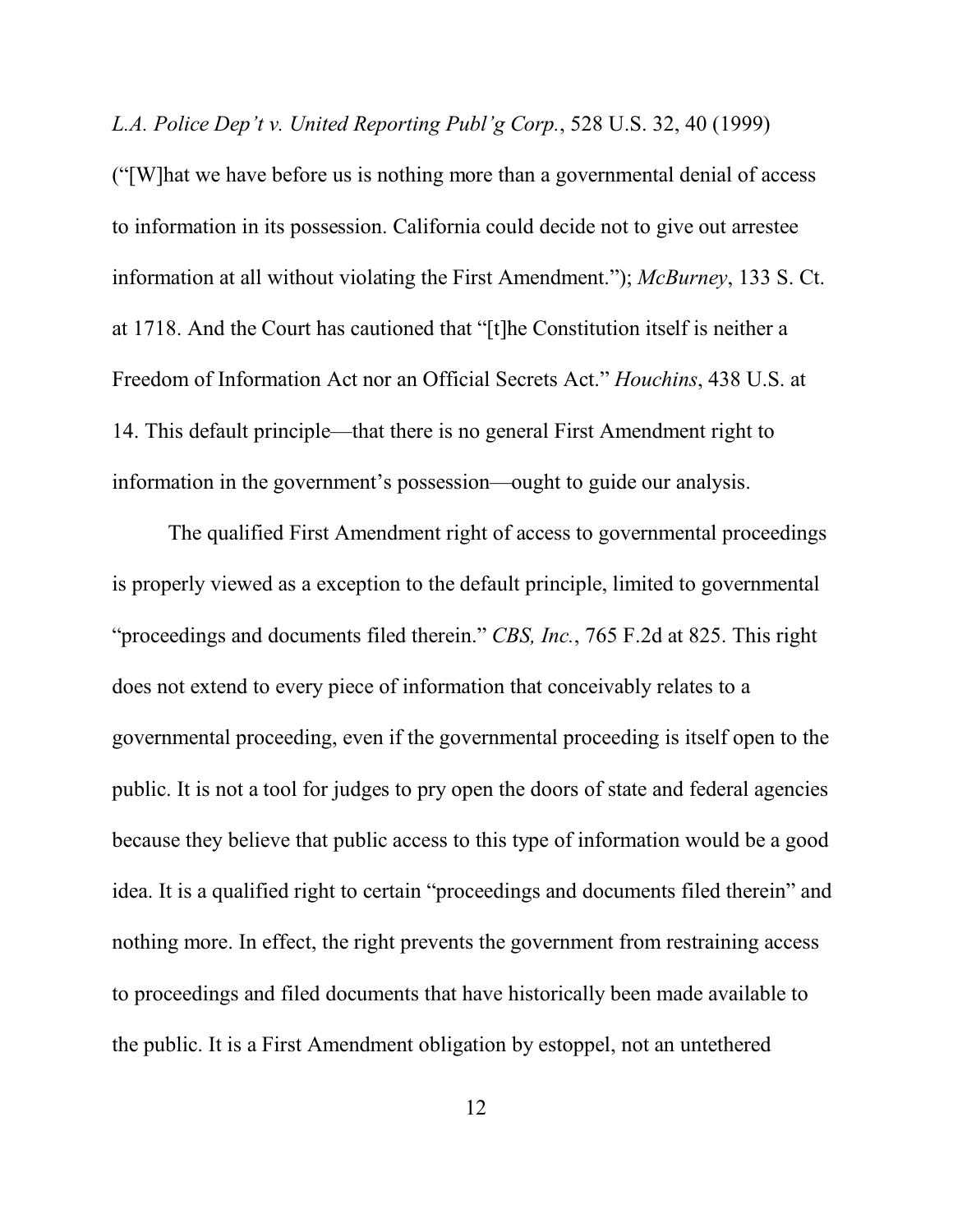*L.A. Police Dep't v. United Reporting Publ'g Corp.*, 528 U.S. 32, 40 (1999) ("[W]hat we have before us is nothing more than a governmental denial of access to information in its possession. California could decide not to give out arrestee information at all without violating the First Amendment."); *McBurney*, 133 S. Ct. at 1718. And the Court has cautioned that "[t]he Constitution itself is neither a Freedom of Information Act nor an Official Secrets Act." *Houchins*, 438 U.S. at 14. This default principle—that there is no general First Amendment right to information in the government's possession—ought to guide our analysis.

The qualified First Amendment right of access to governmental proceedings is properly viewed as a exception to the default principle, limited to governmental "proceedings and documents filed therein." *CBS, Inc.*, 765 F.2d at 825. This right does not extend to every piece of information that conceivably relates to a governmental proceeding, even if the governmental proceeding is itself open to the public. It is not a tool for judges to pry open the doors of state and federal agencies because they believe that public access to this type of information would be a good idea. It is a qualified right to certain "proceedings and documents filed therein" and nothing more. In effect, the right prevents the government from restraining access to proceedings and filed documents that have historically been made available to the public. It is a First Amendment obligation by estoppel, not an untethered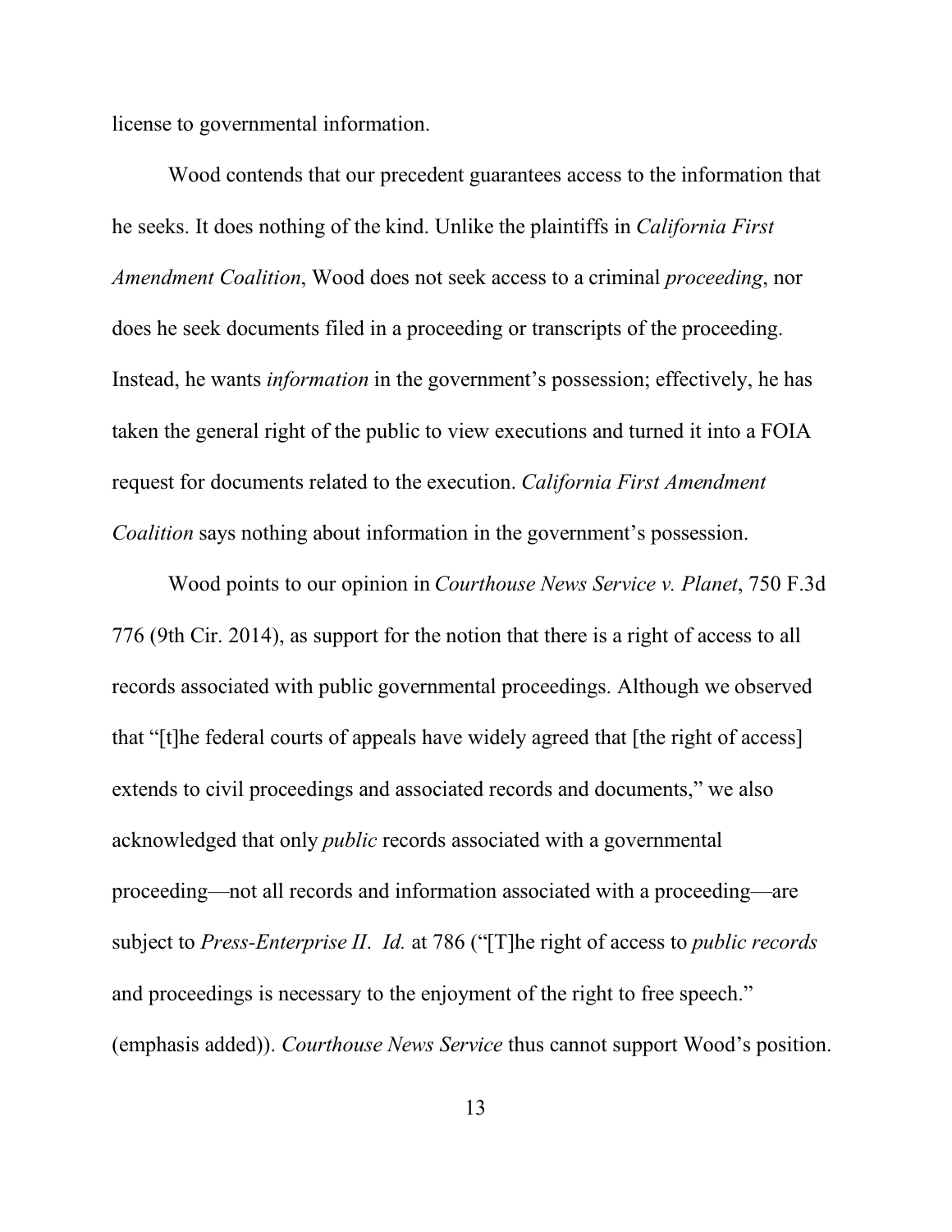license to governmental information.

Wood contends that our precedent guarantees access to the information that he seeks. It does nothing of the kind. Unlike the plaintiffs in *California First Amendment Coalition*, Wood does not seek access to a criminal *proceeding*, nor does he seek documents filed in a proceeding or transcripts of the proceeding. Instead, he wants *information* in the government's possession; effectively, he has taken the general right of the public to view executions and turned it into a FOIA request for documents related to the execution. *California First Amendment Coalition* says nothing about information in the government's possession.

Wood points to our opinion in *Courthouse News Service v. Planet*, 750 F.3d 776 (9th Cir. 2014), as support for the notion that there is a right of access to all records associated with public governmental proceedings. Although we observed that "[t]he federal courts of appeals have widely agreed that [the right of access] extends to civil proceedings and associated records and documents," we also acknowledged that only *public* records associated with a governmental proceeding—not all records and information associated with a proceeding—are subject to *Press-Enterprise II*. *Id.* at 786 ("[T]he right of access to *public records* and proceedings is necessary to the enjoyment of the right to free speech." (emphasis added)). *Courthouse News Service* thus cannot support Wood's position.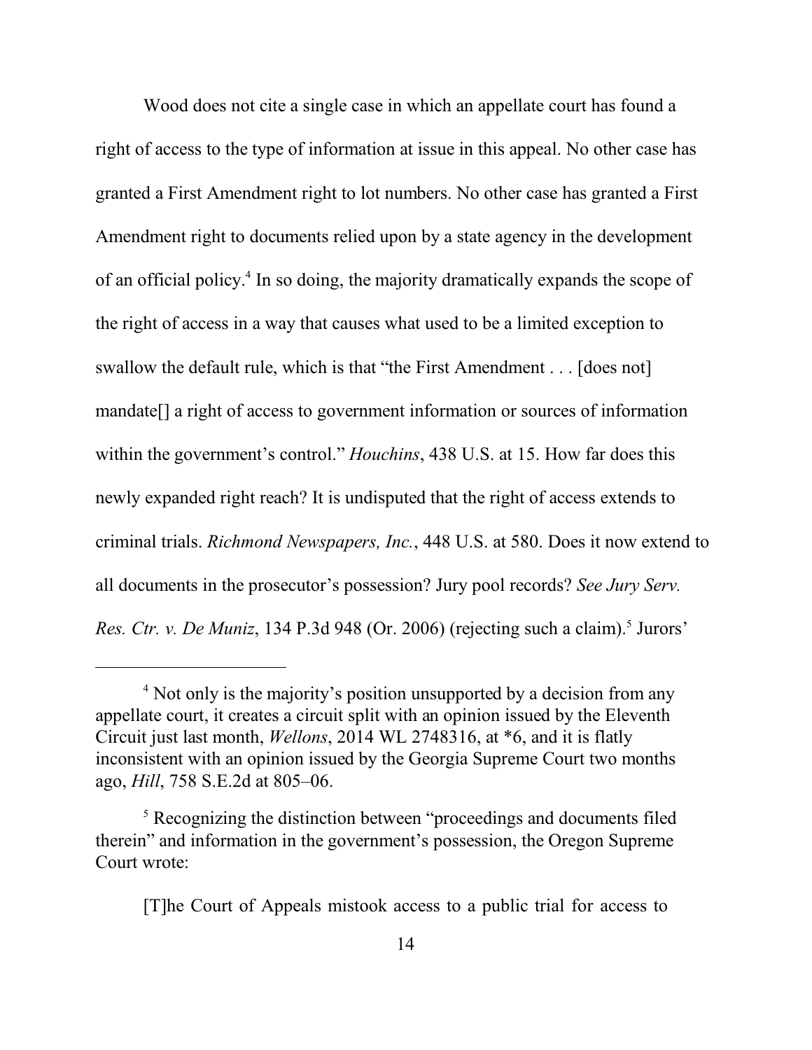Wood does not cite a single case in which an appellate court has found a right of access to the type of information at issue in this appeal. No other case has granted a First Amendment right to lot numbers. No other case has granted a First Amendment right to documents relied upon by a state agency in the development of an official policy.[4] In so doing, the majority dramatically expands the scope of the right of access in a way that causes what used to be a limited exception to swallow the default rule, which is that "the First Amendment . . . [does not] mandate[] a right of access to government information or sources of information within the government's control." *Houchins*, 438 U.S. at 15. How far does this newly expanded right reach? It is undisputed that the right of access extends to criminal trials. *Richmond Newspapers, Inc.*, 448 U.S. at 580. Does it now extend to all documents in the prosecutor's possession? Jury pool records? *See Jury Serv. Res. Ctr. v. De Muniz*, 134 P.3d 948 (Or. 2006) (rejecting such a claim).[5] Jurors'

---

[4] Not only is the majority's position unsupported by a decision from any appellate court, it creates a circuit split with an opinion issued by the Eleventh Circuit just last month, *Wellons*, 2014 WL 2748316, at *6, and it is flatly inconsistent with an opinion issued by the Georgia Supreme Court two months ago, *Hill*, 758 S.E.2d at 805–06.

[5] Recognizing the distinction between "proceedings and documents filed therein" and information in the government's possession, the Oregon Supreme Court wrote:

> [T]he Court of Appeals mistook access to a public trial for access to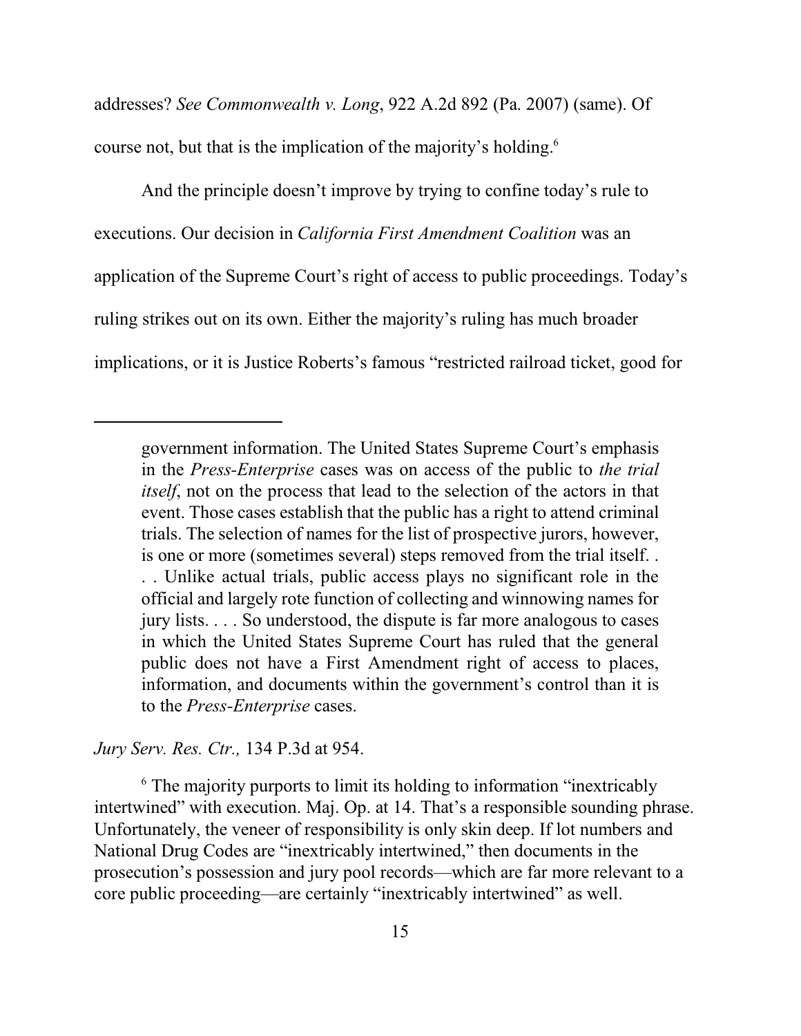addresses? *See Commonwealth v. Long*, 922 A.2d 892 (Pa. 2007) (same). Of course not, but that is the implication of the majority's holding.[6]

And the principle doesn't improve by trying to confine today's rule to executions. Our decision in *California First Amendment Coalition* was an application of the Supreme Court's right of access to public proceedings. Today's ruling strikes out on its own. Either the majority's ruling has much broader implications, or it is Justice Roberts's famous "restricted railroad ticket, good for

---

> government information. The United States Supreme Court's emphasis in the *Press-Enterprise* cases was on access of the public to *the trial itself*, not on the process that lead to the selection of the actors in that event. Those cases establish that the public has a right to attend criminal trials. The selection of names for the list of prospective jurors, however, is one or more (sometimes several) steps removed from the trial itself. . . . Unlike actual trials, public access plays no significant role in the official and largely rote function of collecting and winnowing names for jury lists. . . . So understood, the dispute is far more analogous to cases in which the United States Supreme Court has ruled that the general public does not have a First Amendment right of access to places, information, and documents within the government's control than it is to the *Press-Enterprise* cases.

*Jury Serv. Res. Ctr.,* 134 P.3d at 954.

[6] The majority purports to limit its holding to information "inextricably intertwined" with execution. Maj. Op. at 14. That's a responsible sounding phrase. Unfortunately, the veneer of responsibility is only skin deep. If lot numbers and National Drug Codes are "inextricably intertwined," then documents in the prosecution's possession and jury pool records—which are far more relevant to a core public proceeding—are certainly "inextricably intertwined" as well.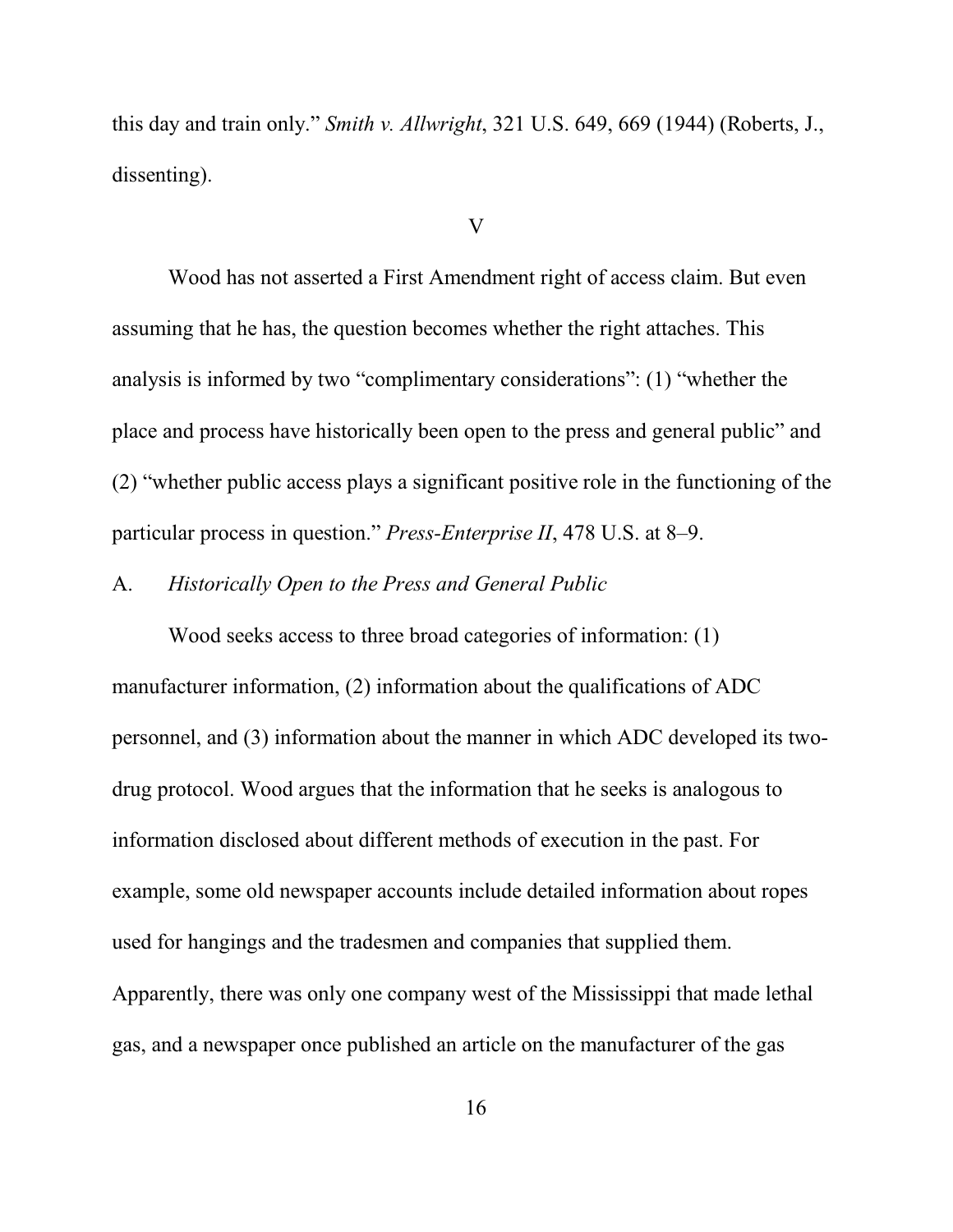this day and train only." *Smith v. Allwright*, 321 U.S. 649, 669 (1944) (Roberts, J., dissenting).

## V

Wood has not asserted a First Amendment right of access claim. But even assuming that he has, the question becomes whether the right attaches. This analysis is informed by two "complimentary considerations": (1) "whether the place and process have historically been open to the press and general public" and (2) "whether public access plays a significant positive role in the functioning of the particular process in question." *Press-Enterprise II*, 478 U.S. at 8–9.

### A. *Historically Open to the Press and General Public*

Wood seeks access to three broad categories of information: (1) manufacturer information, (2) information about the qualifications of ADC personnel, and (3) information about the manner in which ADC developed its two-drug protocol. Wood argues that the information that he seeks is analogous to information disclosed about different methods of execution in the past. For example, some old newspaper accounts include detailed information about ropes used for hangings and the tradesmen and companies that supplied them. Apparently, there was only one company west of the Mississippi that made lethal gas, and a newspaper once published an article on the manufacturer of the gas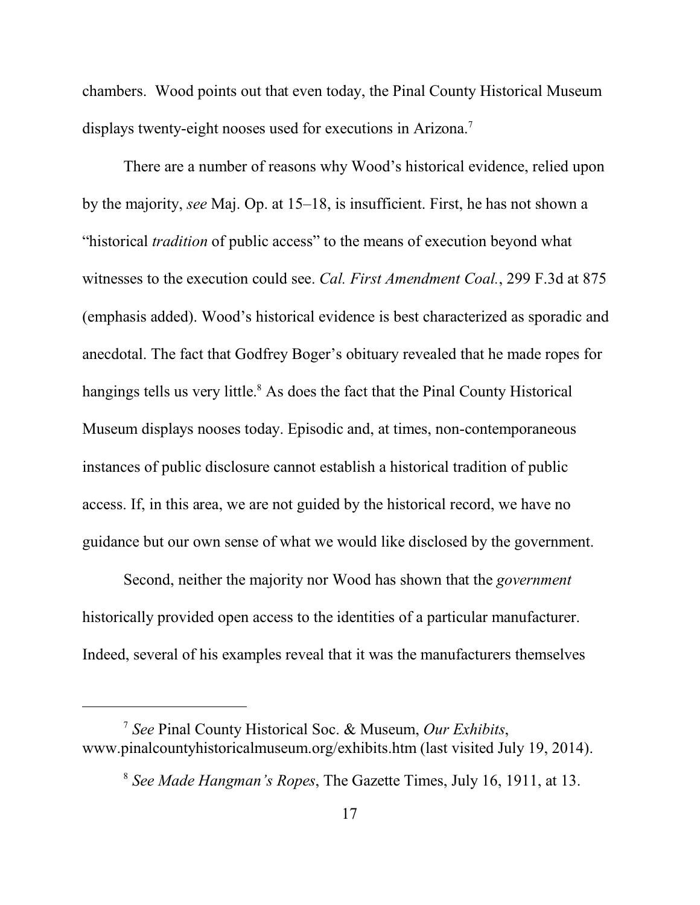chambers. Wood points out that even today, the Pinal County Historical Museum displays twenty-eight nooses used for executions in Arizona.[7]

There are a number of reasons why Wood's historical evidence, relied upon by the majority, *see* Maj. Op. at 15–18, is insufficient. First, he has not shown a "historical *tradition* of public access" to the means of execution beyond what witnesses to the execution could see. *Cal. First Amendment Coal.*, 299 F.3d at 875 (emphasis added). Wood's historical evidence is best characterized as sporadic and anecdotal. The fact that Godfrey Boger's obituary revealed that he made ropes for hangings tells us very little.[8] As does the fact that the Pinal County Historical Museum displays nooses today. Episodic and, at times, non-contemporaneous instances of public disclosure cannot establish a historical tradition of public access. If, in this area, we are not guided by the historical record, we have no guidance but our own sense of what we would like disclosed by the government.

Second, neither the majority nor Wood has shown that the *government* historically provided open access to the identities of a particular manufacturer. Indeed, several of his examples reveal that it was the manufacturers themselves

---

[7] *See* Pinal County Historical Soc. & Museum, *Our Exhibits*, www.pinalcountyhistoricalmuseum.org/exhibits.htm (last visited July 19, 2014).

[8] *See Made Hangman's Ropes*, The Gazette Times, July 16, 1911, at 13.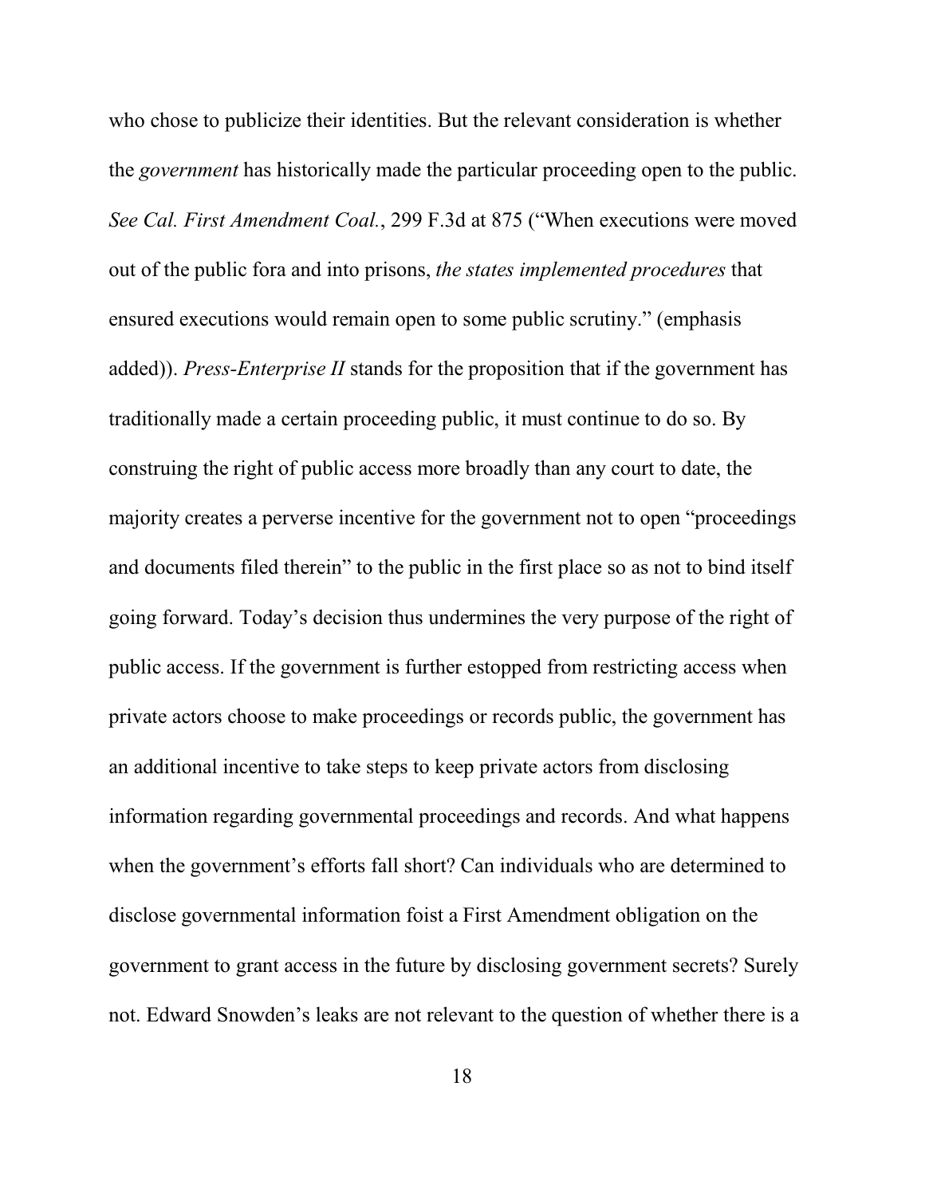who chose to publicize their identities. But the relevant consideration is whether the *government* has historically made the particular proceeding open to the public. *See Cal. First Amendment Coal.*, 299 F.3d at 875 ("When executions were moved out of the public fora and into prisons, *the states implemented procedures* that ensured executions would remain open to some public scrutiny." (emphasis added)). *Press-Enterprise II* stands for the proposition that if the government has traditionally made a certain proceeding public, it must continue to do so. By construing the right of public access more broadly than any court to date, the majority creates a perverse incentive for the government not to open "proceedings and documents filed therein" to the public in the first place so as not to bind itself going forward. Today's decision thus undermines the very purpose of the right of public access. If the government is further estopped from restricting access when private actors choose to make proceedings or records public, the government has an additional incentive to take steps to keep private actors from disclosing information regarding governmental proceedings and records. And what happens when the government's efforts fall short? Can individuals who are determined to disclose governmental information foist a First Amendment obligation on the government to grant access in the future by disclosing government secrets? Surely not. Edward Snowden's leaks are not relevant to the question of whether there is a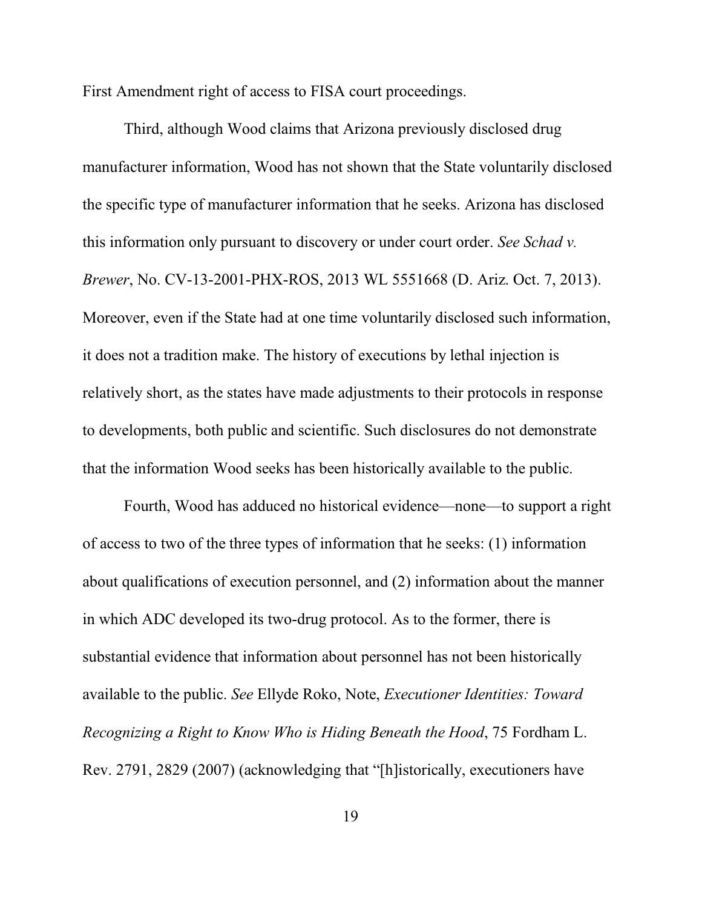First Amendment right of access to FISA court proceedings.

Third, although Wood claims that Arizona previously disclosed drug manufacturer information, Wood has not shown that the State voluntarily disclosed the specific type of manufacturer information that he seeks. Arizona has disclosed this information only pursuant to discovery or under court order. *See Schad v. Brewer*, No. CV-13-2001-PHX-ROS, 2013 WL 5551668 (D. Ariz. Oct. 7, 2013). Moreover, even if the State had at one time voluntarily disclosed such information, it does not a tradition make. The history of executions by lethal injection is relatively short, as the states have made adjustments to their protocols in response to developments, both public and scientific. Such disclosures do not demonstrate that the information Wood seeks has been historically available to the public.

Fourth, Wood has adduced no historical evidence—none—to support a right of access to two of the three types of information that he seeks: (1) information about qualifications of execution personnel, and (2) information about the manner in which ADC developed its two-drug protocol. As to the former, there is substantial evidence that information about personnel has not been historically available to the public. *See* Ellyde Roko, Note, *Executioner Identities: Toward Recognizing a Right to Know Who is Hiding Beneath the Hood*, 75 Fordham L. Rev. 2791, 2829 (2007) (acknowledging that "[h]istorically, executioners have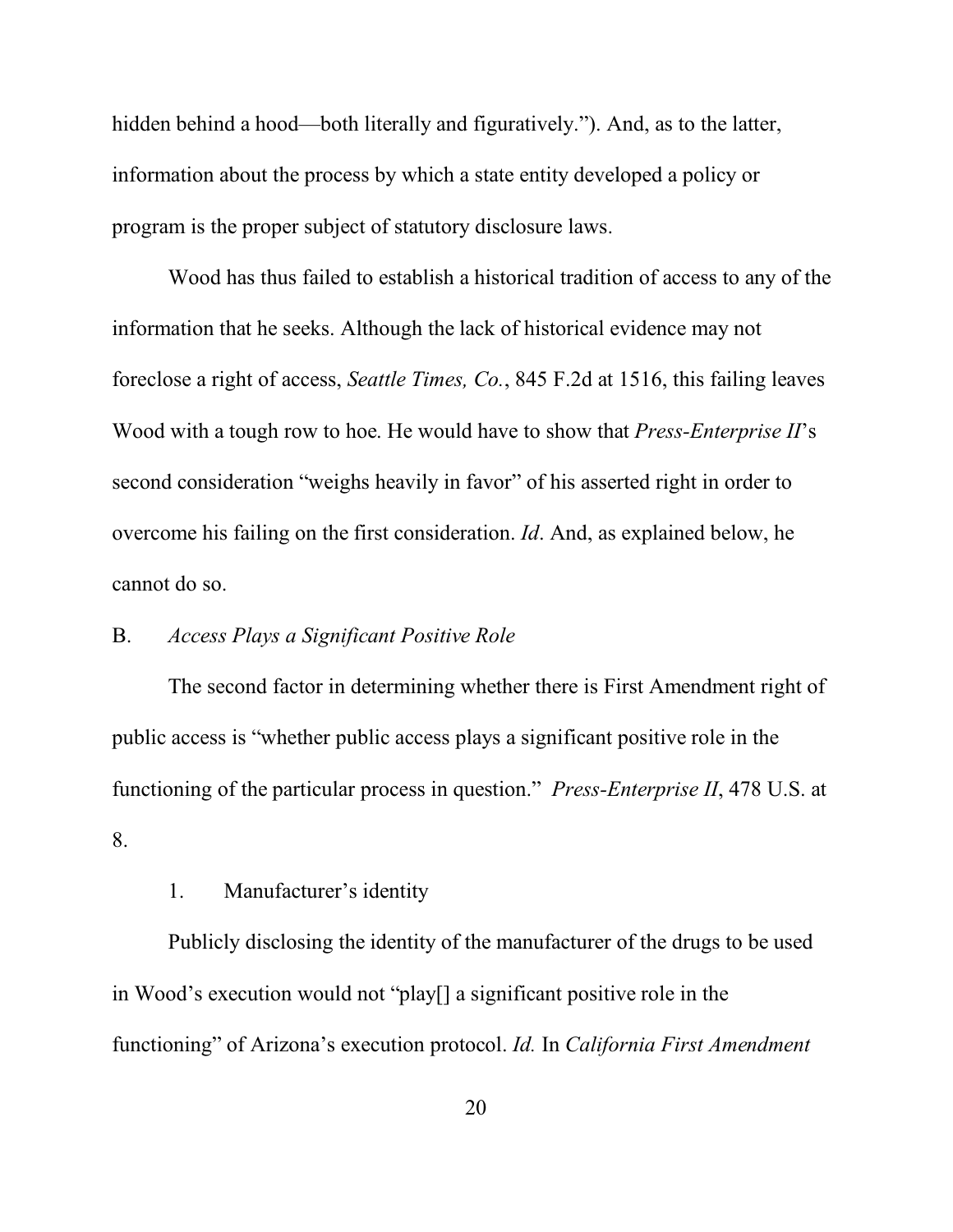hidden behind a hood—both literally and figuratively.”). And, as to the latter, information about the process by which a state entity developed a policy or program is the proper subject of statutory disclosure laws.

Wood has thus failed to establish a historical tradition of access to any of the information that he seeks. Although the lack of historical evidence may not foreclose a right of access, *Seattle Times, Co.*, 845 F.2d at 1516, this failing leaves Wood with a tough row to hoe. He would have to show that *Press-Enterprise II*’s second consideration “weighs heavily in favor” of his asserted right in order to overcome his failing on the first consideration. *Id*. And, as explained below, he cannot do so.

B. *Access Plays a Significant Positive Role*

The second factor in determining whether there is First Amendment right of public access is “whether public access plays a significant positive role in the functioning of the particular process in question.” *Press-Enterprise II*, 478 U.S. at 8.

1. Manufacturer’s identity

Publicly disclosing the identity of the manufacturer of the drugs to be used in Wood’s execution would not “play[] a significant positive role in the functioning” of Arizona’s execution protocol. *Id.* In *California First Amendment*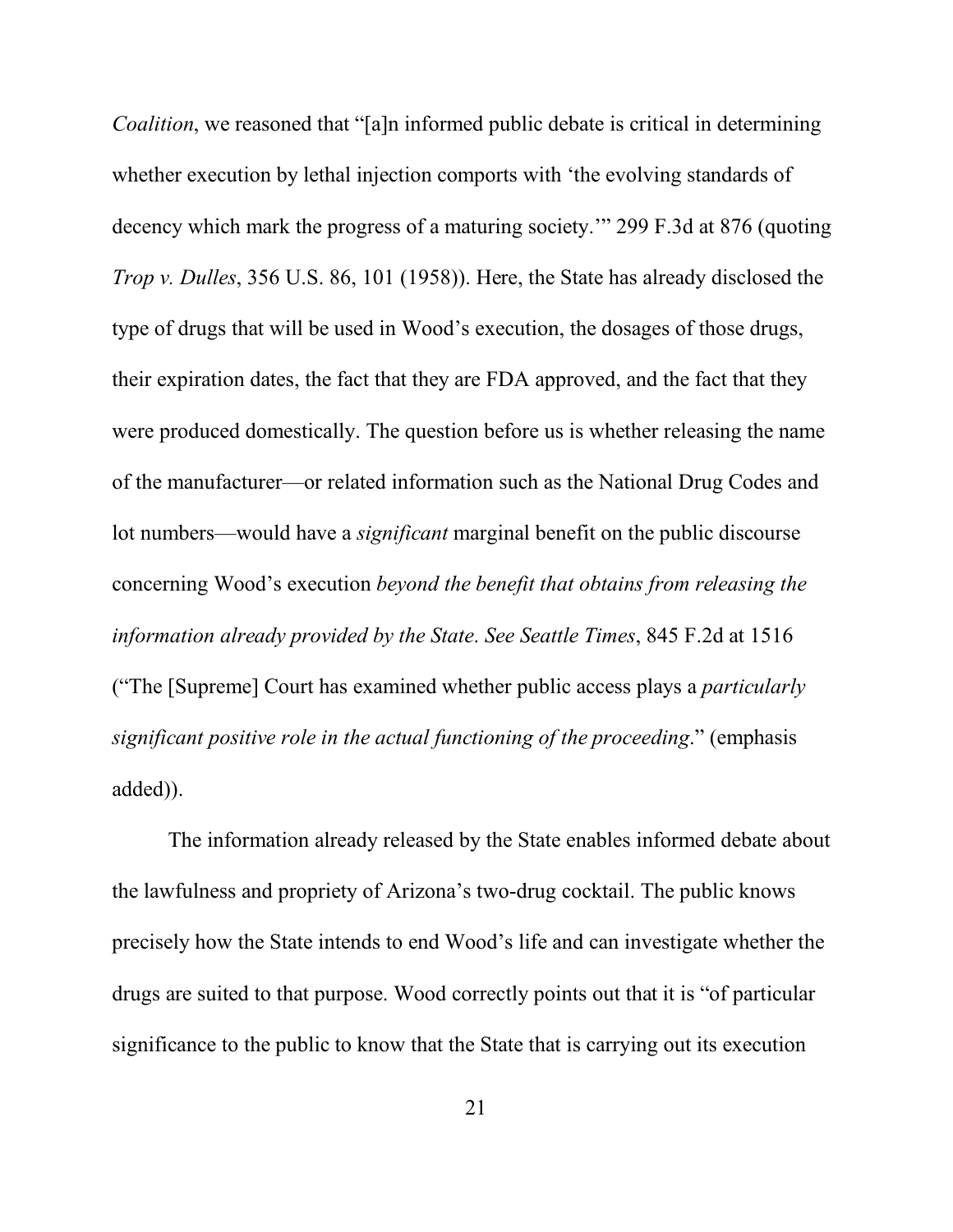*Coalition*, we reasoned that "[a]n informed public debate is critical in determining whether execution by lethal injection comports with 'the evolving standards of decency which mark the progress of a maturing society.'" 299 F.3d at 876 (quoting *Trop v. Dulles*, 356 U.S. 86, 101 (1958)). Here, the State has already disclosed the type of drugs that will be used in Wood's execution, the dosages of those drugs, their expiration dates, the fact that they are FDA approved, and the fact that they were produced domestically. The question before us is whether releasing the name of the manufacturer—or related information such as the National Drug Codes and lot numbers—would have a *significant* marginal benefit on the public discourse concerning Wood's execution *beyond the benefit that obtains from releasing the information already provided by the State*. *See Seattle Times*, 845 F.2d at 1516 ("The [Supreme] Court has examined whether public access plays a *particularly significant positive role in the actual functioning of the proceeding*." (emphasis added)).

The information already released by the State enables informed debate about the lawfulness and propriety of Arizona's two-drug cocktail. The public knows precisely how the State intends to end Wood's life and can investigate whether the drugs are suited to that purpose. Wood correctly points out that it is "of particular significance to the public to know that the State that is carrying out its execution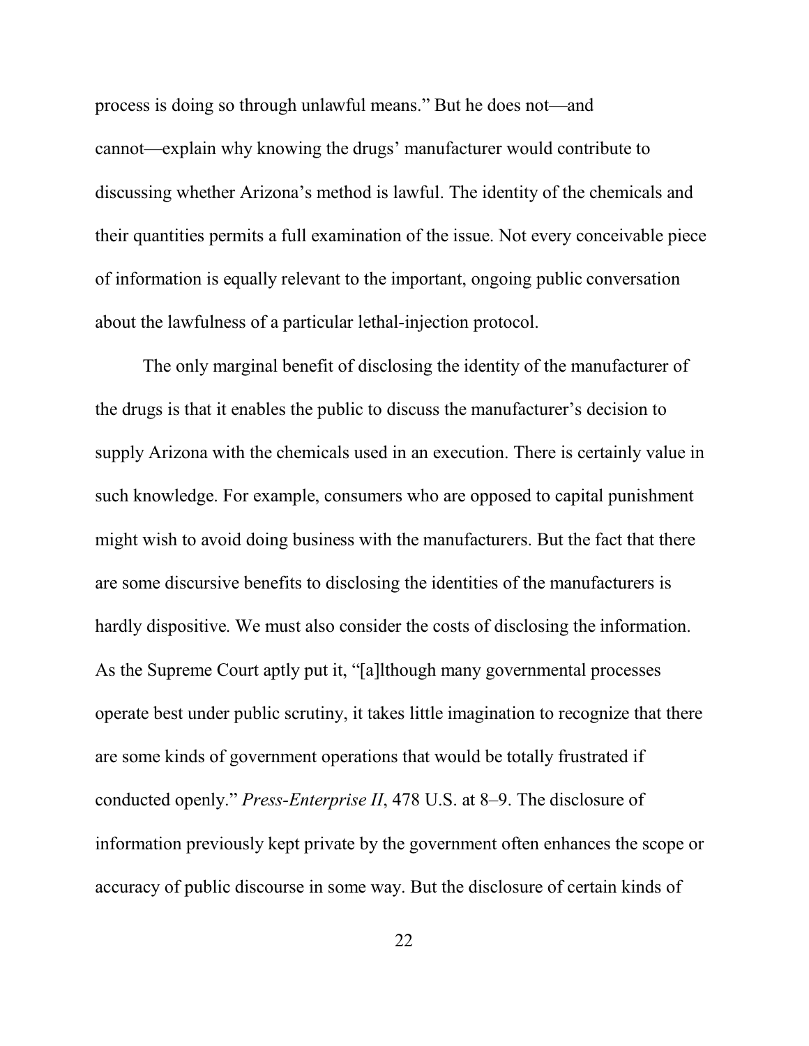process is doing so through unlawful means." But he does not—and cannot—explain why knowing the drugs' manufacturer would contribute to discussing whether Arizona's method is lawful. The identity of the chemicals and their quantities permits a full examination of the issue. Not every conceivable piece of information is equally relevant to the important, ongoing public conversation about the lawfulness of a particular lethal-injection protocol.

The only marginal benefit of disclosing the identity of the manufacturer of the drugs is that it enables the public to discuss the manufacturer's decision to supply Arizona with the chemicals used in an execution. There is certainly value in such knowledge. For example, consumers who are opposed to capital punishment might wish to avoid doing business with the manufacturers. But the fact that there are some discursive benefits to disclosing the identities of the manufacturers is hardly dispositive. We must also consider the costs of disclosing the information. As the Supreme Court aptly put it, "[a]lthough many governmental processes operate best under public scrutiny, it takes little imagination to recognize that there are some kinds of government operations that would be totally frustrated if conducted openly." *Press-Enterprise II*, 478 U.S. at 8–9. The disclosure of information previously kept private by the government often enhances the scope or accuracy of public discourse in some way. But the disclosure of certain kinds of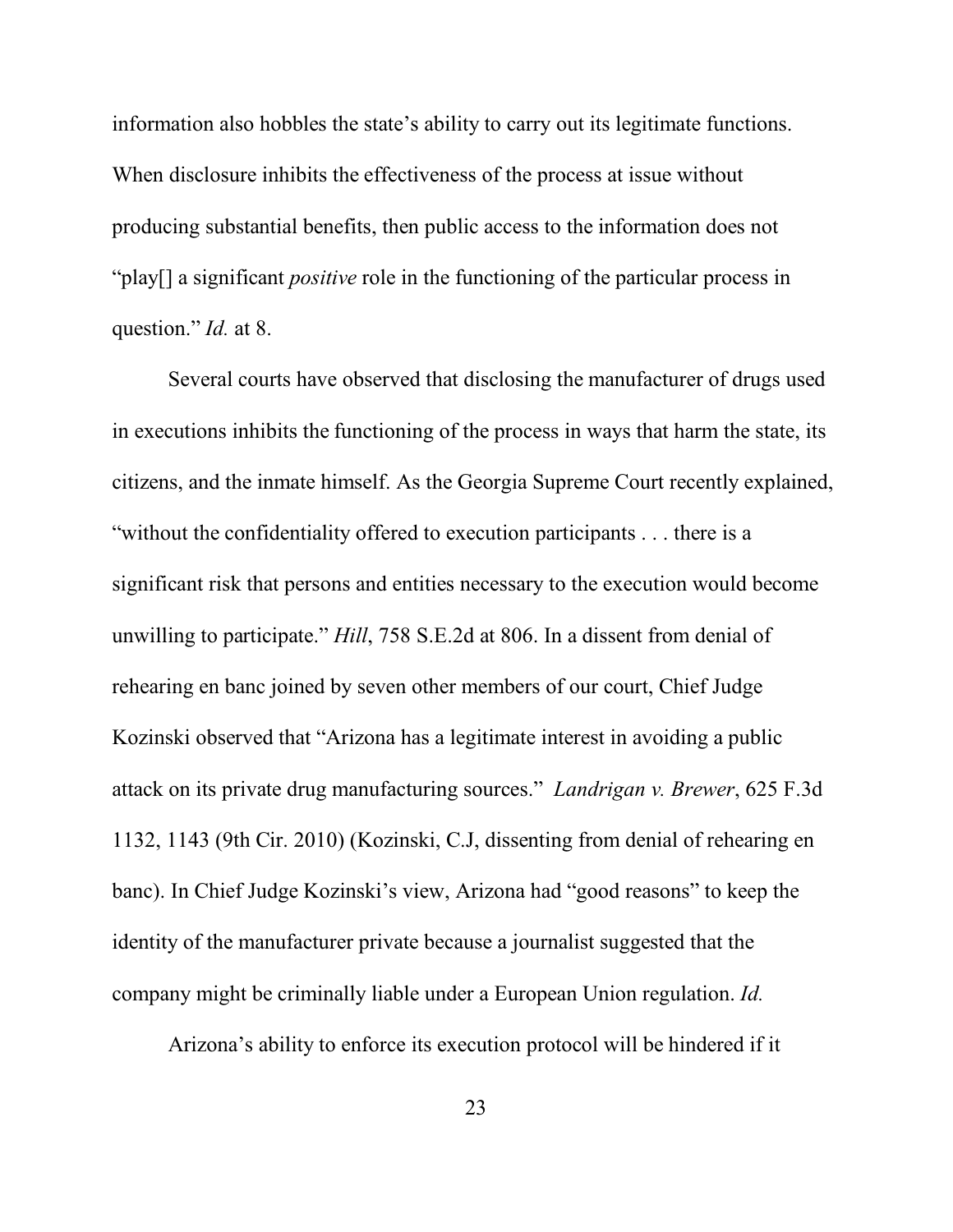information also hobbles the state's ability to carry out its legitimate functions. When disclosure inhibits the effectiveness of the process at issue without producing substantial benefits, then public access to the information does not "play[] a significant *positive* role in the functioning of the particular process in question." *Id.* at 8.

Several courts have observed that disclosing the manufacturer of drugs used in executions inhibits the functioning of the process in ways that harm the state, its citizens, and the inmate himself. As the Georgia Supreme Court recently explained, "without the confidentiality offered to execution participants . . . there is a significant risk that persons and entities necessary to the execution would become unwilling to participate." *Hill*, 758 S.E.2d at 806. In a dissent from denial of rehearing en banc joined by seven other members of our court, Chief Judge Kozinski observed that "Arizona has a legitimate interest in avoiding a public attack on its private drug manufacturing sources." *Landrigan v. Brewer*, 625 F.3d 1132, 1143 (9th Cir. 2010) (Kozinski, C.J, dissenting from denial of rehearing en banc). In Chief Judge Kozinski's view, Arizona had "good reasons" to keep the identity of the manufacturer private because a journalist suggested that the company might be criminally liable under a European Union regulation. *Id.*

Arizona's ability to enforce its execution protocol will be hindered if it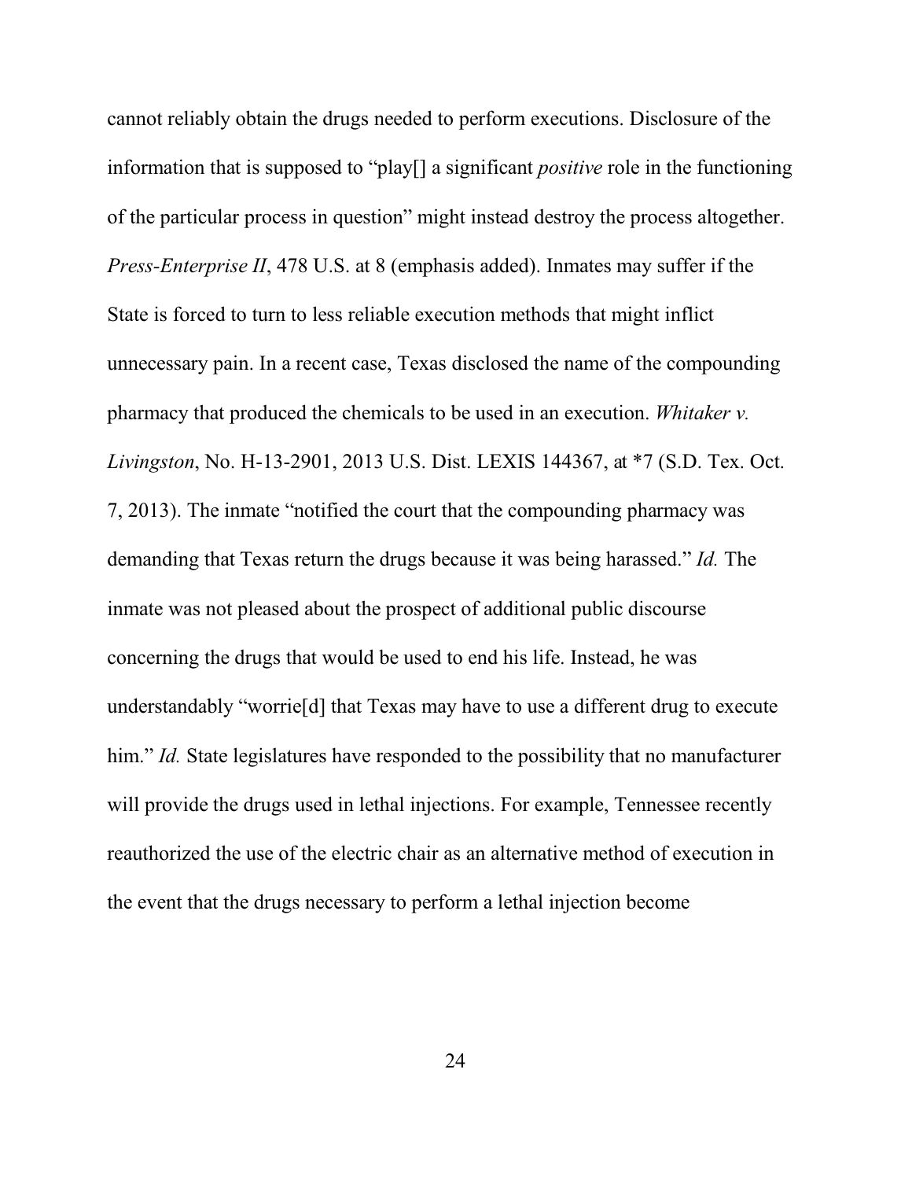cannot reliably obtain the drugs needed to perform executions. Disclosure of the information that is supposed to "play[] a significant *positive* role in the functioning of the particular process in question" might instead destroy the process altogether. *Press-Enterprise II*, 478 U.S. at 8 (emphasis added). Inmates may suffer if the State is forced to turn to less reliable execution methods that might inflict unnecessary pain. In a recent case, Texas disclosed the name of the compounding pharmacy that produced the chemicals to be used in an execution. *Whitaker v. Livingston*, No. H-13-2901, 2013 U.S. Dist. LEXIS 144367, at *7 (S.D. Tex. Oct. 7, 2013). The inmate "notified the court that the compounding pharmacy was demanding that Texas return the drugs because it was being harassed." *Id.* The inmate was not pleased about the prospect of additional public discourse concerning the drugs that would be used to end his life. Instead, he was understandably "worrie[d] that Texas may have to use a different drug to execute him." *Id.* State legislatures have responded to the possibility that no manufacturer will provide the drugs used in lethal injections. For example, Tennessee recently reauthorized the use of the electric chair as an alternative method of execution in the event that the drugs necessary to perform a lethal injection become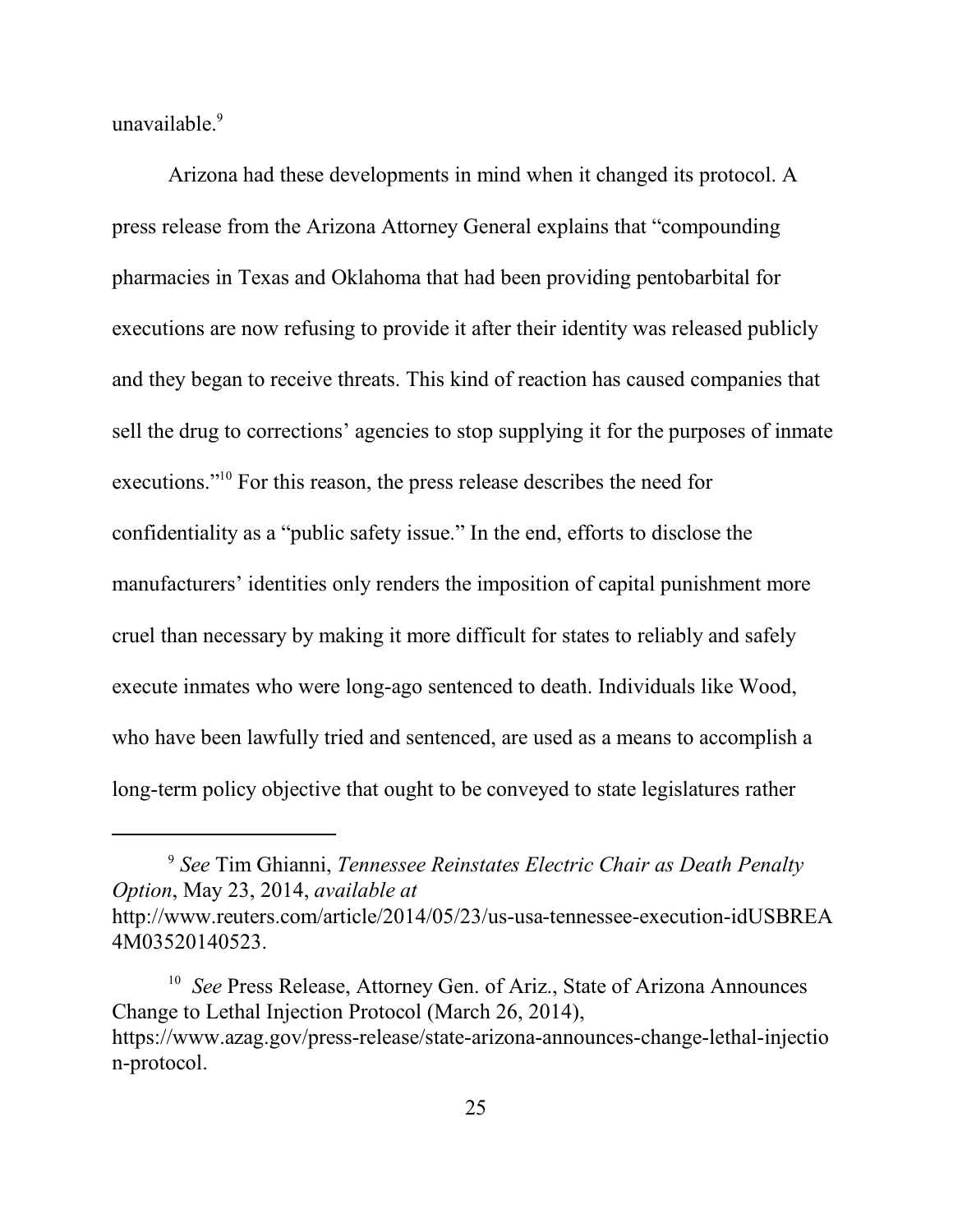unavailable.[9]

Arizona had these developments in mind when it changed its protocol. A press release from the Arizona Attorney General explains that "compounding pharmacies in Texas and Oklahoma that had been providing pentobarbital for executions are now refusing to provide it after their identity was released publicly and they began to receive threats. This kind of reaction has caused companies that sell the drug to corrections' agencies to stop supplying it for the purposes of inmate executions."[10] For this reason, the press release describes the need for confidentiality as a "public safety issue." In the end, efforts to disclose the manufacturers' identities only renders the imposition of capital punishment more cruel than necessary by making it more difficult for states to reliably and safely execute inmates who were long-ago sentenced to death. Individuals like Wood, who have been lawfully tried and sentenced, are used as a means to accomplish a long-term policy objective that ought to be conveyed to state legislatures rather

---

[9] *See* Tim Ghianni, *Tennessee Reinstates Electric Chair as Death Penalty Option*, May 23, 2014, *available at* http://www.reuters.com/article/2014/05/23/us-usa-tennessee-execution-idUSBREA4M03520140523.

[10] *See* Press Release, Attorney Gen. of Ariz., State of Arizona Announces Change to Lethal Injection Protocol (March 26, 2014), https://www.azag.gov/press-release/state-arizona-announces-change-lethal-injection-protocol.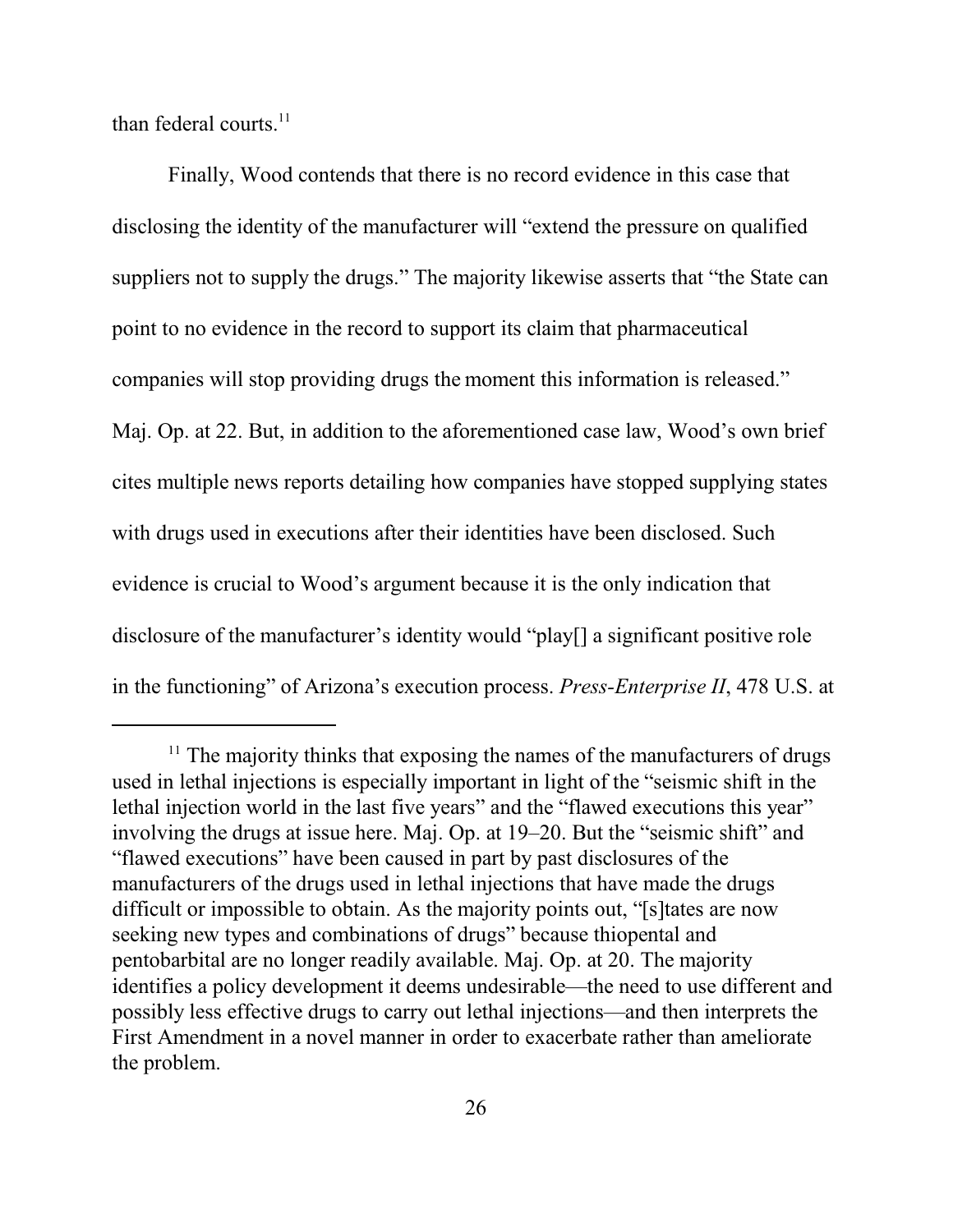than federal courts.[11]

Finally, Wood contends that there is no record evidence in this case that disclosing the identity of the manufacturer will "extend the pressure on qualified suppliers not to supply the drugs." The majority likewise asserts that "the State can point to no evidence in the record to support its claim that pharmaceutical companies will stop providing drugs the moment this information is released." Maj. Op. at 22. But, in addition to the aforementioned case law, Wood's own brief cites multiple news reports detailing how companies have stopped supplying states with drugs used in executions after their identities have been disclosed. Such evidence is crucial to Wood's argument because it is the only indication that disclosure of the manufacturer's identity would "play[] a significant positive role in the functioning" of Arizona's execution process. *Press-Enterprise II*, 478 U.S. at

---

[11] The majority thinks that exposing the names of the manufacturers of drugs used in lethal injections is especially important in light of the "seismic shift in the lethal injection world in the last five years" and the "flawed executions this year" involving the drugs at issue here. Maj. Op. at 19–20. But the "seismic shift" and "flawed executions" have been caused in part by past disclosures of the manufacturers of the drugs used in lethal injections that have made the drugs difficult or impossible to obtain. As the majority points out, "[s]tates are now seeking new types and combinations of drugs" because thiopental and pentobarbital are no longer readily available. Maj. Op. at 20. The majority identifies a policy development it deems undesirable—the need to use different and possibly less effective drugs to carry out lethal injections—and then interprets the First Amendment in a novel manner in order to exacerbate rather than ameliorate the problem.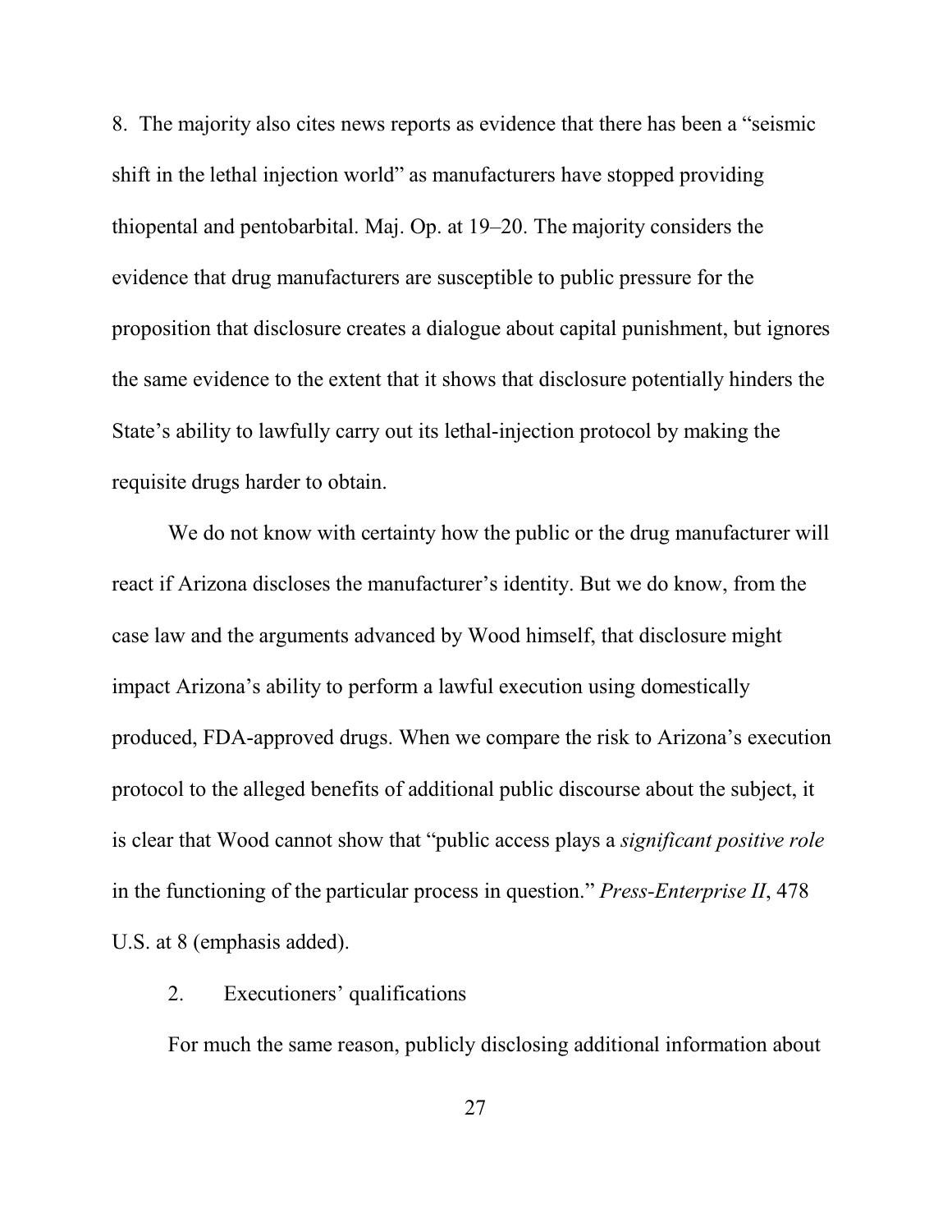8. The majority also cites news reports as evidence that there has been a "seismic shift in the lethal injection world" as manufacturers have stopped providing thiopental and pentobarbital. Maj. Op. at 19–20. The majority considers the evidence that drug manufacturers are susceptible to public pressure for the proposition that disclosure creates a dialogue about capital punishment, but ignores the same evidence to the extent that it shows that disclosure potentially hinders the State's ability to lawfully carry out its lethal-injection protocol by making the requisite drugs harder to obtain.

We do not know with certainty how the public or the drug manufacturer will react if Arizona discloses the manufacturer's identity. But we do know, from the case law and the arguments advanced by Wood himself, that disclosure might impact Arizona's ability to perform a lawful execution using domestically produced, FDA-approved drugs. When we compare the risk to Arizona's execution protocol to the alleged benefits of additional public discourse about the subject, it is clear that Wood cannot show that "public access plays a *significant positive role* in the functioning of the particular process in question." *Press-Enterprise II*, 478 U.S. at 8 (emphasis added).

2. Executioners' qualifications

For much the same reason, publicly disclosing additional information about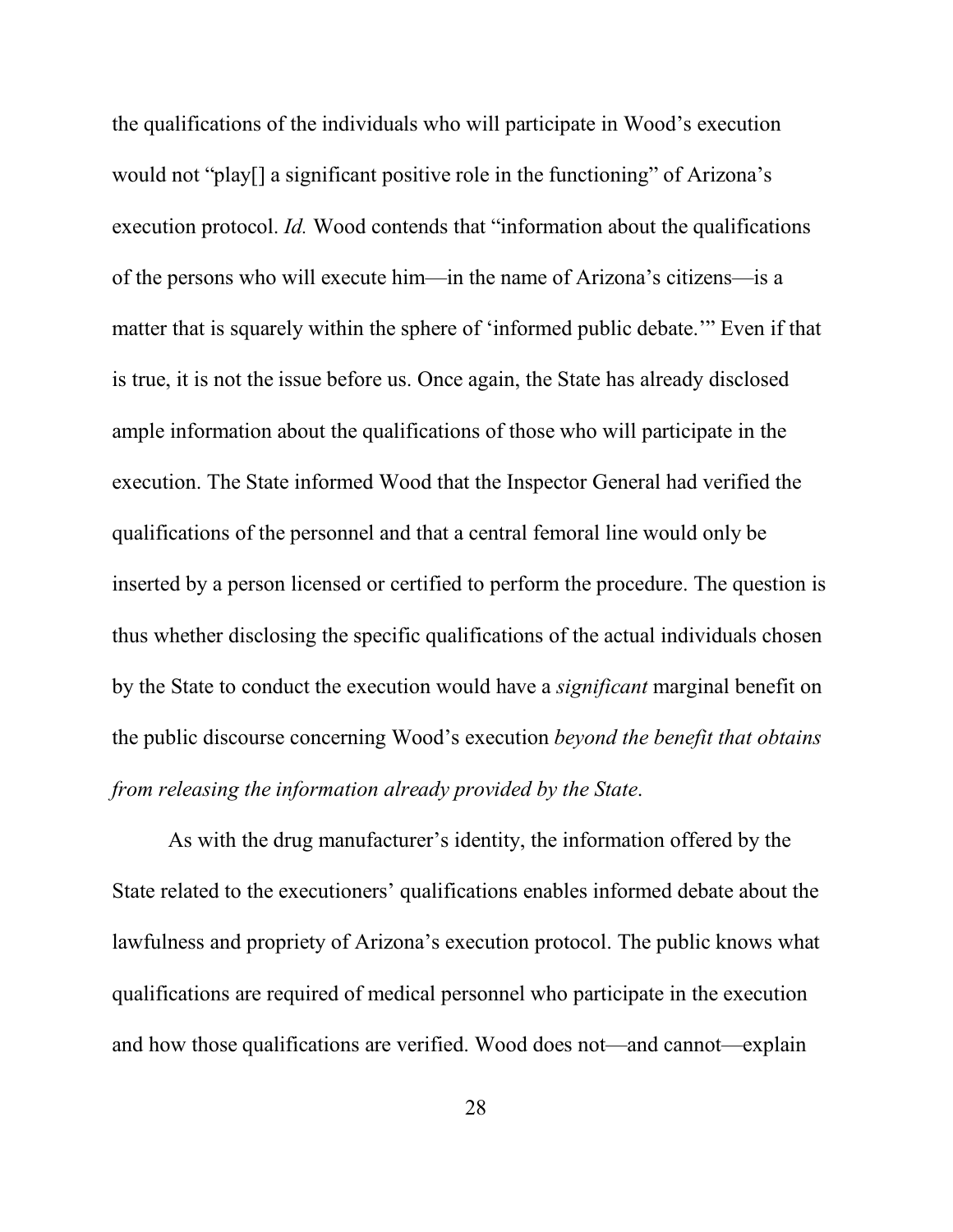the qualifications of the individuals who will participate in Wood's execution would not "play[] a significant positive role in the functioning" of Arizona's execution protocol. *Id.* Wood contends that "information about the qualifications of the persons who will execute him—in the name of Arizona's citizens—is a matter that is squarely within the sphere of 'informed public debate.'" Even if that is true, it is not the issue before us. Once again, the State has already disclosed ample information about the qualifications of those who will participate in the execution. The State informed Wood that the Inspector General had verified the qualifications of the personnel and that a central femoral line would only be inserted by a person licensed or certified to perform the procedure. The question is thus whether disclosing the specific qualifications of the actual individuals chosen by the State to conduct the execution would have a *significant* marginal benefit on the public discourse concerning Wood's execution *beyond the benefit that obtains from releasing the information already provided by the State*.

As with the drug manufacturer's identity, the information offered by the State related to the executioners' qualifications enables informed debate about the lawfulness and propriety of Arizona's execution protocol. The public knows what qualifications are required of medical personnel who participate in the execution and how those qualifications are verified. Wood does not—and cannot—explain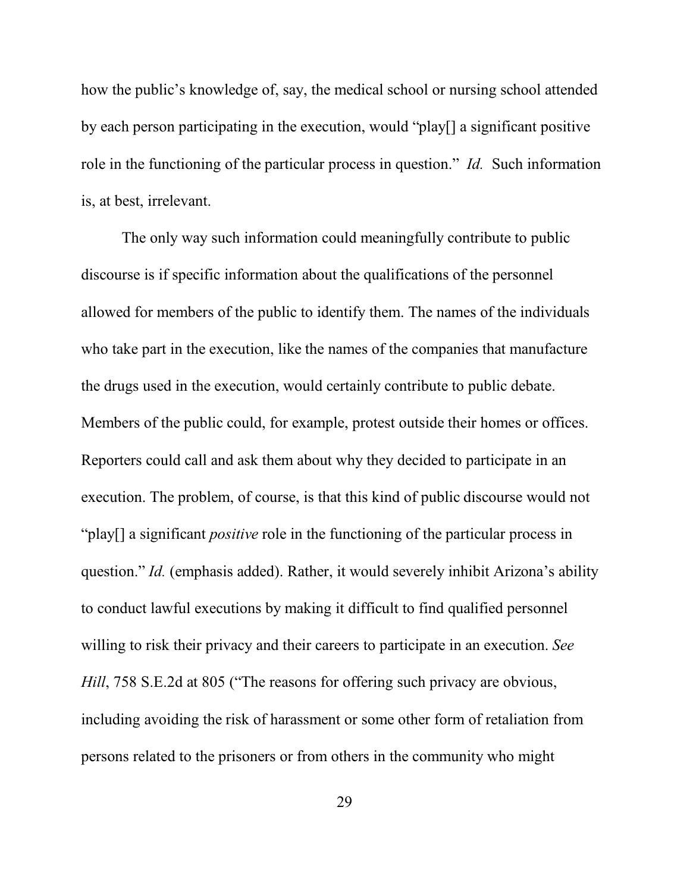how the public's knowledge of, say, the medical school or nursing school attended by each person participating in the execution, would "play[] a significant positive role in the functioning of the particular process in question." *Id.* Such information is, at best, irrelevant.

The only way such information could meaningfully contribute to public discourse is if specific information about the qualifications of the personnel allowed for members of the public to identify them. The names of the individuals who take part in the execution, like the names of the companies that manufacture the drugs used in the execution, would certainly contribute to public debate. Members of the public could, for example, protest outside their homes or offices. Reporters could call and ask them about why they decided to participate in an execution. The problem, of course, is that this kind of public discourse would not "play[] a significant *positive* role in the functioning of the particular process in question." *Id.* (emphasis added). Rather, it would severely inhibit Arizona's ability to conduct lawful executions by making it difficult to find qualified personnel willing to risk their privacy and their careers to participate in an execution. *See Hill*, 758 S.E.2d at 805 ("The reasons for offering such privacy are obvious, including avoiding the risk of harassment or some other form of retaliation from persons related to the prisoners or from others in the community who might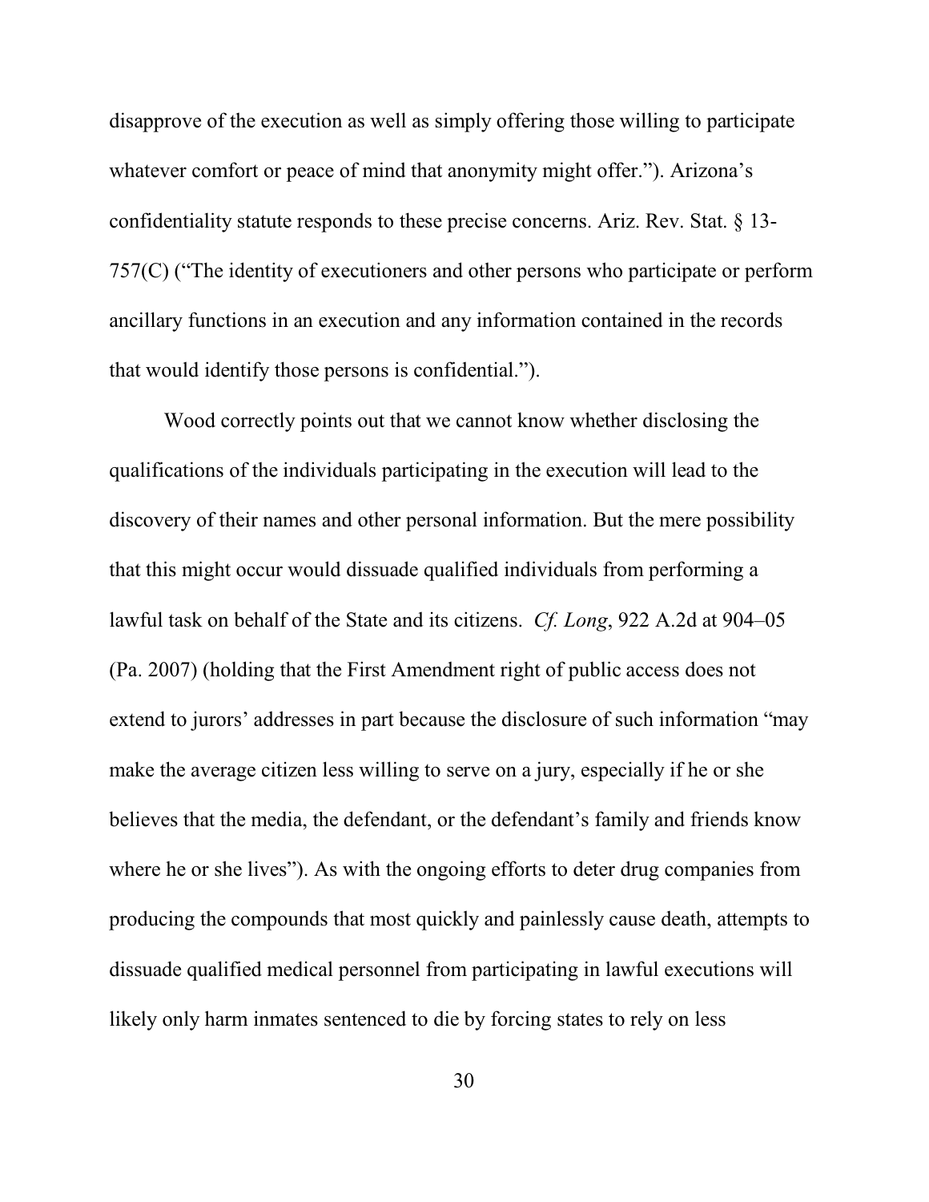disapprove of the execution as well as simply offering those willing to participate whatever comfort or peace of mind that anonymity might offer."). Arizona's confidentiality statute responds to these precise concerns. Ariz. Rev. Stat. § 13-757(C) ("The identity of executioners and other persons who participate or perform ancillary functions in an execution and any information contained in the records that would identify those persons is confidential.").

Wood correctly points out that we cannot know whether disclosing the qualifications of the individuals participating in the execution will lead to the discovery of their names and other personal information. But the mere possibility that this might occur would dissuade qualified individuals from performing a lawful task on behalf of the State and its citizens. *Cf. Long*, 922 A.2d at 904–05 (Pa. 2007) (holding that the First Amendment right of public access does not extend to jurors' addresses in part because the disclosure of such information "may make the average citizen less willing to serve on a jury, especially if he or she believes that the media, the defendant, or the defendant's family and friends know where he or she lives"). As with the ongoing efforts to deter drug companies from producing the compounds that most quickly and painlessly cause death, attempts to dissuade qualified medical personnel from participating in lawful executions will likely only harm inmates sentenced to die by forcing states to rely on less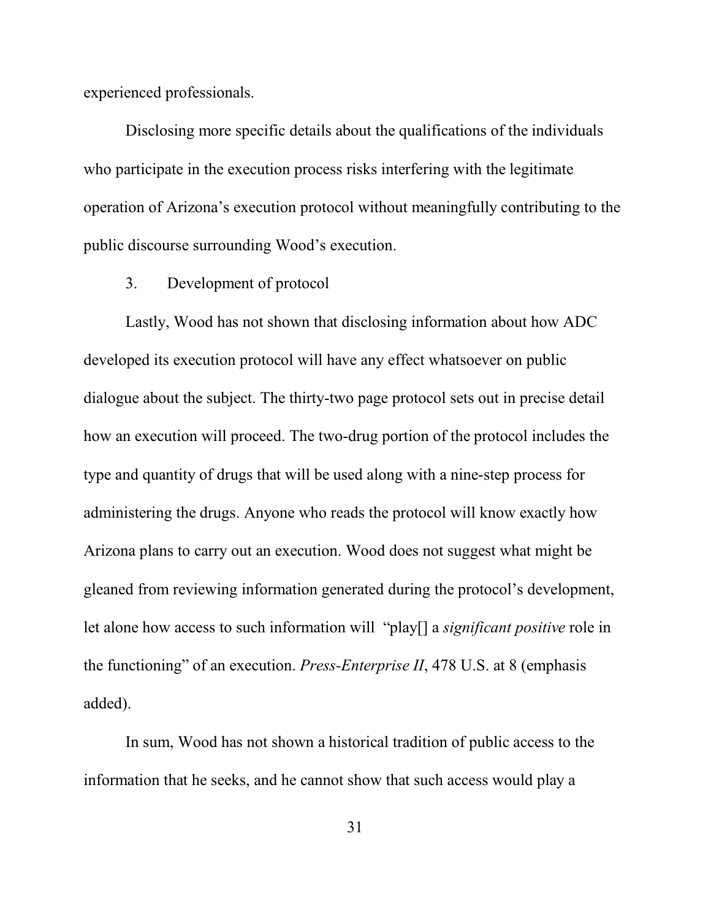experienced professionals.

Disclosing more specific details about the qualifications of the individuals who participate in the execution process risks interfering with the legitimate operation of Arizona's execution protocol without meaningfully contributing to the public discourse surrounding Wood's execution.

3. Development of protocol

Lastly, Wood has not shown that disclosing information about how ADC developed its execution protocol will have any effect whatsoever on public dialogue about the subject. The thirty-two page protocol sets out in precise detail how an execution will proceed. The two-drug portion of the protocol includes the type and quantity of drugs that will be used along with a nine-step process for administering the drugs. Anyone who reads the protocol will know exactly how Arizona plans to carry out an execution. Wood does not suggest what might be gleaned from reviewing information generated during the protocol's development, let alone how access to such information will "play[] a *significant positive* role in the functioning" of an execution. *Press-Enterprise II*, 478 U.S. at 8 (emphasis added).

In sum, Wood has not shown a historical tradition of public access to the information that he seeks, and he cannot show that such access would play a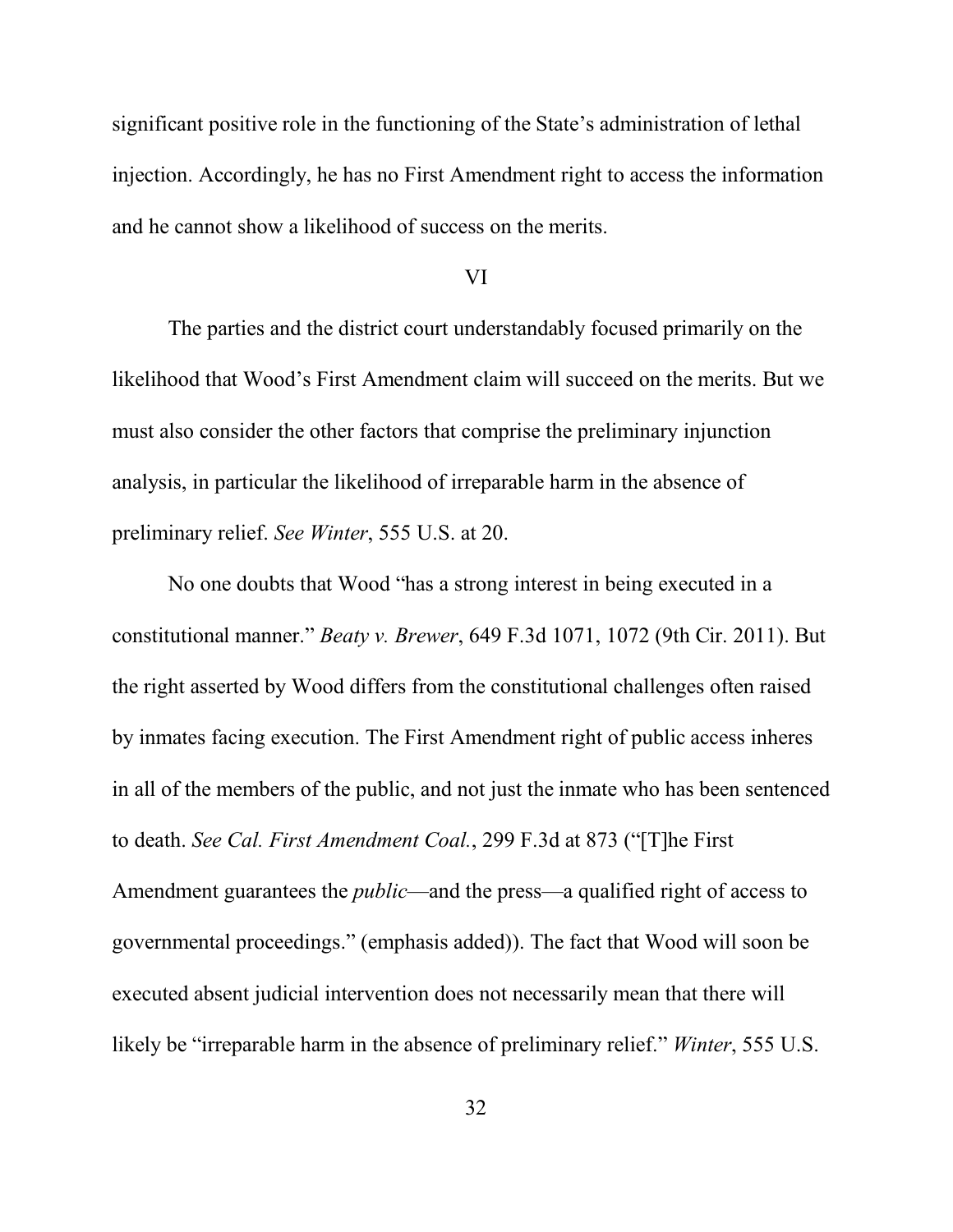significant positive role in the functioning of the State's administration of lethal injection. Accordingly, he has no First Amendment right to access the information and he cannot show a likelihood of success on the merits.

VI

The parties and the district court understandably focused primarily on the likelihood that Wood's First Amendment claim will succeed on the merits. But we must also consider the other factors that comprise the preliminary injunction analysis, in particular the likelihood of irreparable harm in the absence of preliminary relief. *See Winter*, 555 U.S. at 20.

No one doubts that Wood "has a strong interest in being executed in a constitutional manner." *Beaty v. Brewer*, 649 F.3d 1071, 1072 (9th Cir. 2011). But the right asserted by Wood differs from the constitutional challenges often raised by inmates facing execution. The First Amendment right of public access inheres in all of the members of the public, and not just the inmate who has been sentenced to death. *See Cal. First Amendment Coal.*, 299 F.3d at 873 ("[T]he First Amendment guarantees the *public*—and the press—a qualified right of access to governmental proceedings." (emphasis added)). The fact that Wood will soon be executed absent judicial intervention does not necessarily mean that there will likely be "irreparable harm in the absence of preliminary relief." *Winter*, 555 U.S.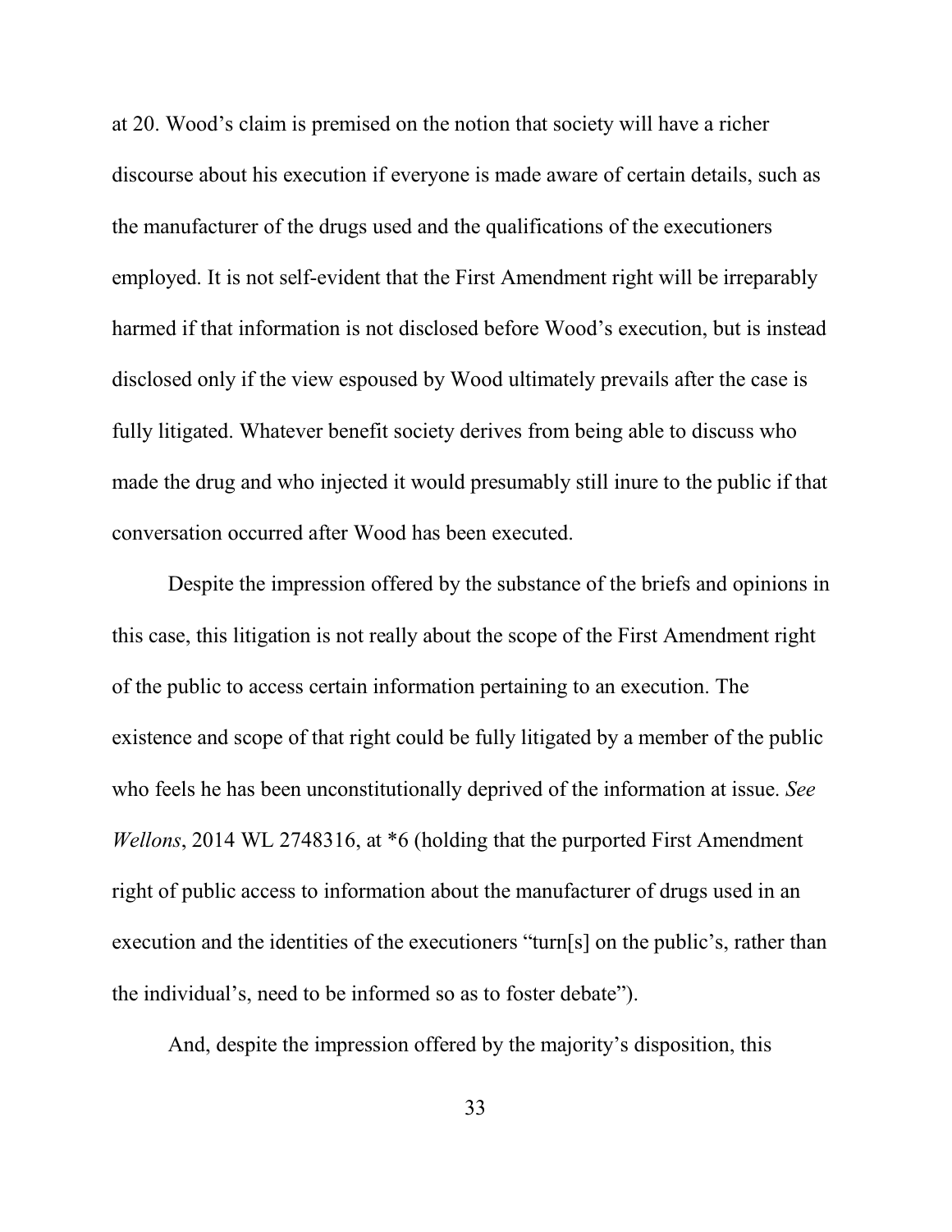at 20. Wood's claim is premised on the notion that society will have a richer discourse about his execution if everyone is made aware of certain details, such as the manufacturer of the drugs used and the qualifications of the executioners employed. It is not self-evident that the First Amendment right will be irreparably harmed if that information is not disclosed before Wood's execution, but is instead disclosed only if the view espoused by Wood ultimately prevails after the case is fully litigated. Whatever benefit society derives from being able to discuss who made the drug and who injected it would presumably still inure to the public if that conversation occurred after Wood has been executed.

Despite the impression offered by the substance of the briefs and opinions in this case, this litigation is not really about the scope of the First Amendment right of the public to access certain information pertaining to an execution. The existence and scope of that right could be fully litigated by a member of the public who feels he has been unconstitutionally deprived of the information at issue. *See Wellons*, 2014 WL 2748316, at *6 (holding that the purported First Amendment right of public access to information about the manufacturer of drugs used in an execution and the identities of the executioners "turn[s] on the public's, rather than the individual's, need to be informed so as to foster debate").

And, despite the impression offered by the majority's disposition, this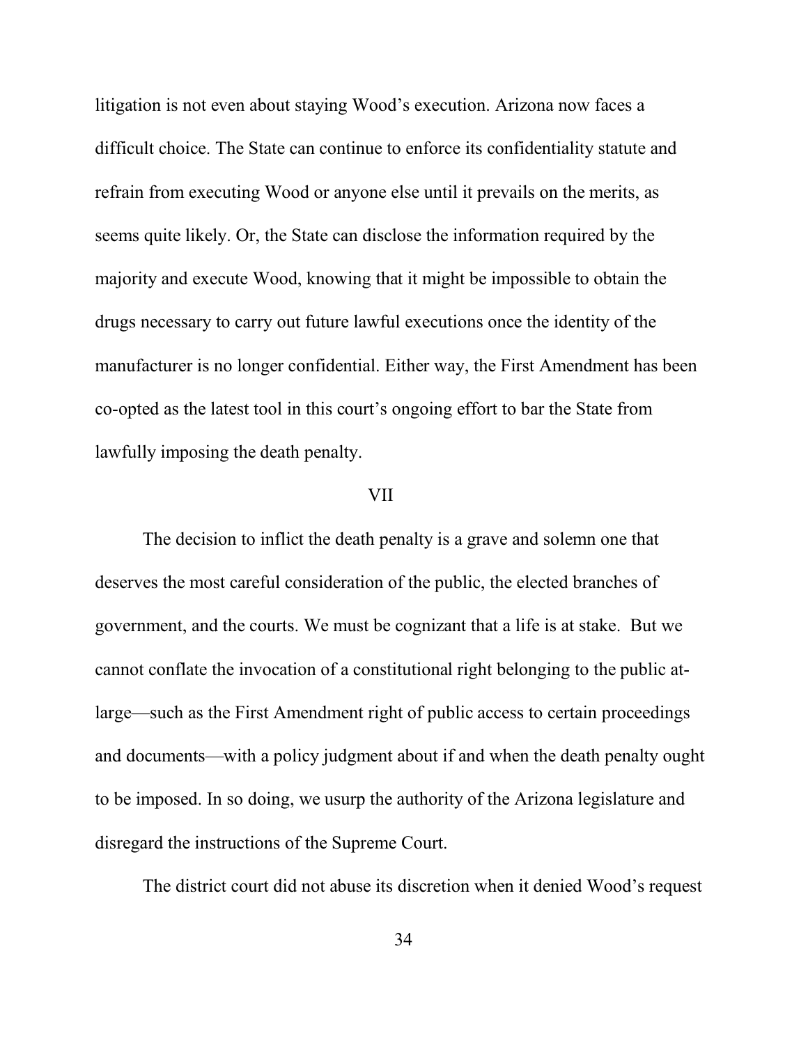litigation is not even about staying Wood's execution. Arizona now faces a difficult choice. The State can continue to enforce its confidentiality statute and refrain from executing Wood or anyone else until it prevails on the merits, as seems quite likely. Or, the State can disclose the information required by the majority and execute Wood, knowing that it might be impossible to obtain the drugs necessary to carry out future lawful executions once the identity of the manufacturer is no longer confidential. Either way, the First Amendment has been co-opted as the latest tool in this court's ongoing effort to bar the State from lawfully imposing the death penalty.

## VII

The decision to inflict the death penalty is a grave and solemn one that deserves the most careful consideration of the public, the elected branches of government, and the courts. We must be cognizant that a life is at stake. But we cannot conflate the invocation of a constitutional right belonging to the public at-large—such as the First Amendment right of public access to certain proceedings and documents—with a policy judgment about if and when the death penalty ought to be imposed. In so doing, we usurp the authority of the Arizona legislature and disregard the instructions of the Supreme Court.

The district court did not abuse its discretion when it denied Wood's request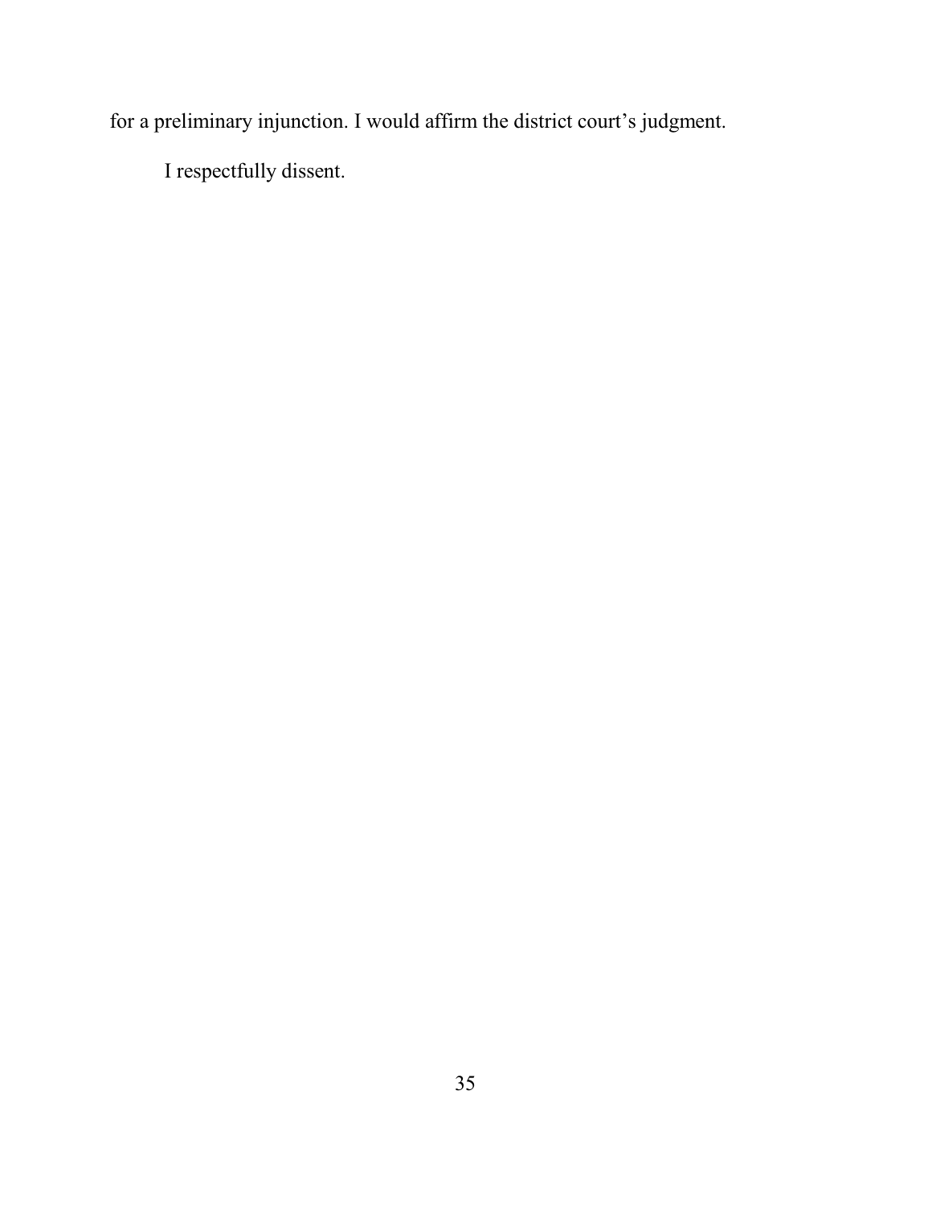for a preliminary injunction. I would affirm the district court's judgment.

I respectfully dissent.